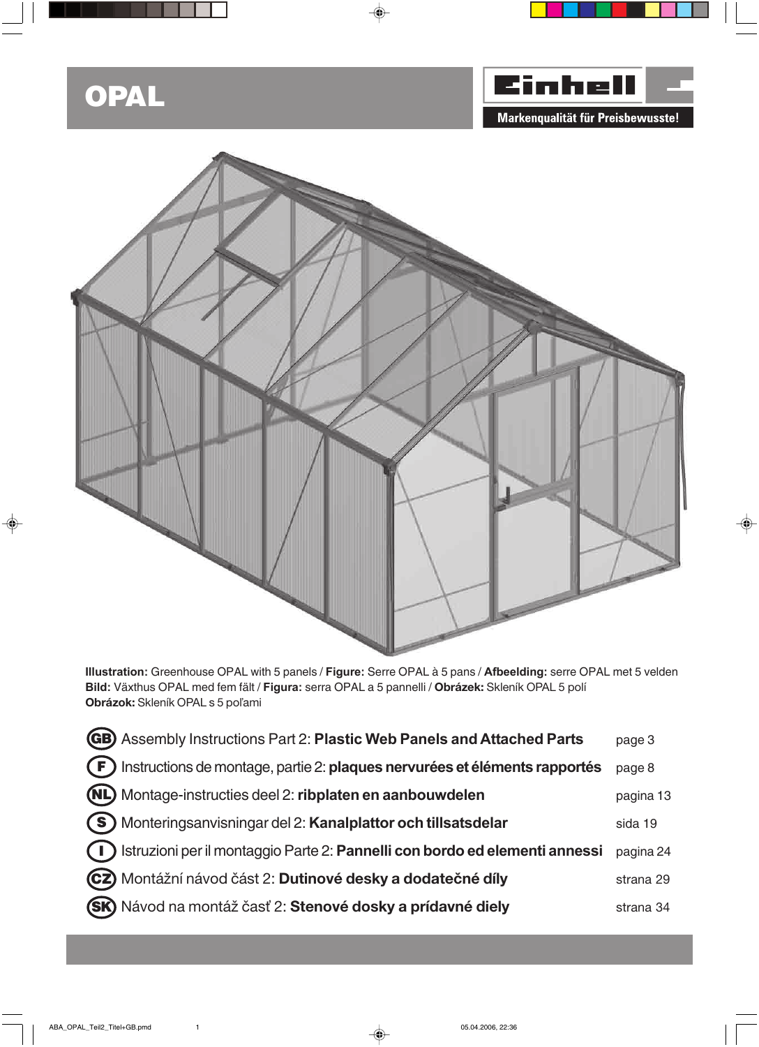# OPAL

Einhell

Markenqualität für Preisbewusste!

**Illustration:** Greenhouse OPAL with 5 panels / **Figure:** Serre OPAL à 5 pans / **Afbeelding:** serre OPAL met 5 velden
**Bild:** Växthus OPAL med fem fält / **Figura:** serra OPAL a 5 pannelli / **Obrázek:** Skleník OPAL 5 polí
**Obrázok:** Skleník OPAL s 5 poľami

| | | |
|---|---|---|
| GB | Assembly Instructions Part 2: **Plastic Web Panels and Attached Parts** | page 3 |
| F | Instructions de montage, partie 2: **plaques nervurées et éléments rapportés** | page 8 |
| NL | Montage-instructies deel 2: **ribplaten en aanbouwdelen** | pagina 13 |
| S | Monteringsanvisningar del 2: **Kanalplattor och tillsatsdelar** | sida 19 |
| I | Istruzioni per il montaggio Parte 2: **Pannelli con bordo ed elementi annessi** | pagina 24 |
| CZ | Montážní návod část 2: **Dutinové desky a dodatečné díly** | strana 29 |
| SK | Návod na montáž časť 2: **Stenové dosky a prídavné diely** | strana 34 |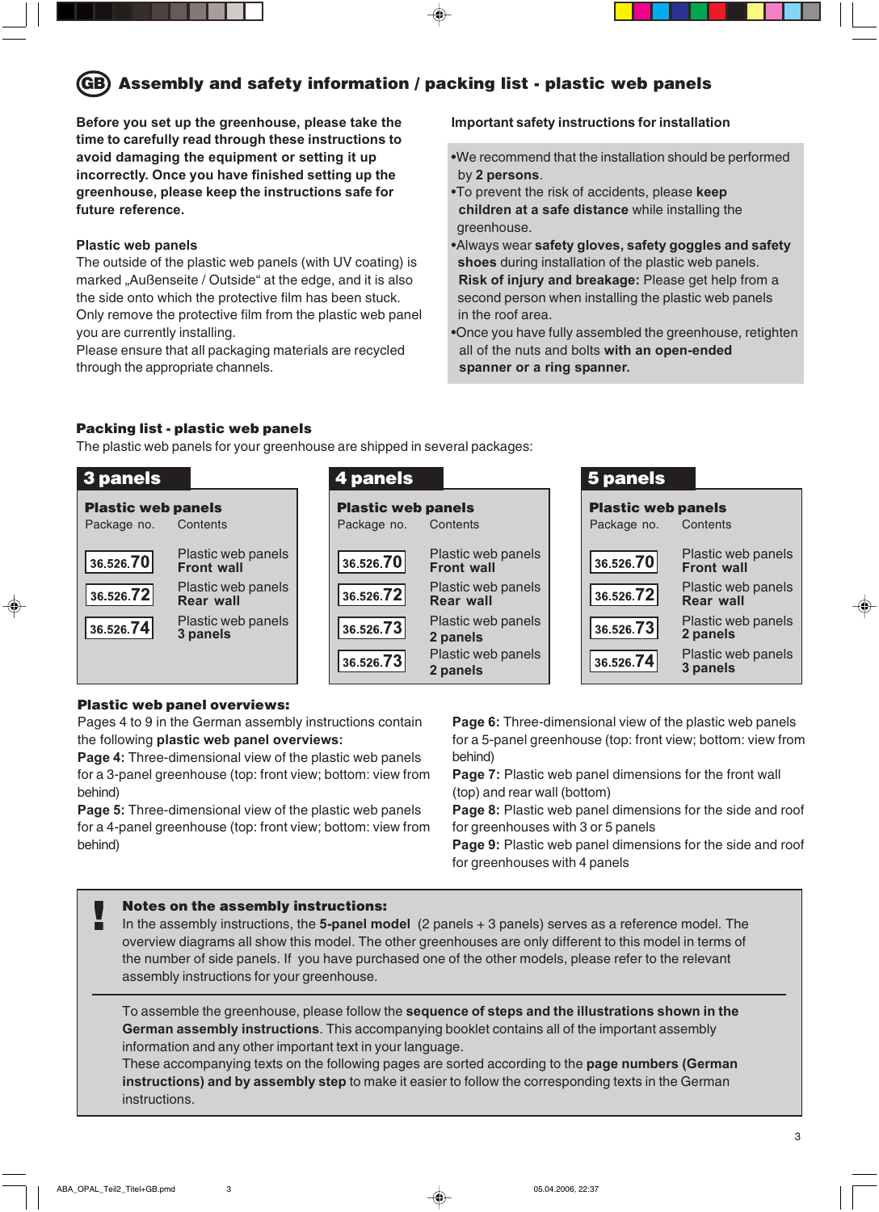# GB Assembly and safety information / packing list - plastic web panels

**Before you set up the greenhouse, please take the time to carefully read through these instructions to avoid damaging the equipment or setting it up incorrectly. Once you have finished setting up the greenhouse, please keep the instructions safe for future reference.**

**Plastic web panels**

The outside of the plastic web panels (with UV coating) is marked „Außenseite / Outside" at the edge, and it is also the side onto which the protective film has been stuck. Only remove the protective film from the plastic web panel you are currently installing.

Please ensure that all packaging materials are recycled through the appropriate channels.

**Important safety instructions for installation**

- We recommend that the installation should be performed by **2 persons**.
- To prevent the risk of accidents, please **keep children at a safe distance** while installing the greenhouse.
- Always wear **safety gloves, safety goggles and safety shoes** during installation of the plastic web panels. **Risk of injury and breakage:** Please get help from a second person when installing the plastic web panels in the roof area.
- Once you have fully assembled the greenhouse, retighten all of the nuts and bolts **with an open-ended spanner or a ring spanner.**

**Packing list - plastic web panels**

The plastic web panels for your greenhouse are shipped in several packages:

**3 panels**

**Plastic web panels**

| Package no. | Contents |
|---|---|
| 36.526.70 | Plastic web panels **Front wall** |
| 36.526.72 | Plastic web panels **Rear wall** |
| 36.526.74 | Plastic web panels **3 panels** |

**4 panels**

**Plastic web panels**

| Package no. | Contents |
|---|---|
| 36.526.70 | Plastic web panels **Front wall** |
| 36.526.72 | Plastic web panels **Rear wall** |
| 36.526.73 | Plastic web panels **2 panels** |
| 36.526.73 | Plastic web panels **2 panels** |

**5 panels**

**Plastic web panels**

| Package no. | Contents |
|---|---|
| 36.526.70 | Plastic web panels **Front wall** |
| 36.526.72 | Plastic web panels **Rear wall** |
| 36.526.73 | Plastic web panels **2 panels** |
| 36.526.74 | Plastic web panels **3 panels** |

**Plastic web panel overviews:**

Pages 4 to 9 in the German assembly instructions contain the following **plastic web panel overviews:**

**Page 4:** Three-dimensional view of the plastic web panels for a 3-panel greenhouse (top: front view; bottom: view from behind)

**Page 5:** Three-dimensional view of the plastic web panels for a 4-panel greenhouse (top: front view; bottom: view from behind)

**Page 6:** Three-dimensional view of the plastic web panels for a 5-panel greenhouse (top: front view; bottom: view from behind)

**Page 7:** Plastic web panel dimensions for the front wall (top) and rear wall (bottom)

**Page 8:** Plastic web panel dimensions for the side and roof for greenhouses with 3 or 5 panels

**Page 9:** Plastic web panel dimensions for the side and roof for greenhouses with 4 panels

**!** **Notes on the assembly instructions:**

In the assembly instructions, the **5-panel model** (2 panels + 3 panels) serves as a reference model. The overview diagrams all show this model. The other greenhouses are only different to this model in terms of the number of side panels. If you have purchased one of the other models, please refer to the relevant assembly instructions for your greenhouse.

To assemble the greenhouse, please follow the **sequence of steps and the illustrations shown in the German assembly instructions**. This accompanying booklet contains all of the important assembly information and any other important text in your language.

These accompanying texts on the following pages are sorted according to the **page numbers (German instructions) and by assembly step** to make it easier to follow the corresponding texts in the German instructions.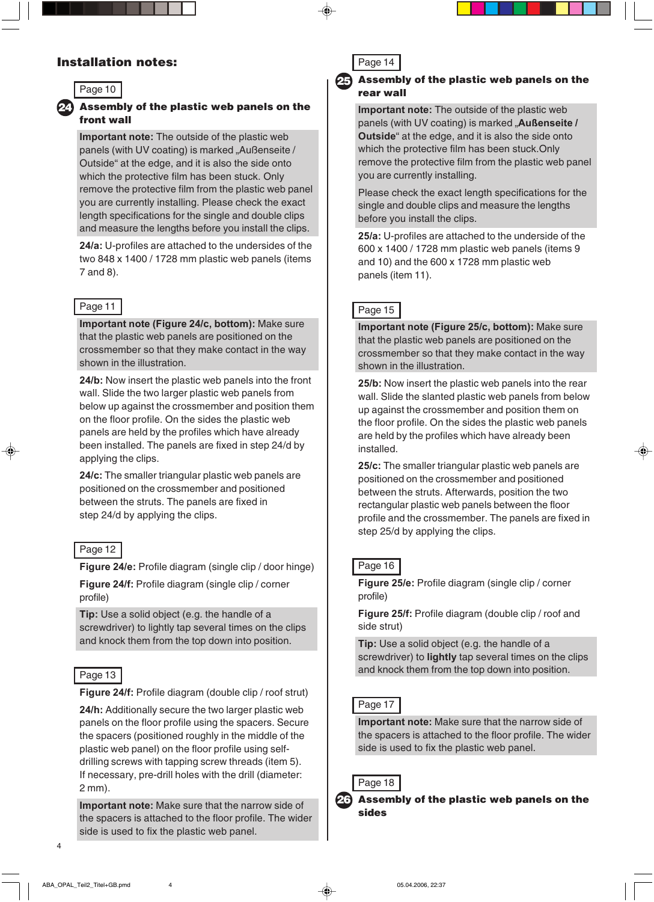# Installation notes:

Page 10

## 24 Assembly of the plastic web panels on the front wall

**Important note:** The outside of the plastic web panels (with UV coating) is marked „Außenseite / Outside" at the edge, and it is also the side onto which the protective film has been stuck. Only remove the protective film from the plastic web panel you are currently installing. Please check the exact length specifications for the single and double clips and measure the lengths before you install the clips.

**24/a:** U-profiles are attached to the undersides of the two 848 x 1400 / 1728 mm plastic web panels (items 7 and 8).

Page 11

**Important note (Figure 24/c, bottom):** Make sure that the plastic web panels are positioned on the crossmember so that they make contact in the way shown in the illustration.

**24/b:** Now insert the plastic web panels into the front wall. Slide the two larger plastic web panels from below up against the crossmember and position them on the floor profile. On the sides the plastic web panels are held by the profiles which have already been installed. The panels are fixed in step 24/d by applying the clips.

**24/c:** The smaller triangular plastic web panels are positioned on the crossmember and positioned between the struts. The panels are fixed in step 24/d by applying the clips.

Page 12

**Figure 24/e:** Profile diagram (single clip / door hinge)

**Figure 24/f:** Profile diagram (single clip / corner profile)

**Tip:** Use a solid object (e.g. the handle of a screwdriver) to lightly tap several times on the clips and knock them from the top down into position.

Page 13

**Figure 24/f:** Profile diagram (double clip / roof strut)

**24/h:** Additionally secure the two larger plastic web panels on the floor profile using the spacers. Secure the spacers (positioned roughly in the middle of the plastic web panel) on the floor profile using self-drilling screws with tapping screw threads (item 5). If necessary, pre-drill holes with the drill (diameter: 2 mm).

**Important note:** Make sure that the narrow side of the spacers is attached to the floor profile. The wider side is used to fix the plastic web panel.

Page 14

## 25 Assembly of the plastic web panels on the rear wall

**Important note:** The outside of the plastic web panels (with UV coating) is marked **„Außenseite / Outside**" at the edge, and it is also the side onto which the protective film has been stuck.Only remove the protective film from the plastic web panel you are currently installing.

Please check the exact length specifications for the single and double clips and measure the lengths before you install the clips.

**25/a:** U-profiles are attached to the underside of the 600 x 1400 / 1728 mm plastic web panels (items 9 and 10) and the 600 x 1728 mm plastic web panels (item 11).

Page 15

**Important note (Figure 25/c, bottom):** Make sure that the plastic web panels are positioned on the crossmember so that they make contact in the way shown in the illustration.

**25/b:** Now insert the plastic web panels into the rear wall. Slide the slanted plastic web panels from below up against the crossmember and position them on the floor profile. On the sides the plastic web panels are held by the profiles which have already been installed.

**25/c:** The smaller triangular plastic web panels are positioned on the crossmember and positioned between the struts. Afterwards, position the two rectangular plastic web panels between the floor profile and the crossmember. The panels are fixed in step 25/d by applying the clips.

Page 16

**Figure 25/e:** Profile diagram (single clip / corner profile)

**Figure 25/f:** Profile diagram (double clip / roof and side strut)

**Tip:** Use a solid object (e.g. the handle of a screwdriver) to **lightly** tap several times on the clips and knock them from the top down into position.

Page 17

**Important note:** Make sure that the narrow side of the spacers is attached to the floor profile. The wider side is used to fix the plastic web panel.

Page 18

## 26 Assembly of the plastic web panels on the sides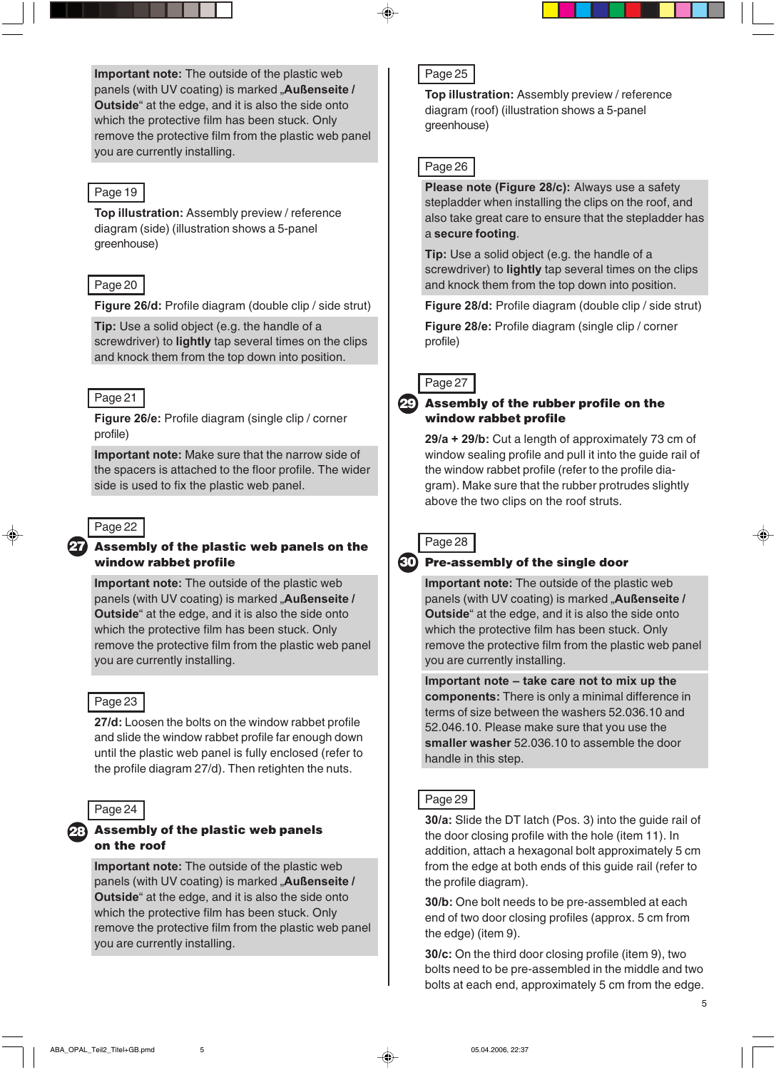**Important note:** The outside of the plastic web panels (with UV coating) is marked „**Außenseite / Outside**“ at the edge, and it is also the side onto which the protective film has been stuck. Only remove the protective film from the plastic web panel you are currently installing.

Page 19

**Top illustration:** Assembly preview / reference diagram (side) (illustration shows a 5-panel greenhouse)

Page 20

**Figure 26/d:** Profile diagram (double clip / side strut)

**Tip:** Use a solid object (e.g. the handle of a screwdriver) to **lightly** tap several times on the clips and knock them from the top down into position.

Page 21

**Figure 26/e:** Profile diagram (single clip / corner profile)

**Important note:** Make sure that the narrow side of the spacers is attached to the floor profile. The wider side is used to fix the plastic web panel.

Page 22

## 27 Assembly of the plastic web panels on the window rabbet profile

**Important note:** The outside of the plastic web panels (with UV coating) is marked „**Außenseite / Outside**“ at the edge, and it is also the side onto which the protective film has been stuck. Only remove the protective film from the plastic web panel you are currently installing.

Page 23

**27/d:** Loosen the bolts on the window rabbet profile and slide the window rabbet profile far enough down until the plastic web panel is fully enclosed (refer to the profile diagram 27/d). Then retighten the nuts.

Page 24

## 28 Assembly of the plastic web panels on the roof

**Important note:** The outside of the plastic web panels (with UV coating) is marked „**Außenseite / Outside**“ at the edge, and it is also the side onto which the protective film has been stuck. Only remove the protective film from the plastic web panel you are currently installing.

Page 25

**Top illustration:** Assembly preview / reference diagram (roof) (illustration shows a 5-panel greenhouse)

Page 26

**Please note (Figure 28/c):** Always use a safety stepladder when installing the clips on the roof, and also take great care to ensure that the stepladder has a **secure footing**.

**Tip:** Use a solid object (e.g. the handle of a screwdriver) to **lightly** tap several times on the clips and knock them from the top down into position.

**Figure 28/d:** Profile diagram (double clip / side strut)

**Figure 28/e:** Profile diagram (single clip / corner profile)

Page 27

## 29 Assembly of the rubber profile on the window rabbet profile

**29/a + 29/b:** Cut a length of approximately 73 cm of window sealing profile and pull it into the guide rail of the window rabbet profile (refer to the profile diagram). Make sure that the rubber protrudes slightly above the two clips on the roof struts.

Page 28

## 30 Pre-assembly of the single door

**Important note:** The outside of the plastic web panels (with UV coating) is marked „**Außenseite / Outside**“ at the edge, and it is also the side onto which the protective film has been stuck. Only remove the protective film from the plastic web panel you are currently installing.

**Important note – take care not to mix up the components:** There is only a minimal difference in terms of size between the washers 52.036.10 and 52.046.10. Please make sure that you use the **smaller washer** 52.036.10 to assemble the door handle in this step.

Page 29

**30/a:** Slide the DT latch (Pos. 3) into the guide rail of the door closing profile with the hole (item 11). In addition, attach a hexagonal bolt approximately 5 cm from the edge at both ends of this guide rail (refer to the profile diagram).

**30/b:** One bolt needs to be pre-assembled at each end of two door closing profiles (approx. 5 cm from the edge) (item 9).

**30/c:** On the third door closing profile (item 9), two bolts need to be pre-assembled in the middle and two bolts at each end, approximately 5 cm from the edge.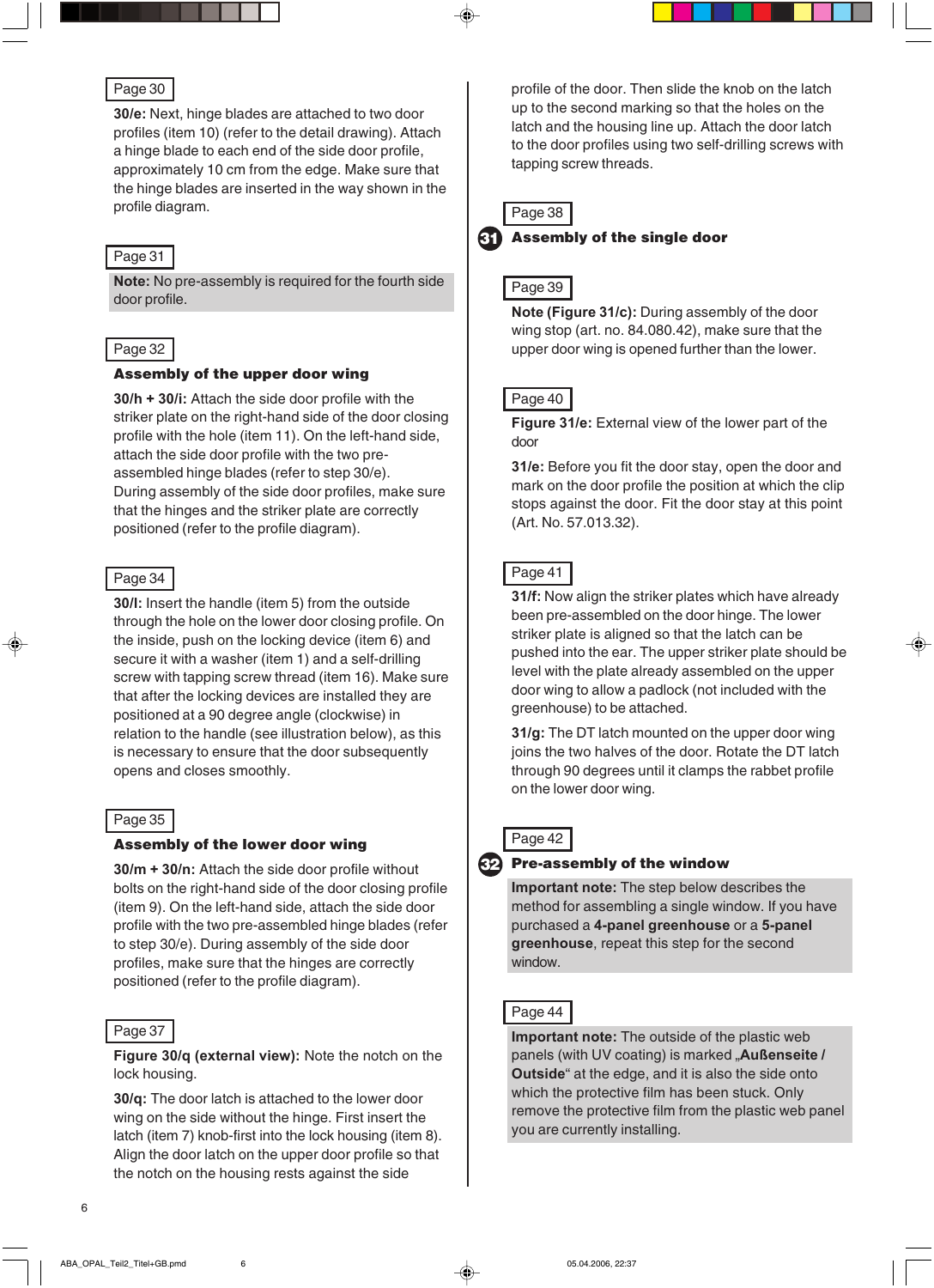Page 30

**30/e:** Next, hinge blades are attached to two door profiles (item 10) (refer to the detail drawing). Attach a hinge blade to each end of the side door profile, approximately 10 cm from the edge. Make sure that the hinge blades are inserted in the way shown in the profile diagram.

Page 31

**Note:** No pre-assembly is required for the fourth side door profile.

Page 32

**Assembly of the upper door wing**

**30/h + 30/i:** Attach the side door profile with the striker plate on the right-hand side of the door closing profile with the hole (item 11). On the left-hand side, attach the side door profile with the two pre-assembled hinge blades (refer to step 30/e). During assembly of the side door profiles, make sure that the hinges and the striker plate are correctly positioned (refer to the profile diagram).

Page 34

**30/l:** Insert the handle (item 5) from the outside through the hole on the lower door closing profile. On the inside, push on the locking device (item 6) and secure it with a washer (item 1) and a self-drilling screw with tapping screw thread (item 16). Make sure that after the locking devices are installed they are positioned at a 90 degree angle (clockwise) in relation to the handle (see illustration below), as this is necessary to ensure that the door subsequently opens and closes smoothly.

Page 35

**Assembly of the lower door wing**

**30/m + 30/n:** Attach the side door profile without bolts on the right-hand side of the door closing profile (item 9). On the left-hand side, attach the side door profile with the two pre-assembled hinge blades (refer to step 30/e). During assembly of the side door profiles, make sure that the hinges are correctly positioned (refer to the profile diagram).

Page 37

**Figure 30/q (external view):** Note the notch on the lock housing.

**30/q:** The door latch is attached to the lower door wing on the side without the hinge. First insert the latch (item 7) knob-first into the lock housing (item 8). Align the door latch on the upper door profile so that the notch on the housing rests against the side profile of the door. Then slide the knob on the latch up to the second marking so that the holes on the latch and the housing line up. Attach the door latch to the door profiles using two self-drilling screws with tapping screw threads.

Page 38

## 31 Assembly of the single door

Page 39

**Note (Figure 31/c):** During assembly of the door wing stop (art. no. 84.080.42), make sure that the upper door wing is opened further than the lower.

Page 40

**Figure 31/e:** External view of the lower part of the door

**31/e:** Before you fit the door stay, open the door and mark on the door profile the position at which the clip stops against the door. Fit the door stay at this point (Art. No. 57.013.32).

Page 41

**31/f:** Now align the striker plates which have already been pre-assembled on the door hinge. The lower striker plate is aligned so that the latch can be pushed into the ear. The upper striker plate should be level with the plate already assembled on the upper door wing to allow a padlock (not included with the greenhouse) to be attached.

**31/g:** The DT latch mounted on the upper door wing joins the two halves of the door. Rotate the DT latch through 90 degrees until it clamps the rabbet profile on the lower door wing.

Page 42

## 32 Pre-assembly of the window

**Important note:** The step below describes the method for assembling a single window. If you have purchased a **4-panel greenhouse** or a **5-panel greenhouse**, repeat this step for the second window.

Page 44

**Important note:** The outside of the plastic web panels (with UV coating) is marked „**Außenseite / Outside**“ at the edge, and it is also the side onto which the protective film has been stuck. Only remove the protective film from the plastic web panel you are currently installing.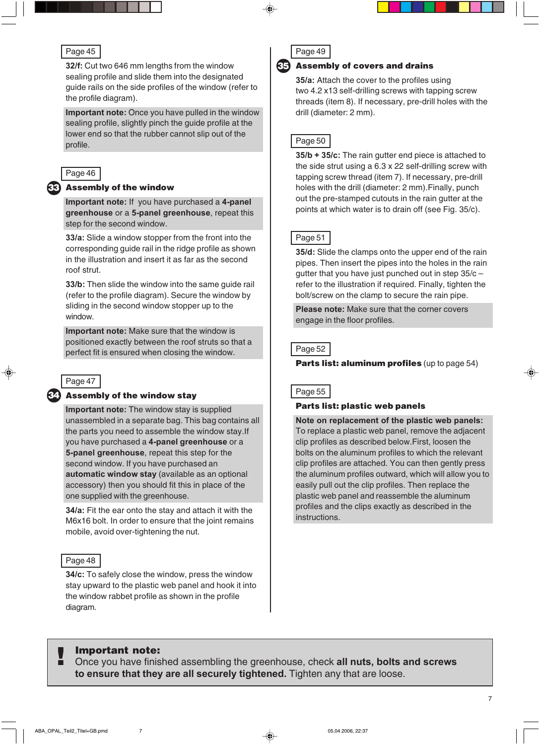Page 45

**32/f:** Cut two 646 mm lengths from the window sealing profile and slide them into the designated guide rails on the side profiles of the window (refer to the profile diagram).

**Important note:** Once you have pulled in the window sealing profile, slightly pinch the guide profile at the lower end so that the rubber cannot slip out of the profile.

Page 46

## 33 Assembly of the window

**Important note:** If you have purchased a **4-panel greenhouse** or a **5-panel greenhouse**, repeat this step for the second window.

**33/a:** Slide a window stopper from the front into the corresponding guide rail in the ridge profile as shown in the illustration and insert it as far as the second roof strut.

**33/b:** Then slide the window into the same guide rail (refer to the profile diagram). Secure the window by sliding in the second window stopper up to the window.

**Important note:** Make sure that the window is positioned exactly between the roof struts so that a perfect fit is ensured when closing the window.

Page 47

## 34 Assembly of the window stay

**Important note:** The window stay is supplied unassembled in a separate bag. This bag contains all the parts you need to assemble the window stay.If you have purchased a **4-panel greenhouse** or a **5-panel greenhouse**, repeat this step for the second window. If you have purchased an **automatic window stay** (available as an optional accessory) then you should fit this in place of the one supplied with the greenhouse.

**34/a:** Fit the ear onto the stay and attach it with the M6x16 bolt. In order to ensure that the joint remains mobile, avoid over-tightening the nut.

Page 48

**34/c:** To safely close the window, press the window stay upward to the plastic web panel and hook it into the window rabbet profile as shown in the profile diagram.

Page 49

## 35 Assembly of covers and drains

**35/a:** Attach the cover to the profiles using two 4.2 x13 self-drilling screws with tapping screw threads (item 8). If necessary, pre-drill holes with the drill (diameter: 2 mm).

Page 50

**35/b + 35/c:** The rain gutter end piece is attached to the side strut using a 6.3 x 22 self-drilling screw with tapping screw thread (item 7). If necessary, pre-drill holes with the drill (diameter: 2 mm).Finally, punch out the pre-stamped cutouts in the rain gutter at the points at which water is to drain off (see Fig. 35/c).

Page 51

**35/d:** Slide the clamps onto the upper end of the rain pipes. Then insert the pipes into the holes in the rain gutter that you have just punched out in step 35/c – refer to the illustration if required. Finally, tighten the bolt/screw on the clamp to secure the rain pipe.

**Please note:** Make sure that the corner covers engage in the floor profiles.

Page 52

**Parts list: aluminum profiles** (up to page 54)

Page 55

**Parts list: plastic web panels**

**Note on replacement of the plastic web panels:** To replace a plastic web panel, remove the adjacent clip profiles as described below.First, loosen the bolts on the aluminum profiles to which the relevant clip profiles are attached. You can then gently press the aluminum profiles outward, which will allow you to easily pull out the clip profiles. Then replace the plastic web panel and reassemble the aluminum profiles and the clips exactly as described in the instructions.

**! Important note:**
Once you have finished assembling the greenhouse, check **all nuts, bolts and screws to ensure that they are all securely tightened.** Tighten any that are loose.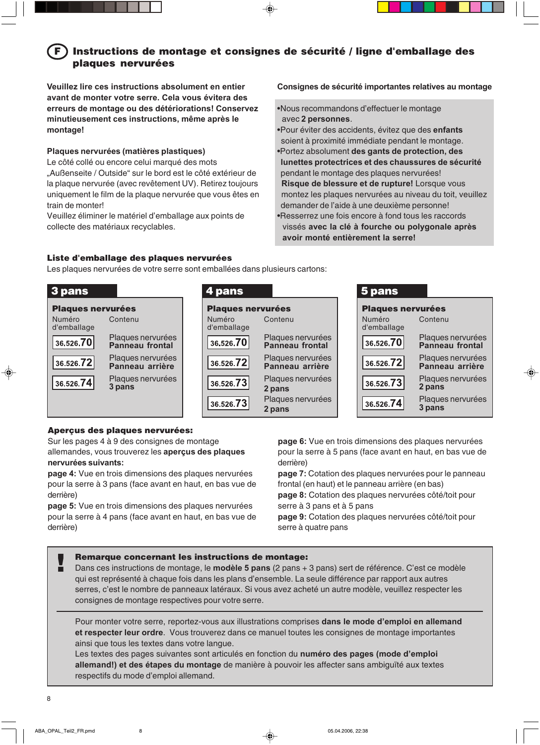# F Instructions de montage et consignes de sécurité / ligne d'emballage des plaques nervurées

**Veuillez lire ces instructions absolument en entier avant de monter votre serre. Cela vous évitera des erreurs de montage ou des détériorations! Conservez minutieusement ces instructions, même après le montage!**

**Plaques nervurées (matières plastiques)**
Le côté collé ou encore celui marqué des mots „Außenseite / Outside“ sur le bord est le côté extérieur de la plaque nervurée (avec revêtement UV). Retirez toujours uniquement le film de la plaque nervurée que vous êtes en train de monter!
Veuillez éliminer le matériel d’emballage aux points de collecte des matériaux recyclables.

**Consignes de sécurité importantes relatives au montage**

- Nous recommandons d’effectuer le montage avec **2 personnes**.
- Pour éviter des accidents, évitez que des **enfants** soient à proximité immédiate pendant le montage.
- Portez absolument **des gants de protection, des lunettes protectrices et des chaussures de sécurité** pendant le montage des plaques nervurées! **Risque de blessure et de rupture!** Lorsque vous montez les plaques nervurées au niveau du toit, veuillez demander de l’aide à une deuxième personne!
- Resserrez une fois encore à fond tous les raccords vissés **avec la clé à fourche ou polygonale après avoir monté entièrement la serre!**

## Liste d'emballage des plaques nervurées

Les plaques nervurées de votre serre sont emballées dans plusieurs cartons:

### 3 pans

**Plaques nervurées**

| Numéro d'emballage | Contenu |
|---|---|
| 36.526.70 | Plaques nervurées **Panneau frontal** |
| 36.526.72 | Plaques nervurées **Panneau arrière** |
| 36.526.74 | Plaques nervurées **3 pans** |

### 4 pans

**Plaques nervurées**

| Numéro d'emballage | Contenu |
|---|---|
| 36.526.70 | Plaques nervurées **Panneau frontal** |
| 36.526.72 | Plaques nervurées **Panneau arrière** |
| 36.526.73 | Plaques nervurées **2 pans** |
| 36.526.73 | Plaques nervurées **2 pans** |

### 5 pans

**Plaques nervurées**

| Numéro d'emballage | Contenu |
|---|---|
| 36.526.70 | Plaques nervurées **Panneau frontal** |
| 36.526.72 | Plaques nervurées **Panneau arrière** |
| 36.526.73 | Plaques nervurées **2 pans** |
| 36.526.74 | Plaques nervurées **3 pans** |

**Aperçus des plaques nervurées:**
Sur les pages 4 à 9 des consignes de montage allemandes, vous trouverez les **aperçus des plaques nervurées suivants:**
**page 4:** Vue en trois dimensions des plaques nervurées pour la serre à 3 pans (face avant en haut, en bas vue de derrière)
**page 5:** Vue en trois dimensions des plaques nervurées pour la serre à 4 pans (face avant en haut, en bas vue de derrière)
**page 6:** Vue en trois dimensions des plaques nervurées pour la serre à 5 pans (face avant en haut, en bas vue de derrière)
**page 7:** Cotation des plaques nervurées pour le panneau frontal (en haut) et le panneau arrière (en bas)
**page 8:** Cotation des plaques nervurées côté/toit pour serre à 3 pans et à 5 pans
**page 9:** Cotation des plaques nervurées côté/toit pour serre à quatre pans

**! Remarque concernant les instructions de montage:**
Dans ces instructions de montage, le **modèle 5 pans** (2 pans + 3 pans) sert de référence. C’est ce modèle qui est représenté à chaque fois dans les plans d’ensemble. La seule différence par rapport aux autres serres, c’est le nombre de panneaux latéraux. Si vous avez acheté un autre modèle, veuillez respecter les consignes de montage respectives pour votre serre.

---

Pour monter votre serre, reportez-vous aux illustrations comprises **dans le mode d’emploi en allemand et respecter leur ordre**. Vous trouverez dans ce manuel toutes les consignes de montage importantes ainsi que tous les textes dans votre langue.
Les textes des pages suivantes sont articulés en fonction du **numéro des pages (mode d’emploi allemand!) et des étapes du montage** de manière à pouvoir les affecter sans ambiguïté aux textes respectifs du mode d’emploi allemand.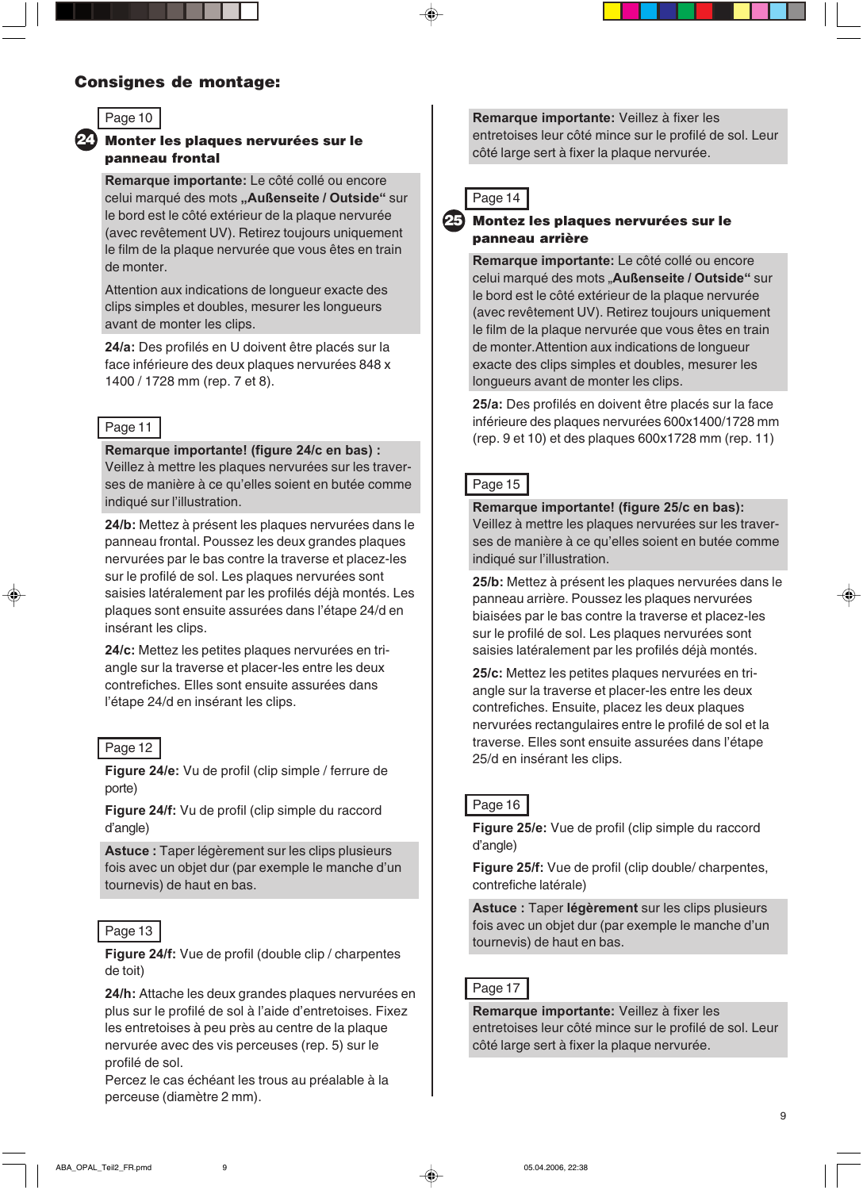## Consignes de montage:

Page 10

### 24 Monter les plaques nervurées sur le panneau frontal

**Remarque importante:** Le côté collé ou encore celui marqué des mots **„Außenseite / Outside“** sur le bord est le côté extérieur de la plaque nervurée (avec revêtement UV). Retirez toujours uniquement le film de la plaque nervurée que vous êtes en train de monter.

Attention aux indications de longueur exacte des clips simples et doubles, mesurer les longueurs avant de monter les clips.

**24/a:** Des profilés en U doivent être placés sur la face inférieure des deux plaques nervurées 848 x 1400 / 1728 mm (rep. 7 et 8).

Page 11

**Remarque importante! (figure 24/c en bas) :** Veillez à mettre les plaques nervurées sur les traverses de manière à ce qu’elles soient en butée comme indiqué sur l’illustration.

**24/b:** Mettez à présent les plaques nervurées dans le panneau frontal. Poussez les deux grandes plaques nervurées par le bas contre la traverse et placez-les sur le profilé de sol. Les plaques nervurées sont saisies latéralement par les profilés déjà montés. Les plaques sont ensuite assurées dans l’étape 24/d en insérant les clips.

**24/c:** Mettez les petites plaques nervurées en triangle sur la traverse et placer-les entre les deux contrefiches. Elles sont ensuite assurées dans l’étape 24/d en insérant les clips.

Page 12

**Figure 24/e:** Vu de profil (clip simple / ferrure de porte)

**Figure 24/f:** Vu de profil (clip simple du raccord d’angle)

**Astuce :** Taper légèrement sur les clips plusieurs fois avec un objet dur (par exemple le manche d’un tournevis) de haut en bas.

Page 13

**Figure 24/f:** Vue de profil (double clip / charpentes de toit)

**24/h:** Attache les deux grandes plaques nervurées en plus sur le profilé de sol à l’aide d’entretoises. Fixez les entretoises à peu près au centre de la plaque nervurée avec des vis perceuses (rep. 5) sur le profilé de sol.
Percez le cas échéant les trous au préalable à la perceuse (diamètre 2 mm).

**Remarque importante:** Veillez à fixer les entretoises leur côté mince sur le profilé de sol. Leur côté large sert à fixer la plaque nervurée.

Page 14

### 25 Montez les plaques nervurées sur le panneau arrière

**Remarque importante:** Le côté collé ou encore celui marqué des mots „**Außenseite / Outside“** sur le bord est le côté extérieur de la plaque nervurée (avec revêtement UV). Retirez toujours uniquement le film de la plaque nervurée que vous êtes en train de monter.Attention aux indications de longueur exacte des clips simples et doubles, mesurer les longueurs avant de monter les clips.

**25/a:** Des profilés en doivent être placés sur la face inférieure des plaques nervurées 600x1400/1728 mm (rep. 9 et 10) et des plaques 600x1728 mm (rep. 11)

Page 15

**Remarque importante! (figure 25/c en bas):** Veillez à mettre les plaques nervurées sur les traverses de manière à ce qu’elles soient en butée comme indiqué sur l’illustration.

**25/b:** Mettez à présent les plaques nervurées dans le panneau arrière. Poussez les plaques nervurées biaisées par le bas contre la traverse et placez-les sur le profilé de sol. Les plaques nervurées sont saisies latéralement par les profilés déjà montés.

**25/c:** Mettez les petites plaques nervurées en triangle sur la traverse et placer-les entre les deux contrefiches. Ensuite, placez les deux plaques nervurées rectangulaires entre le profilé de sol et la traverse. Elles sont ensuite assurées dans l’étape 25/d en insérant les clips.

Page 16

**Figure 25/e:** Vue de profil (clip simple du raccord d’angle)

**Figure 25/f:** Vue de profil (clip double/ charpentes, contrefiche latérale)

**Astuce :** Taper **légèrement** sur les clips plusieurs fois avec un objet dur (par exemple le manche d’un tournevis) de haut en bas.

Page 17

**Remarque importante:** Veillez à fixer les entretoises leur côté mince sur le profilé de sol. Leur côté large sert à fixer la plaque nervurée.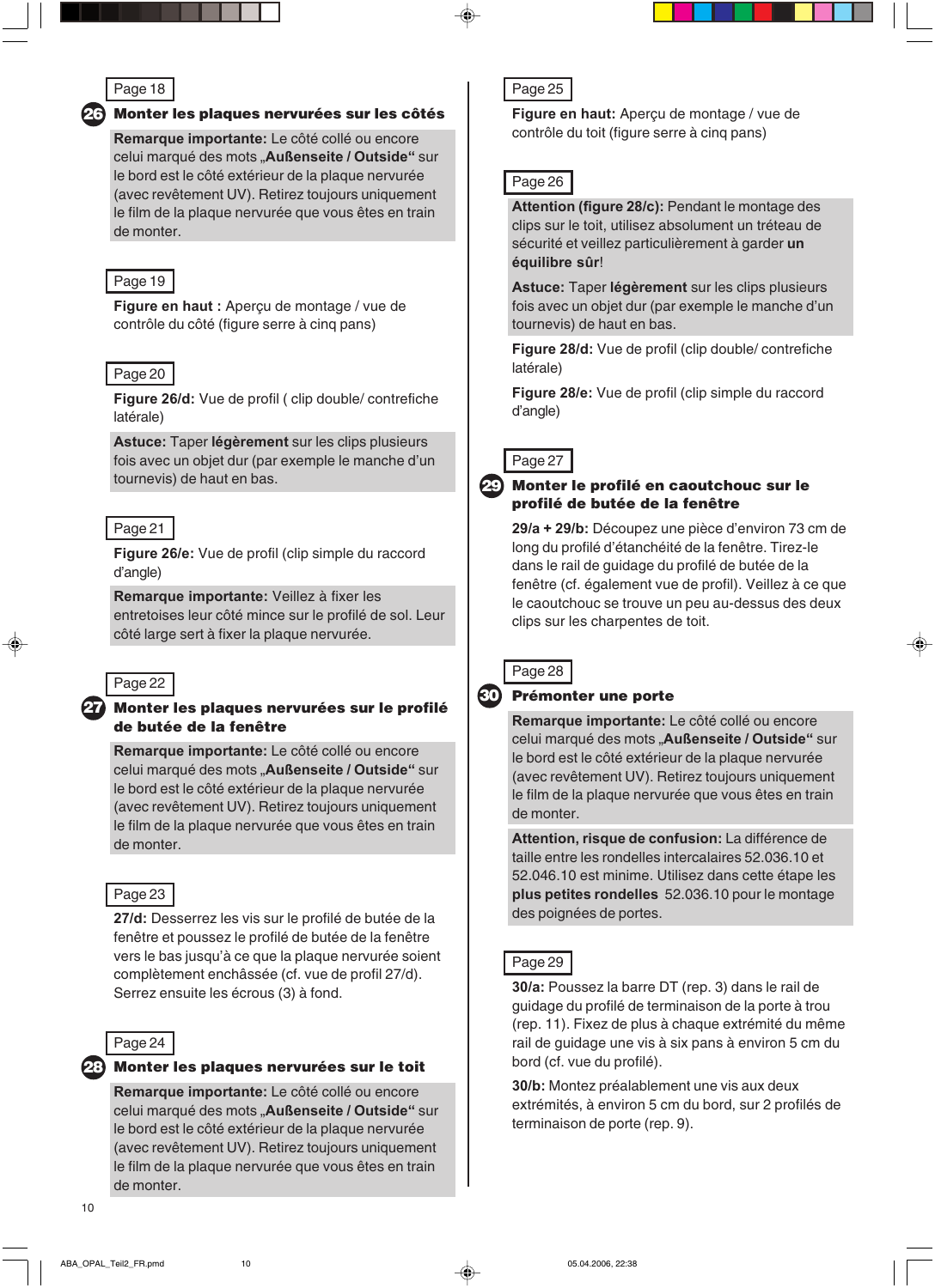Page 18

## 26 Monter les plaques nervurées sur les côtés

**Remarque importante:** Le côté collé ou encore celui marqué des mots „**Außenseite / Outside**“ sur le bord est le côté extérieur de la plaque nervurée (avec revêtement UV). Retirez toujours uniquement le film de la plaque nervurée que vous êtes en train de monter.

Page 19

**Figure en haut :** Aperçu de montage / vue de contrôle du côté (figure serre à cinq pans)

Page 20

**Figure 26/d:** Vue de profil ( clip double/ contrefiche latérale)

**Astuce:** Taper **légèrement** sur les clips plusieurs fois avec un objet dur (par exemple le manche d’un tournevis) de haut en bas.

Page 21

**Figure 26/e:** Vue de profil (clip simple du raccord d’angle)

**Remarque importante:** Veillez à fixer les entretoises leur côté mince sur le profilé de sol. Leur côté large sert à fixer la plaque nervurée.

Page 22

## 27 Monter les plaques nervurées sur le profilé de butée de la fenêtre

**Remarque importante:** Le côté collé ou encore celui marqué des mots „**Außenseite / Outside**“ sur le bord est le côté extérieur de la plaque nervurée (avec revêtement UV). Retirez toujours uniquement le film de la plaque nervurée que vous êtes en train de monter.

Page 23

**27/d:** Desserrez les vis sur le profilé de butée de la fenêtre et poussez le profilé de butée de la fenêtre vers le bas jusqu’à ce que la plaque nervurée soient complètement enchâssée (cf. vue de profil 27/d). Serrez ensuite les écrous (3) à fond.

Page 24

## 28 Monter les plaques nervurées sur le toit

**Remarque importante:** Le côté collé ou encore celui marqué des mots „**Außenseite / Outside**“ sur le bord est le côté extérieur de la plaque nervurée (avec revêtement UV). Retirez toujours uniquement le film de la plaque nervurée que vous êtes en train de monter.

Page 25

**Figure en haut:** Aperçu de montage / vue de contrôle du toit (figure serre à cinq pans)

Page 26

**Attention (figure 28/c):** Pendant le montage des clips sur le toit, utilisez absolument un tréteau de sécurité et veillez particulièrement à garder **un équilibre sûr**!

**Astuce:** Taper **légèrement** sur les clips plusieurs fois avec un objet dur (par exemple le manche d’un tournevis) de haut en bas.

**Figure 28/d:** Vue de profil (clip double/ contrefiche latérale)

**Figure 28/e:** Vue de profil (clip simple du raccord d’angle)

Page 27

## 29 Monter le profilé en caoutchouc sur le profilé de butée de la fenêtre

**29/a + 29/b:** Découpez une pièce d’environ 73 cm de long du profilé d’étanchéité de la fenêtre. Tirez-le dans le rail de guidage du profilé de butée de la fenêtre (cf. également vue de profil). Veillez à ce que le caoutchouc se trouve un peu au-dessus des deux clips sur les charpentes de toit.

Page 28

## 30 Prémonter une porte

**Remarque importante:** Le côté collé ou encore celui marqué des mots „**Außenseite / Outside**“ sur le bord est le côté extérieur de la plaque nervurée (avec revêtement UV). Retirez toujours uniquement le film de la plaque nervurée que vous êtes en train de monter.

**Attention, risque de confusion:** La différence de taille entre les rondelles intercalaires 52.036.10 et 52.046.10 est minime. Utilisez dans cette étape les **plus petites rondelles** 52.036.10 pour le montage des poignées de portes.

Page 29

**30/a:** Poussez la barre DT (rep. 3) dans le rail de guidage du profilé de terminaison de la porte à trou (rep. 11). Fixez de plus à chaque extrémité du même rail de guidage une vis à six pans à environ 5 cm du bord (cf. vue du profilé).

**30/b:** Montez préalablement une vis aux deux extrémités, à environ 5 cm du bord, sur 2 profilés de terminaison de porte (rep. 9).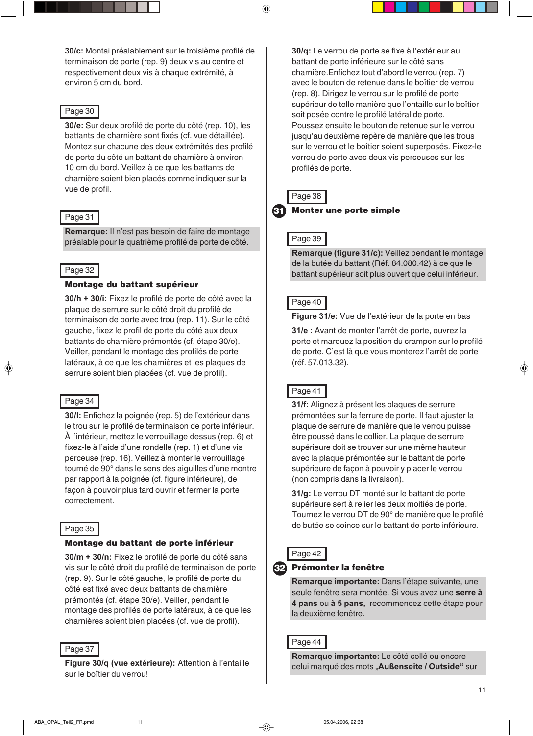**30/c:** Montai préalablement sur le troisième profilé de terminaison de porte (rep. 9) deux vis au centre et respectivement deux vis à chaque extrémité, à environ 5 cm du bord.

Page 30

**30/e:** Sur deux profilé de porte du côté (rep. 10), les battants de charnière sont fixés (cf. vue détaillée). Montez sur chacune des deux extrémités des profilé de porte du côté un battant de charnière à environ 10 cm du bord. Veillez à ce que les battants de charnière soient bien placés comme indiquer sur la vue de profil.

Page 31

**Remarque:** Il n'est pas besoin de faire de montage préalable pour le quatrième profilé de porte de côté.

Page 32

**Montage du battant supérieur**

**30/h + 30/i:** Fixez le profilé de porte de côté avec la plaque de serrure sur le côté droit du profilé de terminaison de porte avec trou (rep. 11). Sur le côté gauche, fixez le profil de porte du côté aux deux battants de charnière prémontés (cf. étape 30/e). Veiller, pendant le montage des profilés de porte latéraux, à ce que les charnières et les plaques de serrure soient bien placées (cf. vue de profil).

Page 34

**30/l:** Enfichez la poignée (rep. 5) de l'extérieur dans le trou sur le profilé de terminaison de porte inférieur. À l'intérieur, mettez le verrouillage dessus (rep. 6) et fixez-le à l'aide d'une rondelle (rep. 1) et d'une vis perceuse (rep. 16). Veillez à monter le verrouillage tourné de 90° dans le sens des aiguilles d'une montre par rapport à la poignée (cf. figure inférieure), de façon à pouvoir plus tard ouvrir et fermer la porte correctement.

Page 35

**Montage du battant de porte inférieur**

**30/m + 30/n:** Fixez le profilé de porte du côté sans vis sur le côté droit du profilé de terminaison de porte (rep. 9). Sur le côté gauche, le profilé de porte du côté est fixé avec deux battants de charnière prémontés (cf. étape 30/e). Veiller, pendant le montage des profilés de porte latéraux, à ce que les charnières soient bien placées (cf. vue de profil).

Page 37

**Figure 30/q (vue extérieure):** Attention à l'entaille sur le boîtier du verrou!

**30/q:** Le verrou de porte se fixe à l'extérieur au battant de porte inférieure sur le côté sans charnière.Enfichez tout d'abord le verrou (rep. 7) avec le bouton de retenue dans le boîtier de verrou (rep. 8). Dirigez le verrou sur le profilé de porte supérieur de telle manière que l'entaille sur le boîtier soit posée contre le profilé latéral de porte. Poussez ensuite le bouton de retenue sur le verrou jusqu'au deuxième repère de manière que les trous sur le verrou et le boîtier soient superposés. Fixez-le verrou de porte avec deux vis perceuses sur les profilés de porte.

Page 38

## 31 Monter une porte simple

Page 39

**Remarque (figure 31/c):** Veillez pendant le montage de la butée du battant (Réf. 84.080.42) à ce que le battant supérieur soit plus ouvert que celui inférieur.

Page 40

**Figure 31/e:** Vue de l'extérieur de la porte en bas

**31/e :** Avant de monter l'arrêt de porte, ouvrez la porte et marquez la position du crampon sur le profilé de porte. C'est là que vous monterez l'arrêt de porte (réf. 57.013.32).

Page 41

**31/f:** Alignez à présent les plaques de serrure prémontées sur la ferrure de porte. Il faut ajuster la plaque de serrure de manière que le verrou puisse être poussé dans le collier. La plaque de serrure supérieure doit se trouver sur une même hauteur avec la plaque prémontée sur le battant de porte supérieure de façon à pouvoir y placer le verrou (non compris dans la livraison).

**31/g:** Le verrou DT monté sur le battant de porte supérieure sert à relier les deux moitiés de porte. Tournez le verrou DT de 90° de manière que le profilé de butée se coince sur le battant de porte inférieure.

Page 42

## 32 Prémonter la fenêtre

**Remarque importante:** Dans l'étape suivante, une seule fenêtre sera montée. Si vous avez une **serre à 4 pans** ou **à 5 pans,** recommencez cette étape pour la deuxième fenêtre.

Page 44

**Remarque importante:** Le côté collé ou encore celui marqué des mots „**Außenseite / Outside**“ sur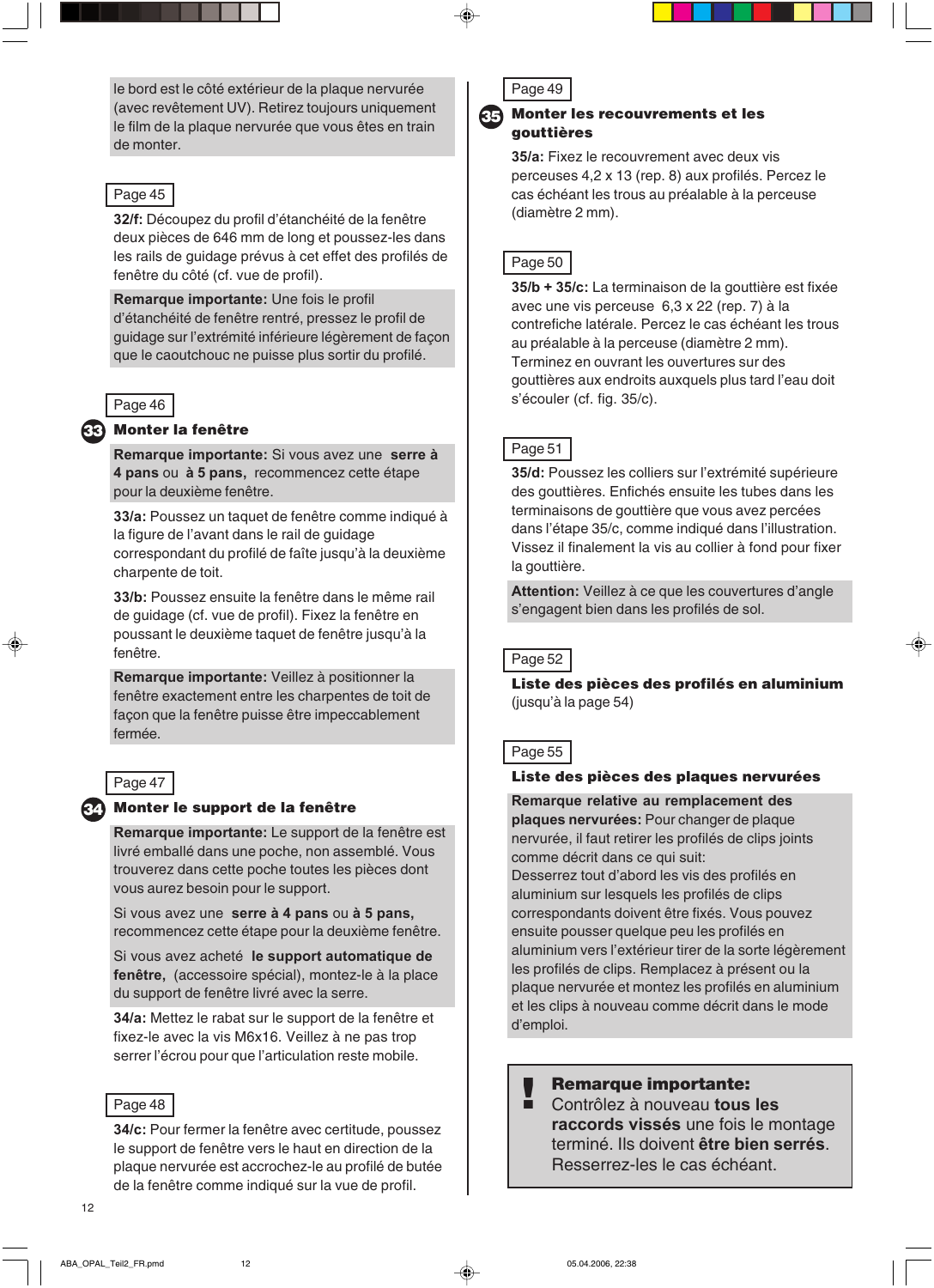le bord est le côté extérieur de la plaque nervurée (avec revêtement UV). Retirez toujours uniquement le film de la plaque nervurée que vous êtes en train de monter.

Page 45

**32/f:** Découpez du profil d'étanchéité de la fenêtre deux pièces de 646 mm de long et poussez-les dans les rails de guidage prévus à cet effet des profilés de fenêtre du côté (cf. vue de profil).

**Remarque importante:** Une fois le profil d'étanchéité de fenêtre rentré, pressez le profil de guidage sur l'extrémité inférieure légèrement de façon que le caoutchouc ne puisse plus sortir du profilé.

Page 46

## 33 Monter la fenêtre

**Remarque importante:** Si vous avez une **serre à 4 pans** ou **à 5 pans,** recommencez cette étape pour la deuxième fenêtre.

**33/a:** Poussez un taquet de fenêtre comme indiqué à la figure de l'avant dans le rail de guidage correspondant du profilé de faîte jusqu'à la deuxième charpente de toit.

**33/b:** Poussez ensuite la fenêtre dans le même rail de guidage (cf. vue de profil). Fixez la fenêtre en poussant le deuxième taquet de fenêtre jusqu'à la fenêtre.

**Remarque importante:** Veillez à positionner la fenêtre exactement entre les charpentes de toit de façon que la fenêtre puisse être impeccablement fermée.

Page 47

## 34 Monter le support de la fenêtre

**Remarque importante:** Le support de la fenêtre est livré emballé dans une poche, non assemblé. Vous trouverez dans cette poche toutes les pièces dont vous aurez besoin pour le support.

Si vous avez une **serre à 4 pans** ou **à 5 pans,** recommencez cette étape pour la deuxième fenêtre.

Si vous avez acheté **le support automatique de fenêtre,** (accessoire spécial), montez-le à la place du support de fenêtre livré avec la serre.

**34/a:** Mettez le rabat sur le support de la fenêtre et fixez-le avec la vis M6x16. Veillez à ne pas trop serrer l'écrou pour que l'articulation reste mobile.

Page 48

**34/c:** Pour fermer la fenêtre avec certitude, poussez le support de fenêtre vers le haut en direction de la plaque nervurée est accrochez-le au profilé de butée de la fenêtre comme indiqué sur la vue de profil.

Page 49

## 35 Monter les recouvrements et les gouttières

**35/a:** Fixez le recouvrement avec deux vis perceuses 4,2 x 13 (rep. 8) aux profilés. Percez le cas échéant les trous au préalable à la perceuse (diamètre 2 mm).

Page 50

**35/b + 35/c:** La terminaison de la gouttière est fixée avec une vis perceuse 6,3 x 22 (rep. 7) à la contrefiche latérale. Percez le cas échéant les trous au préalable à la perceuse (diamètre 2 mm). Terminez en ouvrant les ouvertures sur des gouttières aux endroits auxquels plus tard l'eau doit s'écouler (cf. fig. 35/c).

Page 51

**35/d:** Poussez les colliers sur l'extrémité supérieure des gouttières. Enfichés ensuite les tubes dans les terminaisons de gouttière que vous avez percées dans l'étape 35/c, comme indiqué dans l'illustration. Vissez il finalement la vis au collier à fond pour fixer la gouttière.

**Attention:** Veillez à ce que les couvertures d'angle s'engagent bien dans les profilés de sol.

Page 52

**Liste des pièces des profilés en aluminium**
(jusqu'à la page 54)

Page 55

**Liste des pièces des plaques nervurées**

**Remarque relative au remplacement des plaques nervurées:** Pour changer de plaque nervurée, il faut retirer les profilés de clips joints comme décrit dans ce qui suit:
Desserrez tout d'abord les vis des profilés en aluminium sur lesquels les profilés de clips correspondants doivent être fixés. Vous pouvez ensuite pousser quelque peu les profilés en aluminium vers l'extérieur tirer de la sorte légèrement les profilés de clips. Remplacez à présent ou la plaque nervurée et montez les profilés en aluminium et les clips à nouveau comme décrit dans le mode d'emploi.

> **! Remarque importante:**
> Contrôlez à nouveau **tous les raccords vissés** une fois le montage terminé. Ils doivent **être bien serrés**. Resserrez-les le cas échéant.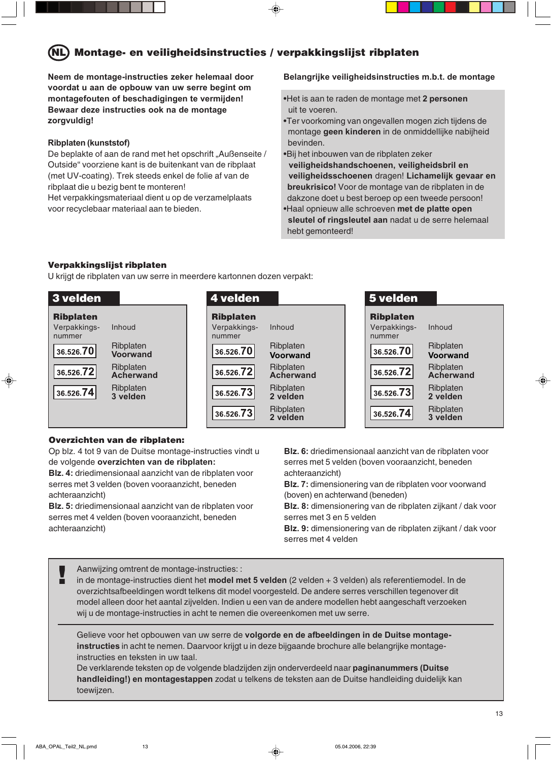# (NL) Montage- en veiligheidsinstructies / verpakkingslijst ribplaten

**Neem de montage-instructies zeker helemaal door voordat u aan de opbouw van uw serre begint om montagefouten of beschadigingen te vermijden! Bewaar deze instructies ook na de montage zorgvuldig!**

**Ribplaten (kunststof)**

De beplakte of aan de rand met het opschrift „Außenseite / Outside" voorziene kant is de buitenkant van de ribplaat (met UV-coating). Trek steeds enkel de folie af van de ribplaat die u bezig bent te monteren!

Het verpakkingsmateriaal dient u op de verzamelplaats voor recyclebaar materiaal aan te bieden.

**Belangrijke veiligheidsinstructies m.b.t. de montage**

- Het is aan te raden de montage met **2 personen** uit te voeren.
- Ter voorkoming van ongevallen mogen zich tijdens de montage **geen kinderen** in de onmiddellijke nabijheid bevinden.
- Bij het inbouwen van de ribplaten zeker **veiligheidshandschoenen, veiligheidsbril en veiligheidsschoenen** dragen! **Lichamelijk gevaar en breukrisico!** Voor de montage van de ribplaten in de dakzone doet u best beroep op een tweede persoon!
- Haal opnieuw alle schroeven **met de platte open sleutel of ringsleutel aan** nadat u de serre helemaal hebt gemonteerd!

**Verpakkingslijst ribplaten**

U krijgt de ribplaten van uw serre in meerdere kartonnen dozen verpakt:

**3 velden**

| Ribplaten – Verpakkingsnummer | Inhoud |
|---|---|
| 36.526.70 | Ribplaten **Voorwand** |
| 36.526.72 | Ribplaten **Acherwand** |
| 36.526.74 | Ribplaten **3 velden** |

**4 velden**

| Ribplaten – Verpakkingsnummer | Inhoud |
|---|---|
| 36.526.70 | Ribplaten **Voorwand** |
| 36.526.72 | Ribplaten **Acherwand** |
| 36.526.73 | Ribplaten **2 velden** |
| 36.526.73 | Ribplaten **2 velden** |

**5 velden**

| Ribplaten – Verpakkingsnummer | Inhoud |
|---|---|
| 36.526.70 | Ribplaten **Voorwand** |
| 36.526.72 | Ribplaten **Acherwand** |
| 36.526.73 | Ribplaten **2 velden** |
| 36.526.74 | Ribplaten **3 velden** |

**Overzichten van de ribplaten:**

Op blz. 4 tot 9 van de Duitse montage-instructies vindt u de volgende **overzichten van de ribplaten:**

**Blz. 4:** driedimensionaal aanzicht van de ribplaten voor serres met 3 velden (boven vooraanzicht, beneden achteraanzicht)

**Blz. 5:** driedimensionaal aanzicht van de ribplaten voor serres met 4 velden (boven vooraanzicht, beneden achteraanzicht)

**Blz. 6:** driedimensionaal aanzicht van de ribplaten voor serres met 5 velden (boven vooraanzicht, beneden achteraanzicht)

**Blz. 7:** dimensionering van de ribplaten voor voorwand (boven) en achterwand (beneden)

**Blz. 8:** dimensionering van de ribplaten zijkant / dak voor serres met 3 en 5 velden

**Blz. 9:** dimensionering van de ribplaten zijkant / dak voor serres met 4 velden

> **!** Aanwijzing omtrent de montage-instructies: :
> in de montage-instructies dient het **model met 5 velden** (2 velden + 3 velden) als referentiemodel. In de overzichtsafbeeldingen wordt telkens dit model voorgesteld. De andere serres verschillen tegenover dit model alleen door het aantal zijvelden. Indien u een van de andere modellen hebt aangeschaft verzoeken wij u de montage-instructies in acht te nemen die overeenkomen met uw serre.
>
> Gelieve voor het opbouwen van uw serre de **volgorde en de afbeeldingen in de Duitse montage-instructies** in acht te nemen. Daarvoor krijgt u in deze bijgaande brochure alle belangrijke montage-instructies en teksten in uw taal.
> De verklarende teksten op de volgende bladzijden zijn onderverdeeld naar **paginanummers (Duitse handleiding!) en montagestappen** zodat u telkens de teksten aan de Duitse handleiding duidelijk kan toewijzen.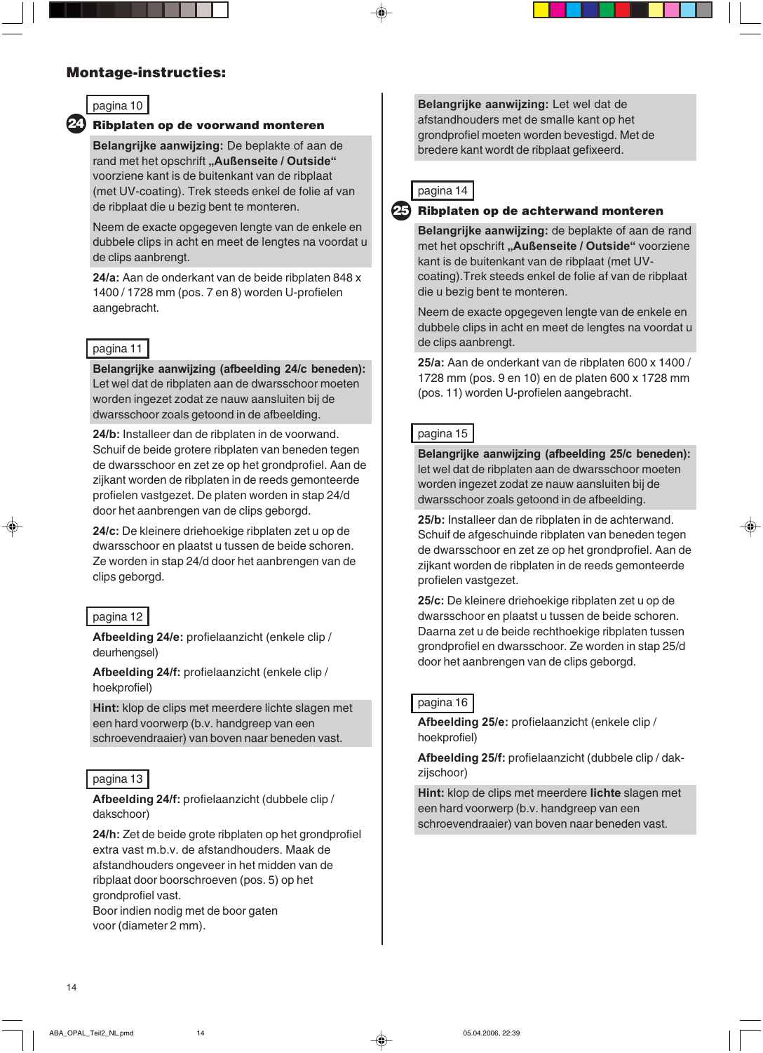## Montage-instructies:

pagina 10

### 24 Ribplaten op de voorwand monteren

**Belangrijke aanwijzing:** De beplakte of aan de rand met het opschrift **„Außenseite / Outside“** voorziene kant is de buitenkant van de ribplaat (met UV-coating). Trek steeds enkel de folie af van de ribplaat die u bezig bent te monteren.

Neem de exacte opgegeven lengte van de enkele en dubbele clips in acht en meet de lengtes na voordat u de clips aanbrengt.

**24/a:** Aan de onderkant van de beide ribplaten 848 x 1400 / 1728 mm (pos. 7 en 8) worden U-profielen aangebracht.

pagina 11

**Belangrijke aanwijzing (afbeelding 24/c beneden):** Let wel dat de ribplaten aan de dwarsschoor moeten worden ingezet zodat ze nauw aansluiten bij de dwarsschoor zoals getoond in de afbeelding.

**24/b:** Installeer dan de ribplaten in de voorwand. Schuif de beide grotere ribplaten van beneden tegen de dwarsschoor en zet ze op het grondprofiel. Aan de zijkant worden de ribplaten in de reeds gemonteerde profielen vastgezet. De platen worden in stap 24/d door het aanbrengen van de clips geborgd.

**24/c:** De kleinere driehoekige ribplaten zet u op de dwarsschoor en plaatst u tussen de beide schoren. Ze worden in stap 24/d door het aanbrengen van de clips geborgd.

pagina 12

**Afbeelding 24/e:** profielaanzicht (enkele clip / deurhengsel)

**Afbeelding 24/f:** profielaanzicht (enkele clip / hoekprofiel)

**Hint:** klop de clips met meerdere lichte slagen met een hard voorwerp (b.v. handgreep van een schroevendraaier) van boven naar beneden vast.

pagina 13

**Afbeelding 24/f:** profielaanzicht (dubbele clip / dakschoor)

**24/h:** Zet de beide grote ribplaten op het grondprofiel extra vast m.b.v. de afstandhouders. Maak de afstandhouders ongeveer in het midden van de ribplaat door boorschroeven (pos. 5) op het grondprofiel vast.
Boor indien nodig met de boor gaten voor (diameter 2 mm).

**Belangrijke aanwijzing:** Let wel dat de afstandhouders met de smalle kant op het grondprofiel moeten worden bevestigd. Met de bredere kant wordt de ribplaat gefixeerd.

pagina 14

### 25 Ribplaten op de achterwand monteren

**Belangrijke aanwijzing:** de beplakte of aan de rand met het opschrift **„Außenseite / Outside“** voorziene kant is de buitenkant van de ribplaat (met UV-coating).Trek steeds enkel de folie af van de ribplaat die u bezig bent te monteren.

Neem de exacte opgegeven lengte van de enkele en dubbele clips in acht en meet de lengtes na voordat u de clips aanbrengt.

**25/a:** Aan de onderkant van de ribplaten 600 x 1400 / 1728 mm (pos. 9 en 10) en de platen 600 x 1728 mm (pos. 11) worden U-profielen aangebracht.

pagina 15

**Belangrijke aanwijzing (afbeelding 25/c beneden):** let wel dat de ribplaten aan de dwarsschoor moeten worden ingezet zodat ze nauw aansluiten bij de dwarsschoor zoals getoond in de afbeelding.

**25/b:** Installeer dan de ribplaten in de achterwand. Schuif de afgeschuinde ribplaten van beneden tegen de dwarsschoor en zet ze op het grondprofiel. Aan de zijkant worden de ribplaten in de reeds gemonteerde profielen vastgezet.

**25/c:** De kleinere driehoekige ribplaten zet u op de dwarsschoor en plaatst u tussen de beide schoren. Daarna zet u de beide rechthoekige ribplaten tussen grondprofiel en dwarsschoor. Ze worden in stap 25/d door het aanbrengen van de clips geborgd.

pagina 16

**Afbeelding 25/e:** profielaanzicht (enkele clip / hoekprofiel)

**Afbeelding 25/f:** profielaanzicht (dubbele clip / dakzijschoor)

**Hint:** klop de clips met meerdere **lichte** slagen met een hard voorwerp (b.v. handgreep van een schroevendraaier) van boven naar beneden vast.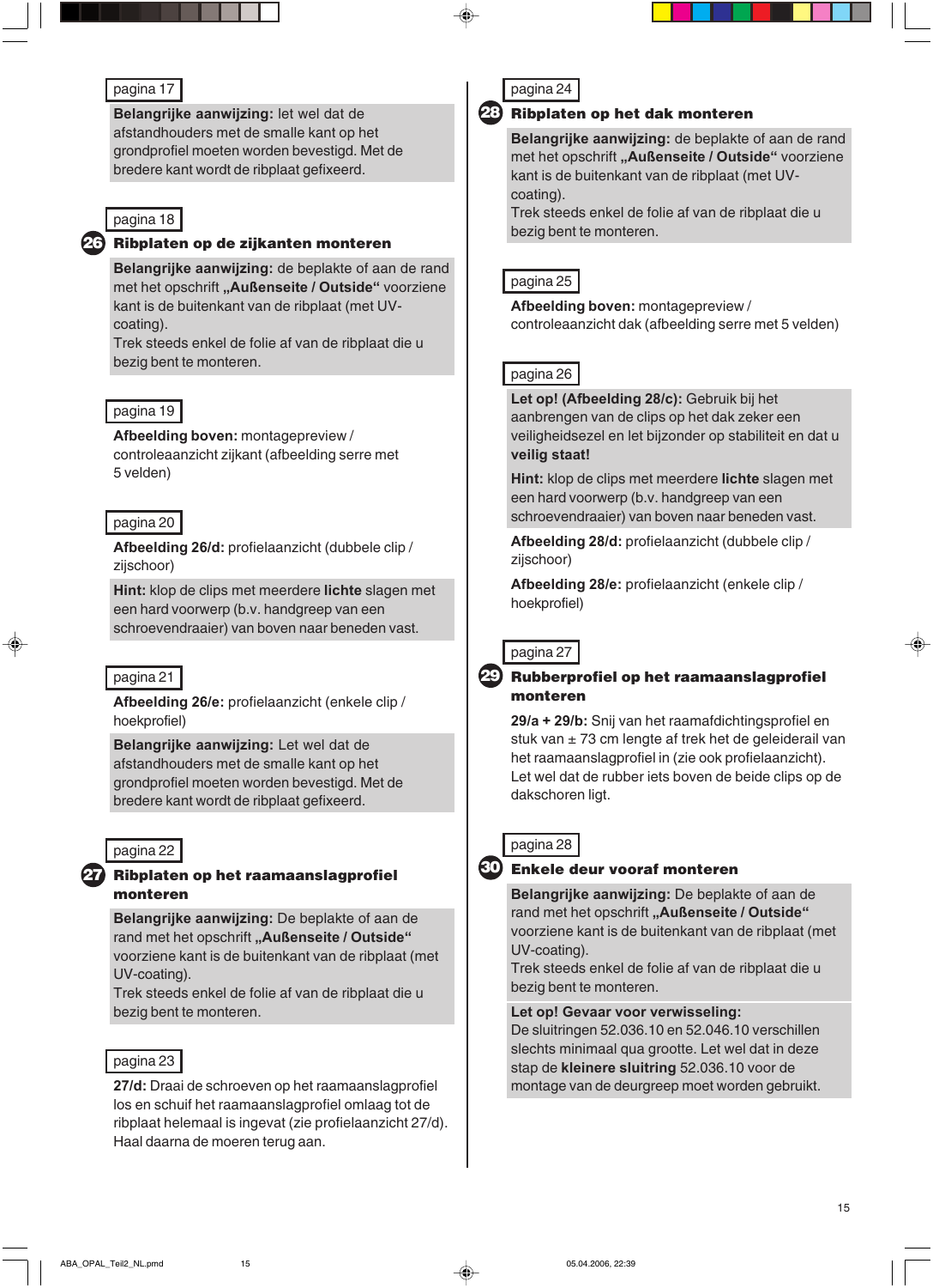pagina 17

**Belangrijke aanwijzing:** let wel dat de afstandhouders met de smalle kant op het grondprofiel moeten worden bevestigd. Met de bredere kant wordt de ribplaat gefixeerd.

pagina 18

## 26 Ribplaten op de zijkanten monteren

**Belangrijke aanwijzing:** de beplakte of aan de rand met het opschrift **„Außenseite / Outside“** voorziene kant is de buitenkant van de ribplaat (met UV-coating).
Trek steeds enkel de folie af van de ribplaat die u bezig bent te monteren.

pagina 19

**Afbeelding boven:** montagepreview / controleaanzicht zijkant (afbeelding serre met 5 velden)

pagina 20

**Afbeelding 26/d:** profielaanzicht (dubbele clip / zijschoor)

**Hint:** klop de clips met meerdere **lichte** slagen met een hard voorwerp (b.v. handgreep van een schroevendraaier) van boven naar beneden vast.

pagina 21

**Afbeelding 26/e:** profielaanzicht (enkele clip / hoekprofiel)

**Belangrijke aanwijzing:** Let wel dat de afstandhouders met de smalle kant op het grondprofiel moeten worden bevestigd. Met de bredere kant wordt de ribplaat gefixeerd.

pagina 22

## 27 Ribplaten op het raamaanslagprofiel monteren

**Belangrijke aanwijzing:** De beplakte of aan de rand met het opschrift **„Außenseite / Outside“** voorziene kant is de buitenkant van de ribplaat (met UV-coating).
Trek steeds enkel de folie af van de ribplaat die u bezig bent te monteren.

pagina 23

**27/d:** Draai de schroeven op het raamaanslagprofiel los en schuif het raamaanslagprofiel omlaag tot de ribplaat helemaal is ingevat (zie profielaanzicht 27/d). Haal daarna de moeren terug aan.

pagina 24

## 28 Ribplaten op het dak monteren

**Belangrijke aanwijzing:** de beplakte of aan de rand met het opschrift **„Außenseite / Outside“** voorziene kant is de buitenkant van de ribplaat (met UV-coating).
Trek steeds enkel de folie af van de ribplaat die u bezig bent te monteren.

pagina 25

**Afbeelding boven:** montagepreview / controleaanzicht dak (afbeelding serre met 5 velden)

pagina 26

**Let op! (Afbeelding 28/c):** Gebruik bij het aanbrengen van de clips op het dak zeker een veiligheidszekel en let bijzonder op stabiliteit en dat u **veilig staat!**

**Hint:** klop de clips met meerdere **lichte** slagen met een hard voorwerp (b.v. handgreep van een schroevendraaier) van boven naar beneden vast.

**Afbeelding 28/d:** profielaanzicht (dubbele clip / zijschoor)

**Afbeelding 28/e:** profielaanzicht (enkele clip / hoekprofiel)

pagina 27

## 29 Rubberprofiel op het raamaanslagprofiel monteren

**29/a + 29/b:** Snij van het raamafdichtingsprofiel en stuk van ± 73 cm lengte af trek het de geleiderail van het raamaanslagprofiel in (zie ook profielaanzicht). Let wel dat de rubber iets boven de beide clips op de dakschoren ligt.

pagina 28

## 30 Enkele deur vooraf monteren

**Belangrijke aanwijzing:** De beplakte of aan de rand met het opschrift **„Außenseite / Outside“** voorziene kant is de buitenkant van de ribplaat (met UV-coating).
Trek steeds enkel de folie af van de ribplaat die u bezig bent te monteren.

**Let op! Gevaar voor verwisseling:**
De sluitringen 52.036.10 en 52.046.10 verschillen slechts minimaal qua grootte. Let wel dat in deze stap de **kleinere sluitring** 52.036.10 voor de montage van de deurgreep moet worden gebruikt.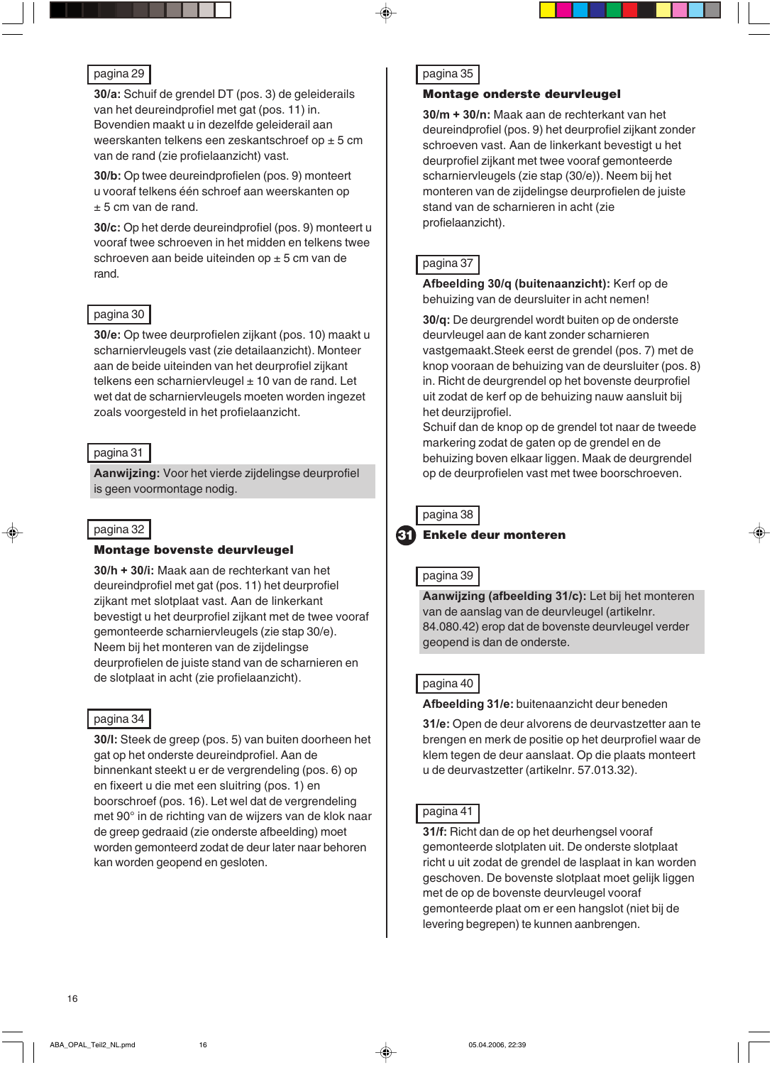pagina 29

**30/a:** Schuif de grendel DT (pos. 3) de geleiderails van het deureindprofiel met gat (pos. 11) in. Bovendien maakt u in dezelfde geleiderail aan weerskanten telkens een zeskantschroef op ± 5 cm van de rand (zie profielaanzicht) vast.

**30/b:** Op twee deureindprofielen (pos. 9) monteert u vooraf telkens één schroef aan weerskanten op ± 5 cm van de rand.

**30/c:** Op het derde deureindprofiel (pos. 9) monteert u vooraf twee schroeven in het midden en telkens twee schroeven aan beide uiteinden op ± 5 cm van de rand.

pagina 30

**30/e:** Op twee deurprofielen zijkant (pos. 10) maakt u scharniervleugels vast (zie detailaanzicht). Monteer aan de beide uiteinden van het deurprofiel zijkant telkens een scharniervleugel ± 10 van de rand. Let wel dat de scharniervleugels moeten worden ingezet zoals voorgesteld in het profielaanzicht.

pagina 31

**Aanwijzing:** Voor het vierde zijdelingse deurprofiel is geen voormontage nodig.

pagina 32

**Montage bovenste deurvleugel**

**30/h + 30/i:** Maak aan de rechterkant van het deureindprofiel met gat (pos. 11) het deurprofiel zijkant met slotplaat vast. Aan de linkerkant bevestigt u het deurprofiel zijkant met de twee vooraf gemonteerde scharniervleugels (zie stap 30/e). Neem bij het monteren van de zijdelingse deurprofielen de juiste stand van de scharnieren en de slotplaat in acht (zie profielaanzicht).

pagina 34

**30/l:** Steek de greep (pos. 5) van buiten doorheen het gat op het onderste deureindprofiel. Aan de binnenkant steekt u er de vergrendeling (pos. 6) op en fixeert u die met een sluitring (pos. 1) en boorschroef (pos. 16). Let wel dat de vergrendeling met 90° in de richting van de wijzers van de klok naar de greep gedraaid (zie onderste afbeelding) moet worden gemonteerd zodat de deur later naar behoren kan worden geopend en gesloten.

pagina 35

**Montage onderste deurvleugel**

**30/m + 30/n:** Maak aan de rechterkant van het deureindprofiel (pos. 9) het deurprofiel zijkant zonder schroeven vast. Aan de linkerkant bevestigt u het deurprofiel zijkant met twee vooraf gemonteerde scharniervleugels (zie stap (30/e)). Neem bij het monteren van de zijdelingse deurprofielen de juiste stand van de scharnieren in acht (zie profielaanzicht).

pagina 37

**Afbeelding 30/q (buitenaanzicht):** Kerf op de behuizing van de deursluiter in acht nemen!

**30/q:** De deurgrendel wordt buiten op de onderste deurvleugel aan de kant zonder scharnieren vastgemaakt.Steek eerst de grendel (pos. 7) met de knop vooraan de behuizing van de deursluiter (pos. 8) in. Richt de deurgrendel op het bovenste deurprofiel uit zodat de kerf op de behuizing nauw aansluit bij het deurzijprofiel.
Schuif dan de knop op de grendel tot naar de tweede markering zodat de gaten op de grendel en de behuizing boven elkaar liggen. Maak de deurgrendel op de deurprofielen vast met twee boorschroeven.

pagina 38

**31 Enkele deur monteren**

pagina 39

**Aanwijzing (afbeelding 31/c):** Let bij het monteren van de aanslag van de deurvleugel (artikelnr. 84.080.42) erop dat de bovenste deurvleugel verder geopend is dan de onderste.

pagina 40

**Afbeelding 31/e:** buitenaanzicht deur beneden

**31/e:** Open de deur alvorens de deurvastzetter aan te brengen en merk de positie op het deurprofiel waar de klem tegen de deur aanslaat. Op die plaats monteert u de deurvastzetter (artikelnr. 57.013.32).

pagina 41

**31/f:** Richt dan de op het deurhengsel vooraf gemonteerde slotplaten uit. De onderste slotplaat richt u uit zodat de grendel de lasplaat in kan worden geschoven. De bovenste slotplaat moet gelijk liggen met de op de bovenste deurvleugel vooraf gemonteerde plaat om er een hangslot (niet bij de levering begrepen) te kunnen aanbrengen.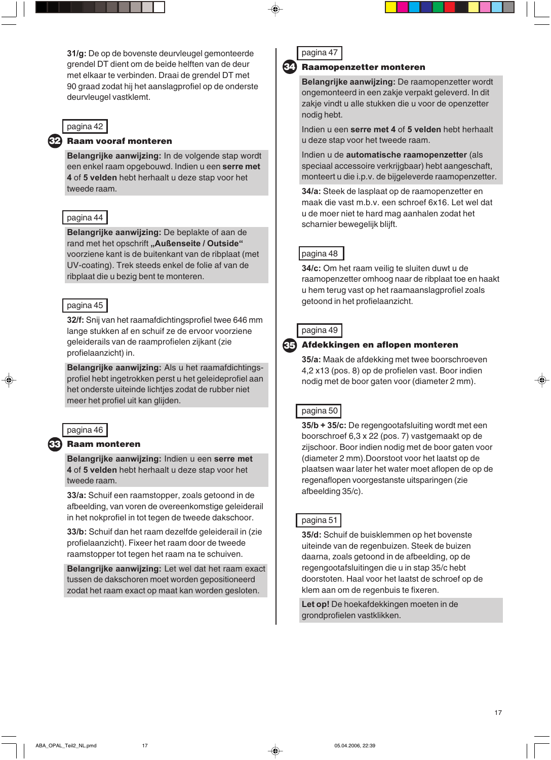**31/g:** De op de bovenste deurvleugel gemonteerde grendel DT dient om de beide helften van de deur met elkaar te verbinden. Draai de grendel DT met 90 graad zodat hij het aanslagprofiel op de onderste deurvleugel vastklemt.

pagina 42

## 32 Raam vooraf monteren

**Belangrijke aanwijzing:** In de volgende stap wordt een enkel raam opgebouwd. Indien u een **serre met 4** of **5 velden** hebt herhaalt u deze stap voor het tweede raam.

pagina 44

**Belangrijke aanwijzing:** De beplakte of aan de rand met het opschrift **„Außenseite / Outside“** voorziene kant is de buitenkant van de ribplaat (met UV-coating). Trek steeds enkel de folie af van de ribplaat die u bezig bent te monteren.

pagina 45

**32/f:** Snij van het raamafdichtingsprofiel twee 646 mm lange stukken af en schuif ze de ervoor voorziene geleiderails van de raamprofielen zijkant (zie profielaanzicht) in.

**Belangrijke aanwijzing:** Als u het raamafdichtings-profiel hebt ingetrokken perst u het geleideprofiel aan het onderste uiteinde lichtjes zodat de rubber niet meer het profiel uit kan glijden.

pagina 46

## 33 Raam monteren

**Belangrijke aanwijzing:** Indien u een **serre met 4** of **5 velden** hebt herhaalt u deze stap voor het tweede raam.

**33/a:** Schuif een raamstopper, zoals getoond in de afbeelding, van voren de overeenkomstige geleiderail in het nokprofiel in tot tegen de tweede dakschoor.

**33/b:** Schuif dan het raam dezelfde geleiderail in (zie profielaanzicht). Fixeer het raam door de tweede raamstopper tot tegen het raam na te schuiven.

**Belangrijke aanwijzing:** Let wel dat het raam exact tussen de dakschoren moet worden gepositioneerd zodat het raam exact op maat kan worden gesloten.

pagina 47

## 34 Raamopenzetter monteren

**Belangrijke aanwijzing:** De raamopenzetter wordt ongemonteerd in een zakje verpakt geleverd. In dit zakje vindt u alle stukken die u voor de openzetter nodig hebt.

Indien u een **serre met 4** of **5 velden** hebt herhaalt u deze stap voor het tweede raam.

Indien u de **automatische raamopenzetter** (als speciaal accessoire verkrijgbaar) hebt aangeschaft, monteert u die i.p.v. de bijgeleverde raamopenzetter.

**34/a:** Steek de lasplaat op de raamopenzetter en maak die vast m.b.v. een schroef 6x16. Let wel dat u de moer niet te hard mag aanhalen zodat het scharnier bewegelijk blijft.

pagina 48

**34/c:** Om het raam veilig te sluiten duwt u de raamopenzetter omhoog naar de ribplaat toe en haakt u hem terug vast op het raamaanslagprofiel zoals getoond in het profielaanzicht.

pagina 49

## 35 Afdekkingen en aflopen monteren

**35/a:** Maak de afdekking met twee boorschroeven 4,2 x13 (pos. 8) op de profielen vast. Boor indien nodig met de boor gaten voor (diameter 2 mm).

pagina 50

**35/b + 35/c:** De regengootafsluiting wordt met een boorschroef 6,3 x 22 (pos. 7) vastgemaakt op de zijschoor. Boor indien nodig met de boor gaten voor (diameter 2 mm).Doorstoot voor het laatst op de plaatsen waar later het water moet aflopen de op de regenaflopen voorgestanste uitsparingen (zie afbeelding 35/c).

pagina 51

**35/d:** Schuif de buisklemmen op het bovenste uiteinde van de regenbuizen. Steek de buizen daarna, zoals getoond in de afbeelding, op de regengootafsluitingen die u in stap 35/c hebt doorstoten. Haal voor het laatst de schroef op de klem aan om de regenbuis te fixeren.

**Let op!** De hoekafdekkingen moeten in de grondprofielen vastklikken.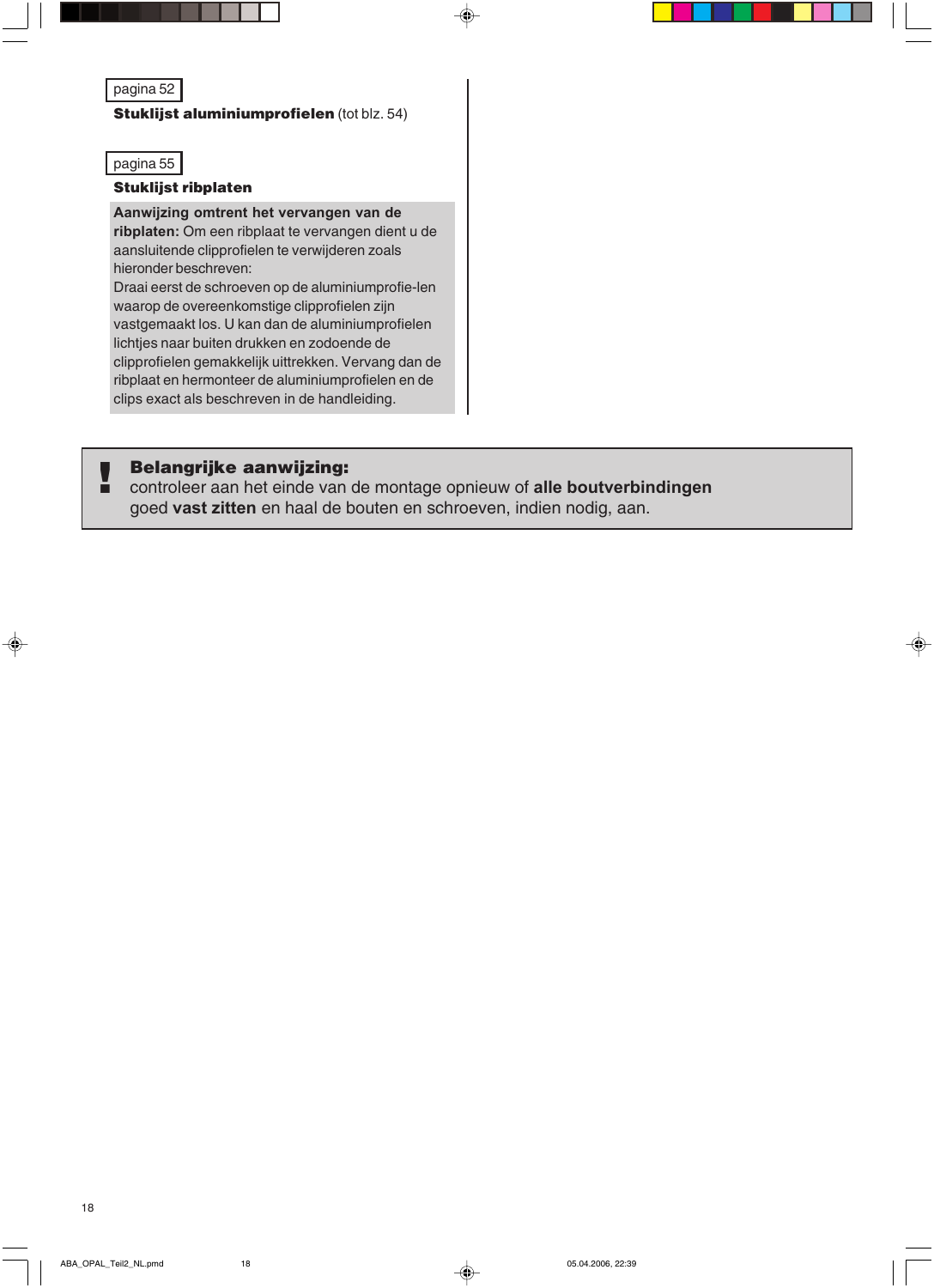pagina 52

**Stuklijst aluminiumprofielen** (tot blz. 54)

pagina 55

**Stuklijst ribplaten**

**Aanwijzing omtrent het vervangen van de ribplaten:** Om een ribplaat te vervangen dient u de aansluitende clipprofielen te verwijderen zoals hieronder beschreven:
Draai eerst de schroeven op de aluminiumprofie-len waarop de overeenkomstige clipprofielen zijn vastgemaakt los. U kan dan de aluminiumprofielen lichtjes naar buiten drukken en zodoende de clipprofielen gemakkelijk uittrekken. Vervang dan de ribplaat en hermonteer de aluminiumprofielen en de clips exact als beschreven in de handleiding.

**!** **Belangrijke aanwijzing:**
controleer aan het einde van de montage opnieuw of **alle boutverbindingen** goed **vast zitten** en haal de bouten en schroeven, indien nodig, aan.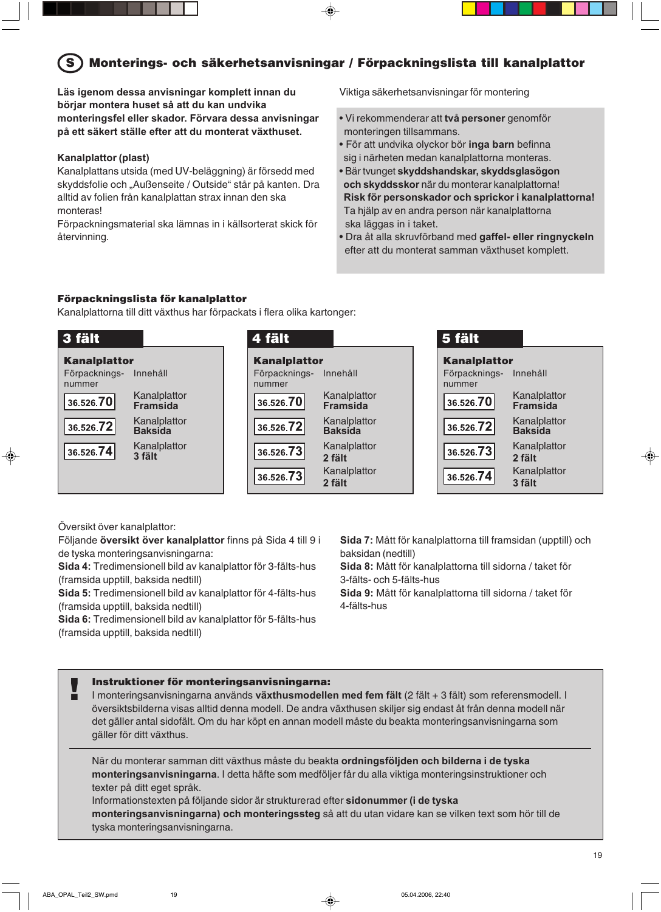# S Monterings- och säkerhetsanvisningar / Förpackningslista till kanalplattor

**Läs igenom dessa anvisningar komplett innan du börjar montera huset så att du kan undvika monteringsfel eller skador. Förvara dessa anvisningar på ett säkert ställe efter att du monterat växthuset.**

**Kanalplattor (plast)**
Kanalplattans utsida (med UV-beläggning) är försedd med skyddsfolie och „Außenseite / Outside" står på kanten. Dra alltid av folien från kanalplattan strax innan den ska monteras!
Förpackningsmaterial ska lämnas in i källsorterat skick för återvinning.

Viktiga säkerhetsanvisningar för montering

- Vi rekommenderar att **två personer** genomför monteringen tillsammans.
- För att undvika olyckor bör **inga barn** befinna sig i närheten medan kanalplattorna monteras.
- Bär tvunget **skyddshandskar, skyddsglasögon och skyddsskor** när du monterar kanalplattorna! **Risk för personskador och sprickor i kanalplattorna!** Ta hjälp av en andra person när kanalplattorna ska läggas in i taket.
- Dra åt alla skruvförband med **gaffel- eller ringnyckeln** efter att du monterat samman växthuset komplett.

## Förpackningslista för kanalplattor

Kanalplattorna till ditt växthus har förpackats i flera olika kartonger:

### 3 fält

**Kanalplattor**

| Förpacknings-nummer | Innehåll |
|---|---|
| 36.526.70 | Kanalplattor **Framsida** |
| 36.526.72 | Kanalplattor **Baksida** |
| 36.526.74 | Kanalplattor **3 fält** |

### 4 fält

**Kanalplattor**

| Förpacknings-nummer | Innehåll |
|---|---|
| 36.526.70 | Kanalplattor **Framsida** |
| 36.526.72 | Kanalplattor **Baksida** |
| 36.526.73 | Kanalplattor **2 fält** |
| 36.526.73 | Kanalplattor **2 fält** |

### 5 fält

**Kanalplattor**

| Förpacknings-nummer | Innehåll |
|---|---|
| 36.526.70 | Kanalplattor **Framsida** |
| 36.526.72 | Kanalplattor **Baksida** |
| 36.526.73 | Kanalplattor **2 fält** |
| 36.526.74 | Kanalplattor **3 fält** |

Översikt över kanalplattor:
Följande **översikt över kanalplattor** finns på Sida 4 till 9 i de tyska monteringsanvisningarna:
**Sida 4:** Tredimensionell bild av kanalplattor för 3-fälts-hus (framsida upptill, baksida nedtill)
**Sida 5:** Tredimensionell bild av kanalplattor för 4-fälts-hus (framsida upptill, baksida nedtill)
**Sida 6:** Tredimensionell bild av kanalplattor för 5-fälts-hus (framsida upptill, baksida nedtill)
**Sida 7:** Mått för kanalplattorna till framsidan (upptill) och baksidan (nedtill)
**Sida 8:** Mått för kanalplattorna till sidorna / taket för 3-fälts- och 5-fälts-hus
**Sida 9:** Mått för kanalplattorna till sidorna / taket för 4-fälts-hus

**!** **Instruktioner för monteringsanvisningarna:**
I monteringsanvisningarna används **växthusmodellen med fem fält** (2 fält + 3 fält) som referensmodell. I översiktsbilderna visas alltid denna modell. De andra växthusen skiljer sig endast åt från denna modell när det gäller antal sidofält. Om du har köpt en annan modell måste du beakta monteringsanvisningarna som gäller för ditt växthus.

När du monterar samman ditt växthus måste du beakta **ordningsföljden och bilderna i de tyska monteringsanvisningarna**. I detta häfte som medföljer får du alla viktiga monteringsinstruktioner och texter på ditt eget språk.
Informationstexten på följande sidor är strukturerad efter **sidonummer (i de tyska monteringsanvisningarna) och monteringssteg** så att du utan vidare kan se vilken text som hör till de tyska monteringsanvisningarna.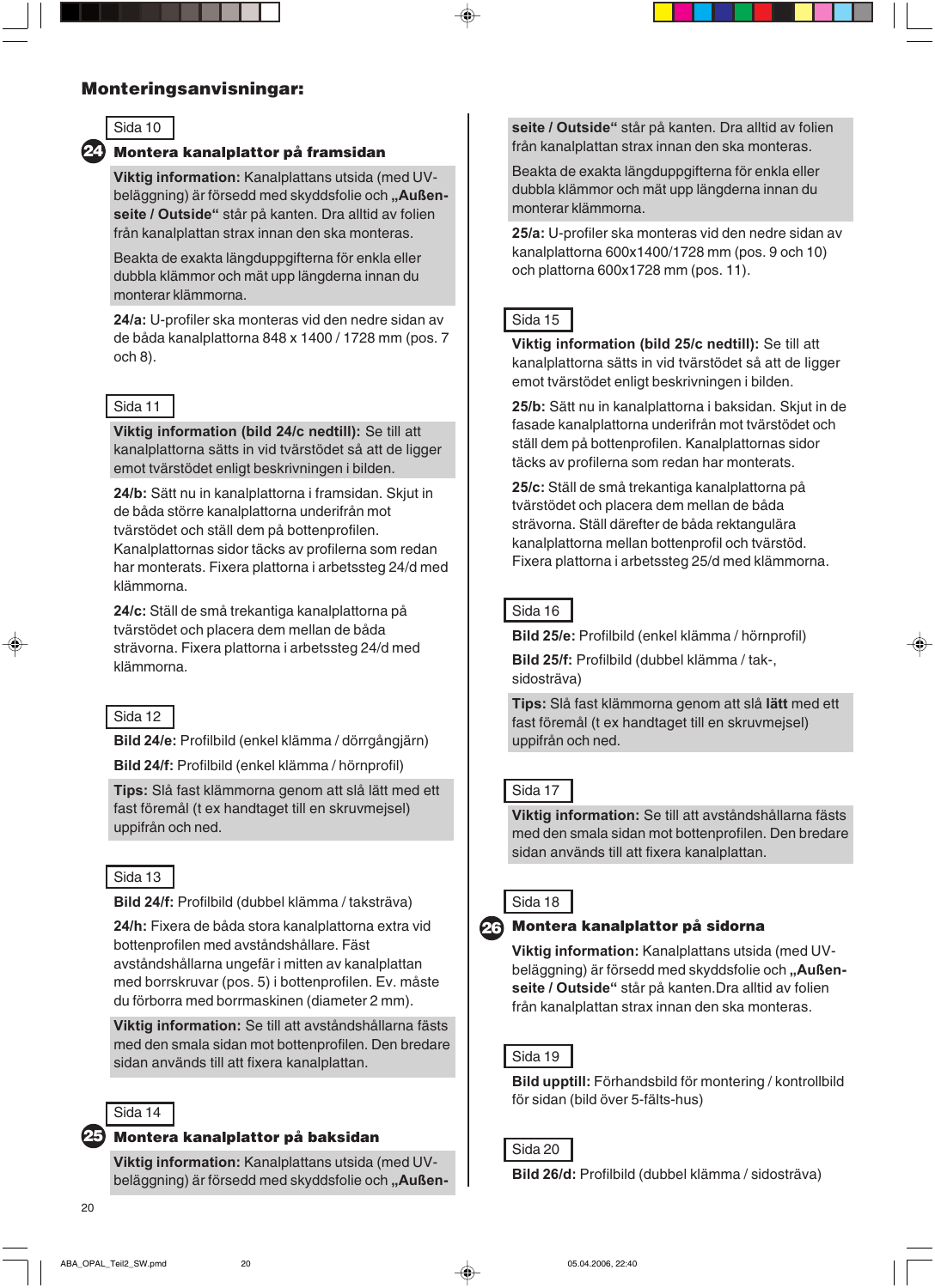## Monteringsanvisningar:

Sida 10

### 24 Montera kanalplattor på framsidan

**Viktig information:** Kanalplattans utsida (med UV-beläggning) är försedd med skyddsfolie och **„Außen-seite / Outside“** står på kanten. Dra alltid av folien från kanalplattan strax innan den ska monteras.

Beakta de exakta längduppgifterna för enkla eller dubbla klämmor och mät upp längderna innan du monterar klämmorna.

**24/a:** U-profiler ska monteras vid den nedre sidan av de båda kanalplattorna 848 x 1400 / 1728 mm (pos. 7 och 8).

Sida 11

**Viktig information (bild 24/c nedtill):** Se till att kanalplattorna sätts in vid tvärstödet så att de ligger emot tvärstödet enligt beskrivningen i bilden.

**24/b:** Sätt nu in kanalplattorna i framsidan. Skjut in de båda större kanalplattorna underifrån mot tvärstödet och ställ dem på bottenprofilen. Kanalplattornas sidor täcks av profilerna som redan har monterats. Fixera plattorna i arbetssteg 24/d med klämmorna.

**24/c:** Ställ de små trekantiga kanalplattorna på tvärstödet och placera dem mellan de båda strävorna. Fixera plattorna i arbetssteg 24/d med klämmorna.

Sida 12

**Bild 24/e:** Profilbild (enkel klämma / dörrgångjärn)

**Bild 24/f:** Profilbild (enkel klämma / hörnprofil)

**Tips:** Slå fast klämmorna genom att slå lätt med ett fast föremål (t ex handtaget till en skruvmejsel) uppifrån och ned.

Sida 13

**Bild 24/f:** Profilbild (dubbel klämma / taksträva)

**24/h:** Fixera de båda stora kanalplattorna extra vid bottenprofilen med avståndshållare. Fäst avståndshållarna ungefär i mitten av kanalplattan med borrskruvar (pos. 5) i bottenprofilen. Ev. måste du förborra med borrmaskinen (diameter 2 mm).

**Viktig information:** Se till att avståndshållarna fästs med den smala sidan mot bottenprofilen. Den bredare sidan används till att fixera kanalplattan.

Sida 14

### 25 Montera kanalplattor på baksidan

**Viktig information:** Kanalplattans utsida (med UV-beläggning) är försedd med skyddsfolie och **„Außen-seite / Outside“** står på kanten. Dra alltid av folien från kanalplattan strax innan den ska monteras.

Beakta de exakta längduppgifterna för enkla eller dubbla klämmor och mät upp längderna innan du monterar klämmorna.

**25/a:** U-profiler ska monteras vid den nedre sidan av kanalplattorna 600x1400/1728 mm (pos. 9 och 10) och plattorna 600x1728 mm (pos. 11).

Sida 15

**Viktig information (bild 25/c nedtill):** Se till att kanalplattorna sätts in vid tvärstödet så att de ligger emot tvärstödet enligt beskrivningen i bilden.

**25/b:** Sätt nu in kanalplattorna i baksidan. Skjut in de fasade kanalplattorna underifrån mot tvärstödet och ställ dem på bottenprofilen. Kanalplattornas sidor täcks av profilerna som redan har monterats.

**25/c:** Ställ de små trekantiga kanalplattorna på tvärstödet och placera dem mellan de båda strävorna. Ställ därefter de båda rektangulära kanalplattorna mellan bottenprofil och tvärstöd. Fixera plattorna i arbetssteg 25/d med klämmorna.

Sida 16

**Bild 25/e:** Profilbild (enkel klämma / hörnprofil)

**Bild 25/f:** Profilbild (dubbel klämma / tak-, sidosträva)

**Tips:** Slå fast klämmorna genom att slå **lätt** med ett fast föremål (t ex handtaget till en skruvmejsel) uppifrån och ned.

Sida 17

**Viktig information:** Se till att avståndshållarna fästs med den smala sidan mot bottenprofilen. Den bredare sidan används till att fixera kanalplattan.

Sida 18

### 26 Montera kanalplattor på sidorna

**Viktig information:** Kanalplattans utsida (med UV-beläggning) är försedd med skyddsfolie och **„Außen-seite / Outside“** står på kanten.Dra alltid av folien från kanalplattan strax innan den ska monteras.

Sida 19

**Bild upptill:** Förhandsbild för montering / kontrollbild för sidan (bild över 5-fälts-hus)

Sida 20

**Bild 26/d:** Profilbild (dubbel klämma / sidosträva)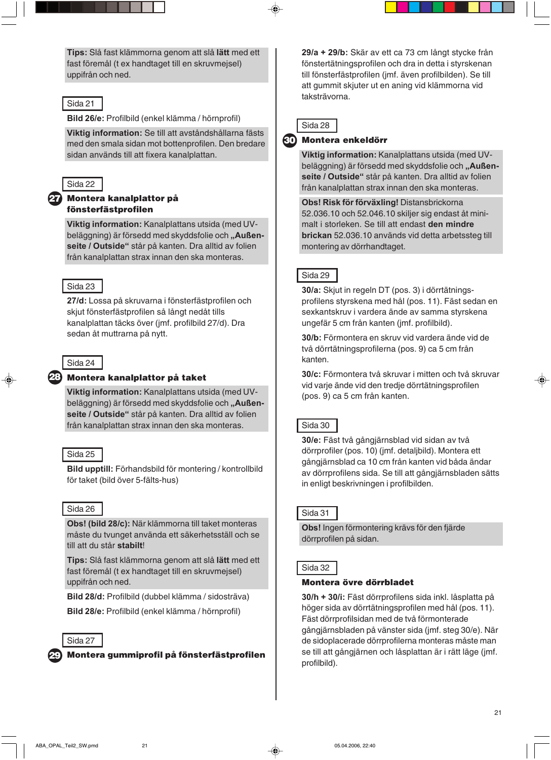**Tips:** Slå fast klämmorna genom att slå **lätt** med ett fast föremål (t ex handtaget till en skruvmejsel) uppifrån och ned.

Sida 21

**Bild 26/e:** Profilbild (enkel klämma / hörnprofil)

**Viktig information:** Se till att avståndshållarna fästs med den smala sidan mot bottenprofilen. Den bredare sidan används till att fixera kanalplattan.

Sida 22

## 27 Montera kanalplattor på fönsterfästprofilen

**Viktig information:** Kanalplattans utsida (med UV-beläggning) är försedd med skyddsfolie och **„Außenseite / Outside“** står på kanten. Dra alltid av folien från kanalplattan strax innan den ska monteras.

Sida 23

**27/d:** Lossa på skruvarna i fönsterfästprofilen och skjut fönsterfästprofilen så långt nedåt tills kanalplattan täcks över (jmf. profilbild 27/d). Dra sedan åt muttrarna på nytt.

Sida 24

## 28 Montera kanalplattor på taket

**Viktig information:** Kanalplattans utsida (med UV-beläggning) är försedd med skyddsfolie och **„Außenseite / Outside“** står på kanten. Dra alltid av folien från kanalplattan strax innan den ska monteras.

Sida 25

**Bild upptill:** Förhandsbild för montering / kontrollbild för taket (bild över 5-fälts-hus)

Sida 26

**Obs! (bild 28/c):** När klämmorna till taket monteras måste du tvunget använda ett säkerhetsställ och se till att du står **stabilt**!

**Tips:** Slå fast klämmorna genom att slå **lätt** med ett fast föremål (t ex handtaget till en skruvmejsel) uppifrån och ned.

**Bild 28/d:** Profilbild (dubbel klämma / sidosträva)

**Bild 28/e:** Profilbild (enkel klämma / hörnprofil)

Sida 27

## 29 Montera gummiprofil på fönsterfästprofilen

**29/a + 29/b:** Skär av ett ca 73 cm långt stycke från fönstertätningsprofilen och dra in detta i styrskenan till fönsterfästprofilen (jmf. även profilbilden). Se till att gummit skjuter ut en aning vid klämmorna vid taksträvorna.

Sida 28

## 30 Montera enkeldörr

**Viktig information:** Kanalplattans utsida (med UV-beläggning) är försedd med skyddsfolie och **„Außenseite / Outside“** står på kanten. Dra alltid av folien från kanalplattan strax innan den ska monteras.

**Obs! Risk för förväxling!** Distansbrickorna 52.036.10 och 52.046.10 skiljer sig endast åt minimalt i storleken. Se till att endast **den mindre brickan** 52.036.10 används vid detta arbetssteg till montering av dörrhandtaget.

Sida 29

**30/a:** Skjut in regeln DT (pos. 3) i dörrtätningsprofilens styrskena med hål (pos. 11). Fäst sedan en sexkantskruv i vardera ände av samma styrskena ungefär 5 cm från kanten (jmf. profilbild).

**30/b:** Förmontera en skruv vid vardera ände vid de två dörrtätningsprofilerna (pos. 9) ca 5 cm från kanten.

**30/c:** Förmontera två skruvar i mitten och två skruvar vid varje ände vid den tredje dörrtätningsprofilen (pos. 9) ca 5 cm från kanten.

Sida 30

**30/e:** Fäst två gångjärnsblad vid sidan av två dörrprofiler (pos. 10) (jmf. detaljbild). Montera ett gångjärnsblad ca 10 cm från kanten vid båda ändar av dörrprofilens sida. Se till att gångjärnsbladen sätts in enligt beskrivningen i profilbilden.

Sida 31

**Obs!** Ingen förmontering krävs för den fjärde dörrprofilen på sidan.

Sida 32

## Montera övre dörrbladet

**30/h + 30/i:** Fäst dörrprofilens sida inkl. låsplatta på höger sida av dörrtätningsprofilen med hål (pos. 11). Fäst dörrprofilsidan med de två förmonterade gångjärnsbladen på vänster sida (jmf. steg 30/e). När de sidoplacerade dörrprofilerna monteras måste man se till att gångjärnen och låsplattan är i rätt läge (jmf. profilbild).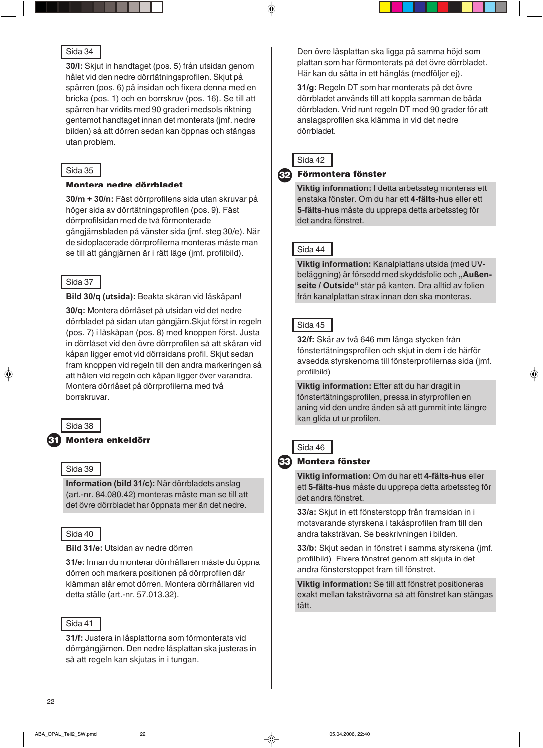Sida 34

**30/l:** Skjut in handtaget (pos. 5) från utsidan genom hålet vid den nedre dörrtätningsprofilen. Skjut på spärren (pos. 6) på insidan och fixera denna med en bricka (pos. 1) och en borrskruv (pos. 16). Se till att spärren har vridits med 90 graderi medsols riktning gentemot handtaget innan det monterats (jmf. nedre bilden) så att dörren sedan kan öppnas och stängas utan problem.

Sida 35

**Montera nedre dörrbladet**

**30/m + 30/n:** Fäst dörrprofilens sida utan skruvar på höger sida av dörrtätningsprofilen (pos. 9). Fäst dörrprofilsidan med de två förmonterade gångjärnsbladen på vänster sida (jmf. steg 30/e). När de sidoplacerade dörrprofilerna monteras måste man se till att gångjärnen är i rätt läge (jmf. profilbild).

Sida 37

**Bild 30/q (utsida):** Beakta skåran vid låskåpan!

**30/q:** Montera dörrlåset på utsidan vid det nedre dörrbladet på sidan utan gångjärn.Skjut först in regeln (pos. 7) i låskåpan (pos. 8) med knoppen först. Justa in dörrlåset vid den övre dörrprofilen så att skåran vid kåpan ligger emot vid dörrsidans profil. Skjut sedan fram knoppen vid regeln till den andra markeringen så att hålen vid regeln och kåpan ligger över varandra. Montera dörrlåset på dörrprofilerna med två borrskruvar.

Sida 38

**31 Montera enkeldörr**

Sida 39

**Information (bild 31/c):** När dörrbladets anslag (art.-nr. 84.080.42) monteras måste man se till att det övre dörrbladet har öppnats mer än det nedre.

Sida 40

**Bild 31/e:** Utsidan av nedre dörren

**31/e:** Innan du monterar dörrhållaren måste du öppna dörren och markera positionen på dörrprofilen där klämman slår emot dörren. Montera dörrhållaren vid detta ställe (art.-nr. 57.013.32).

Sida 41

**31/f:** Justera in låsplattorna som förmonterats vid dörrgångjärnen. Den nedre låsplattan ska justeras in så att regeln kan skjutas in i tungan.

Den övre låsplattan ska ligga på samma höjd som plattan som har förmonterats på det övre dörrbladet. Här kan du sätta in ett hänglås (medföljer ej).

**31/g:** Regeln DT som har monterats på det övre dörrbladet används till att koppla samman de båda dörrbladen. Vrid runt regeln DT med 90 grader för att anslagsprofilen ska klämma in vid det nedre dörrbladet.

Sida 42

**32 Förmontera fönster**

**Viktig information:** I detta arbetssteg monteras ett enstaka fönster. Om du har ett **4-fälts-hus** eller ett **5-fälts-hus** måste du upprepa detta arbetssteg för det andra fönstret.

Sida 44

**Viktig information:** Kanalplattans utsida (med UV-beläggning) är försedd med skyddsfolie och **„Außenseite / Outside“** står på kanten. Dra alltid av folien från kanalplattan strax innan den ska monteras.

Sida 45

**32/f:** Skär av två 646 mm långa stycken från fönstertätningsprofilen och skjut in dem i de härför avsedda styrskenorna till fönsterprofilernas sida (jmf. profilbild).

**Viktig information:** Efter att du har dragit in fönstertätningsprofilen, pressa in styrprofilen en aning vid den undre änden så att gummit inte längre kan glida ut ur profilen.

Sida 46

**33 Montera fönster**

**Viktig information:** Om du har ett **4-fälts-hus** eller ett **5-fälts-hus** måste du upprepa detta arbetssteg för det andra fönstret.

**33/a:** Skjut in ett fönsterstopp från framsidan in i motsvarande styrskena i takåsprofilen fram till den andra taksträvan. Se beskrivningen i bilden.

**33/b:** Skjut sedan in fönstret i samma styrskena (jmf. profilbild). Fixera fönstret genom att skjuta in det andra fönsterstoppet fram till fönstret.

**Viktig information:** Se till att fönstret positioneras exakt mellan taksträvorna så att fönstret kan stängas tätt.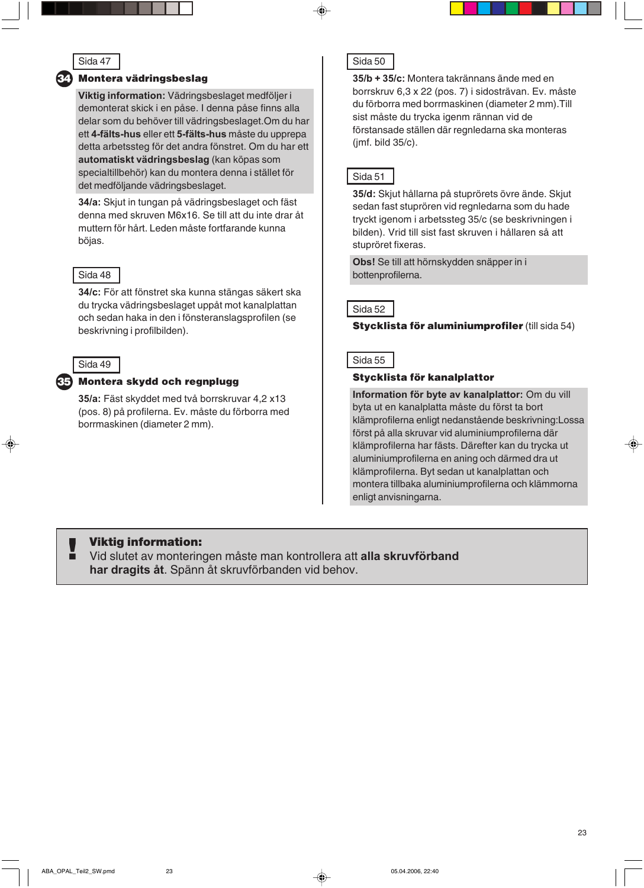Sida 47

## 34 Montera vädringsbeslag

**Viktig information:** Vädringsbeslaget medföljer i demonterat skick i en påse. I denna påse finns alla delar som du behöver till vädringsbeslaget.Om du har ett **4-fälts-hus** eller ett **5-fälts-hus** måste du upprepa detta arbetssteg för det andra fönstret. Om du har ett **automatiskt vädringsbeslag** (kan köpas som specialtillbehör) kan du montera denna i stället för det medföljande vädringsbeslaget.

**34/a:** Skjut in tungan på vädringsbeslaget och fäst denna med skruven M6x16. Se till att du inte drar åt muttern för hårt. Leden måste fortfarande kunna böjas.

Sida 48

**34/c:** För att fönstret ska kunna stängas säkert ska du trycka vädringsbeslaget uppåt mot kanalplattan och sedan haka in den i fönsteranslagsprofilen (se beskrivning i profilbilden).

Sida 49

## 35 Montera skydd och regnplugg

**35/a:** Fäst skyddet med två borrskruvar 4,2 x13 (pos. 8) på profilerna. Ev. måste du förborra med borrmaskinen (diameter 2 mm).

Sida 50

**35/b + 35/c:** Montera takrännans ände med en borrskruv 6,3 x 22 (pos. 7) i sidosträvan. Ev. måste du förborra med borrmaskinen (diameter 2 mm).Till sist måste du trycka igenm rännan vid de förstansade ställen där regnledarna ska monteras (jmf. bild 35/c).

Sida 51

**35/d:** Skjut hållarna på stuprörets övre ände. Skjut sedan fast stuprören vid regnledarna som du hade tryckt igenom i arbetssteg 35/c (se beskrivningen i bilden). Vrid till sist fast skruven i hållaren så att stupröret fixeras.

**Obs!** Se till att hörnskydden snäpper in i bottenprofilerna.

Sida 52

**Stycklista för aluminiumprofiler** (till sida 54)

Sida 55

**Stycklista för kanalplattor**

**Information för byte av kanalplattor:** Om du vill byta ut en kanalplatta måste du först ta bort klämprofilerna enligt nedanstående beskrivning:Lossa först på alla skruvar vid aluminiumprofilerna där klämprofilerna har fästs. Därefter kan du trycka ut aluminiumprofilerna en aning och därmed dra ut klämprofilerna. Byt sedan ut kanalplattan och montera tillbaka aluminiumprofilerna och klämmorna enligt anvisningarna.

**! Viktig information:**
Vid slutet av monteringen måste man kontrollera att **alla skruvförband har dragits åt**. Spänn åt skruvförbanden vid behov.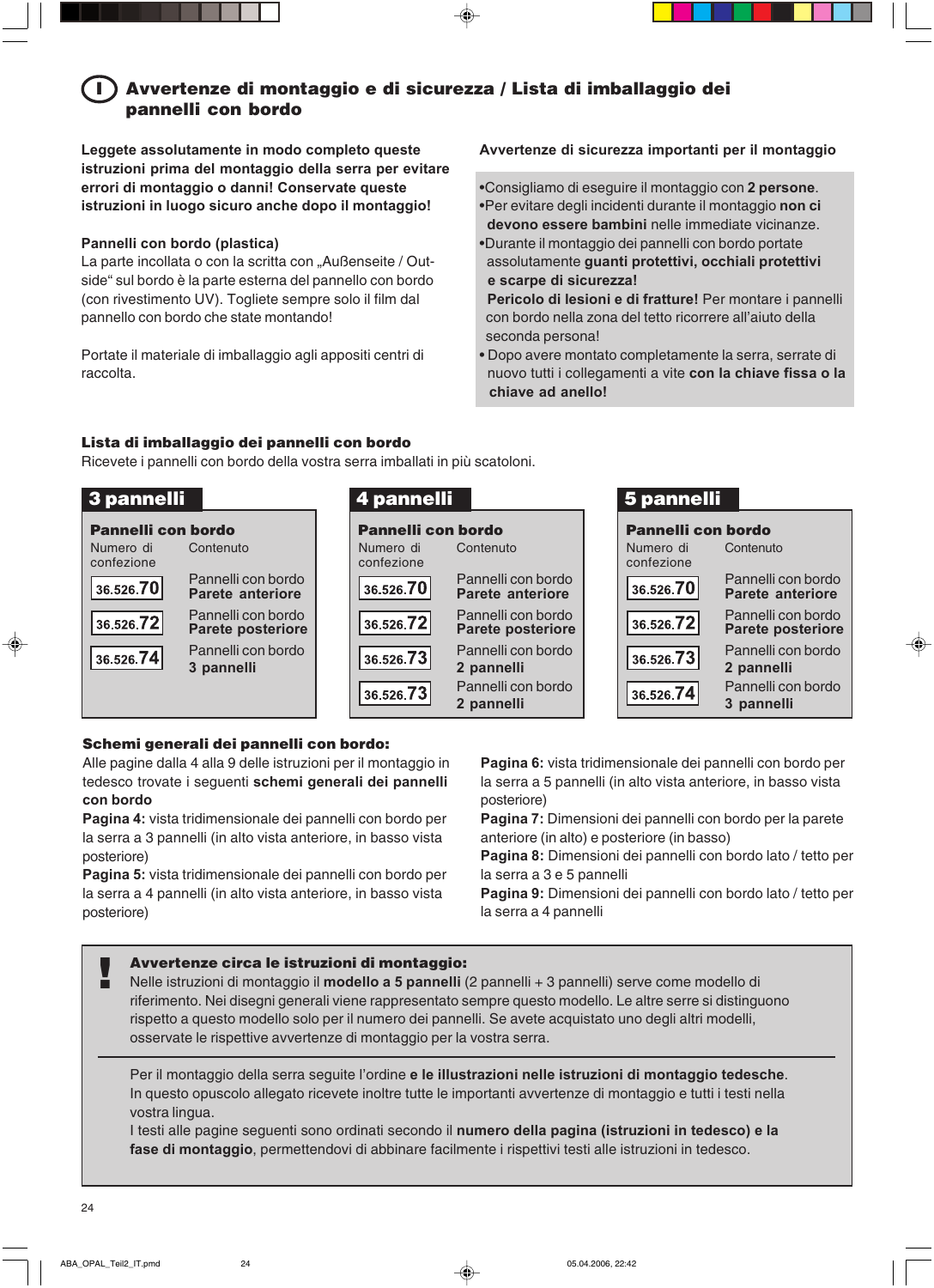# I Avvertenze di montaggio e di sicurezza / Lista di imballaggio dei pannelli con bordo

**Leggete assolutamente in modo completo queste istruzioni prima del montaggio della serra per evitare errori di montaggio o danni! Conservate queste istruzioni in luogo sicuro anche dopo il montaggio!**

**Pannelli con bordo (plastica)**
La parte incollata o con la scritta con „Außenseite / Outside“ sul bordo è la parte esterna del pannello con bordo (con rivestimento UV). Togliete sempre solo il film dal pannello con bordo che state montando!

Portate il materiale di imballaggio agli appositi centri di raccolta.

**Avvertenze di sicurezza importanti per il montaggio**

- Consigliamo di eseguire il montaggio con **2 persone**.
- Per evitare degli incidenti durante il montaggio **non ci devono essere bambini** nelle immediate vicinanze.
- Durante il montaggio dei pannelli con bordo portate assolutamente **guanti protettivi, occhiali protettivi e scarpe di sicurezza!**
  **Pericolo di lesioni e di fratture!** Per montare i pannelli con bordo nella zona del tetto ricorrere all'aiuto della seconda persona!
- Dopo avere montato completamente la serra, serrate di nuovo tutti i collegamenti a vite **con la chiave fissa o la chiave ad anello!**

## Lista di imballaggio dei pannelli con bordo

Ricevete i pannelli con bordo della vostra serra imballati in più scatoloni.

**3 pannelli**

**Pannelli con bordo**

| Numero di confezione | Contenuto |
|---|---|
| 36.526.70 | Pannelli con bordo **Parete anteriore** |
| 36.526.72 | Pannelli con bordo **Parete posteriore** |
| 36.526.74 | Pannelli con bordo **3 pannelli** |

**4 pannelli**

**Pannelli con bordo**

| Numero di confezione | Contenuto |
|---|---|
| 36.526.70 | Pannelli con bordo **Parete anteriore** |
| 36.526.72 | Pannelli con bordo **Parete posteriore** |
| 36.526.73 | Pannelli con bordo **2 pannelli** |
| 36.526.73 | Pannelli con bordo **2 pannelli** |

**5 pannelli**

**Pannelli con bordo**

| Numero di confezione | Contenuto |
|---|---|
| 36.526.70 | Pannelli con bordo **Parete anteriore** |
| 36.526.72 | Pannelli con bordo **Parete posteriore** |
| 36.526.73 | Pannelli con bordo **2 pannelli** |
| 36.526.74 | Pannelli con bordo **3 pannelli** |

**Schemi generali dei pannelli con bordo:**
Alle pagine dalla 4 alla 9 delle istruzioni per il montaggio in tedesco trovate i seguenti **schemi generali dei pannelli con bordo**
**Pagina 4:** vista tridimensionale dei pannelli con bordo per la serra a 3 pannelli (in alto vista anteriore, in basso vista posteriore)
**Pagina 5:** vista tridimensionale dei pannelli con bordo per la serra a 4 pannelli (in alto vista anteriore, in basso vista posteriore)
**Pagina 6:** vista tridimensionale dei pannelli con bordo per la serra a 5 pannelli (in alto vista anteriore, in basso vista posteriore)
**Pagina 7:** Dimensioni dei pannelli con bordo per la parete anteriore (in alto) e posteriore (in basso)
**Pagina 8:** Dimensioni dei pannelli con bordo lato / tetto per la serra a 3 e 5 pannelli
**Pagina 9:** Dimensioni dei pannelli con bordo lato / tetto per la serra a 4 pannelli

**! Avvertenze circa le istruzioni di montaggio:**
Nelle istruzioni di montaggio il **modello a 5 pannelli** (2 pannelli + 3 pannelli) serve come modello di riferimento. Nei disegni generali viene rappresentato sempre questo modello. Le altre serre si distinguono rispetto a questo modello solo per il numero dei pannelli. Se avete acquistato uno degli altri modelli, osservate le rispettive avvertenze di montaggio per la vostra serra.

---

Per il montaggio della serra seguite l'ordine **e le illustrazioni nelle istruzioni di montaggio tedesche**. In questo opuscolo allegato ricevete inoltre tutte le importanti avvertenze di montaggio e tutti i testi nella vostra lingua.
I testi alle pagine seguenti sono ordinati secondo il **numero della pagina (istruzioni in tedesco) e la fase di montaggio**, permettendovi di abbinare facilmente i rispettivi testi alle istruzioni in tedesco.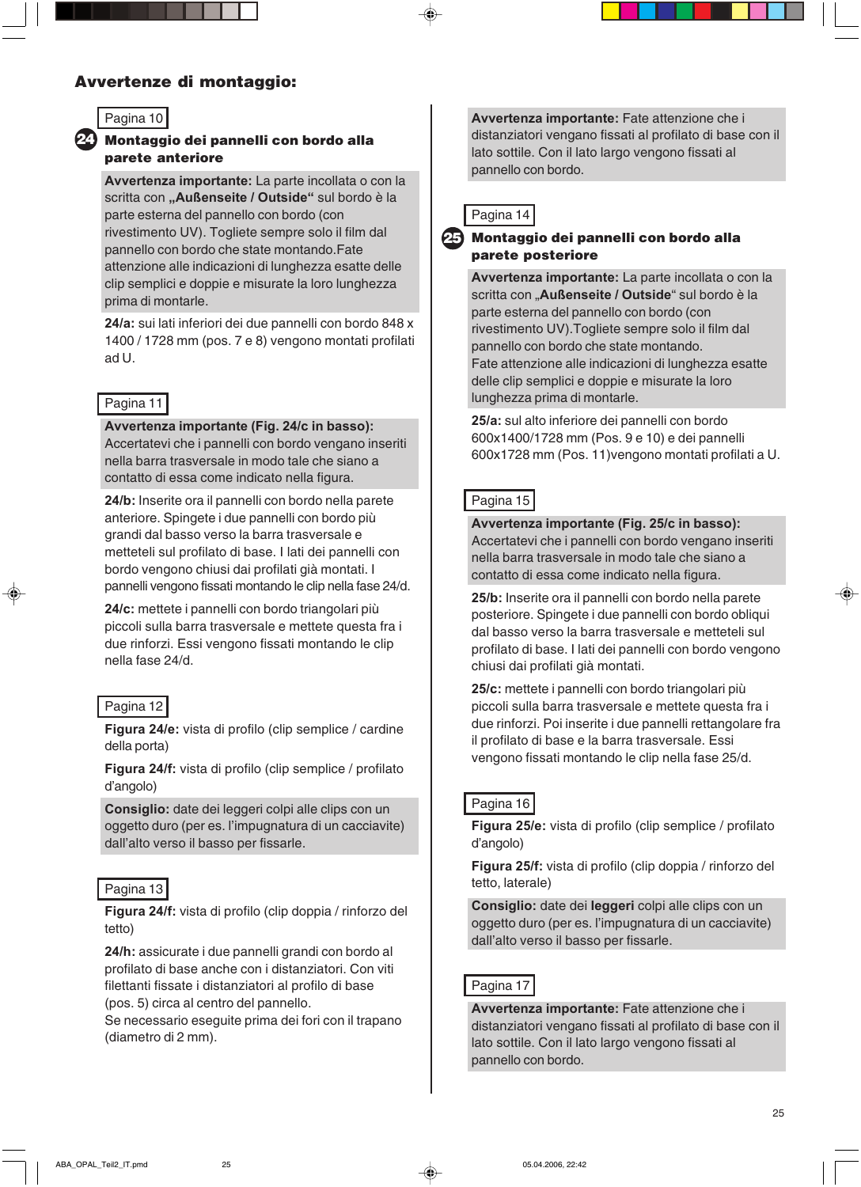# Avvertenze di montaggio:

Pagina 10

## 24 Montaggio dei pannelli con bordo alla parete anteriore

**Avvertenza importante:** La parte incollata o con la scritta con **„Außenseite / Outside“** sul bordo è la parte esterna del pannello con bordo (con rivestimento UV). Togliete sempre solo il film dal pannello con bordo che state montando.Fate attenzione alle indicazioni di lunghezza esatte delle clip semplici e doppie e misurate la loro lunghezza prima di montarle.

**24/a:** sui lati inferiori dei due pannelli con bordo 848 x 1400 / 1728 mm (pos. 7 e 8) vengono montati profilati ad U.

Pagina 11

**Avvertenza importante (Fig. 24/c in basso):** Accertatevi che i pannelli con bordo vengano inseriti nella barra trasversale in modo tale che siano a contatto di essa come indicato nella figura.

**24/b:** Inserite ora il pannelli con bordo nella parete anteriore. Spingete i due pannelli con bordo più grandi dal basso verso la barra trasversale e metteteli sul profilato di base. I lati dei pannelli con bordo vengono chiusi dai profilati già montati. I pannelli vengono fissati montando le clip nella fase 24/d.

**24/c:** mettete i pannelli con bordo triangolari più piccoli sulla barra trasversale e mettete questa fra i due rinforzi. Essi vengono fissati montando le clip nella fase 24/d.

Pagina 12

**Figura 24/e:** vista di profilo (clip semplice / cardine della porta)

**Figura 24/f:** vista di profilo (clip semplice / profilato d’angolo)

**Consiglio:** date dei leggeri colpi alle clips con un oggetto duro (per es. l’impugnatura di un cacciavite) dall’alto verso il basso per fissarle.

Pagina 13

**Figura 24/f:** vista di profilo (clip doppia / rinforzo del tetto)

**24/h:** assicurate i due pannelli grandi con bordo al profilato di base anche con i distanziatori. Con viti filettanti fissate i distanziatori al profilo di base (pos. 5) circa al centro del pannello.
Se necessario eseguite prima dei fori con il trapano (diametro di 2 mm).

**Avvertenza importante:** Fate attenzione che i distanziatori vengano fissati al profilato di base con il lato sottile. Con il lato largo vengono fissati al pannello con bordo.

Pagina 14

## 25 Montaggio dei pannelli con bordo alla parete posteriore

**Avvertenza importante:** La parte incollata o con la scritta con **„Außenseite / Outside“** sul bordo è la parte esterna del pannello con bordo (con rivestimento UV).Togliete sempre solo il film dal pannello con bordo che state montando.
Fate attenzione alle indicazioni di lunghezza esatte delle clip semplici e doppie e misurate la loro lunghezza prima di montarle.

**25/a:** sul alto inferiore dei pannelli con bordo 600x1400/1728 mm (Pos. 9 e 10) e dei pannelli 600x1728 mm (Pos. 11)vengono montati profilati a U.

Pagina 15

**Avvertenza importante (Fig. 25/c in basso):** Accertatevi che i pannelli con bordo vengano inseriti nella barra trasversale in modo tale che siano a contatto di essa come indicato nella figura.

**25/b:** Inserite ora il pannelli con bordo nella parete posteriore. Spingete i due pannelli con bordo obliqui dal basso verso la barra trasversale e metteteli sul profilato di base. I lati dei pannelli con bordo vengono chiusi dai profilati già montati.

**25/c:** mettete i pannelli con bordo triangolari più piccoli sulla barra trasversale e mettete questa fra i due rinforzi. Poi inserite i due pannelli rettangolare fra il profilato di base e la barra trasversale. Essi vengono fissati montando le clip nella fase 25/d.

Pagina 16

**Figura 25/e:** vista di profilo (clip semplice / profilato d’angolo)

**Figura 25/f:** vista di profilo (clip doppia / rinforzo del tetto, laterale)

**Consiglio:** date dei **leggeri** colpi alle clips con un oggetto duro (per es. l’impugnatura di un cacciavite) dall’alto verso il basso per fissarle.

Pagina 17

**Avvertenza importante:** Fate attenzione che i distanziatori vengano fissati al profilato di base con il lato sottile. Con il lato largo vengono fissati al pannello con bordo.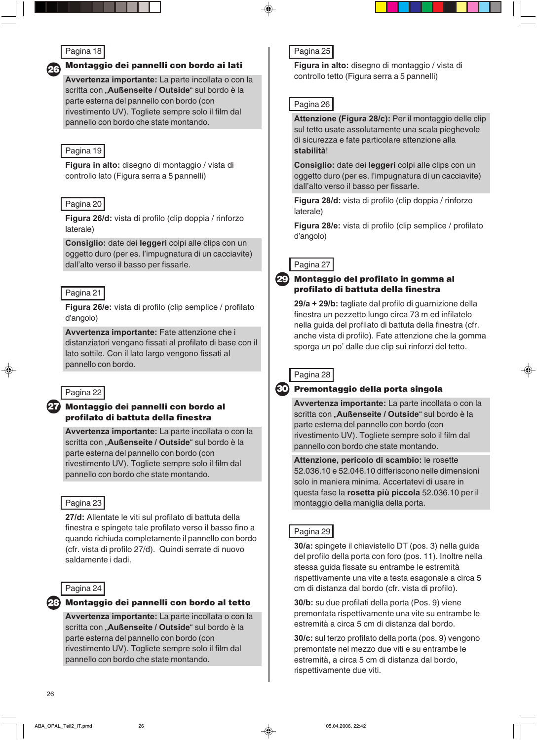Pagina 18

## 26 Montaggio dei pannelli con bordo ai lati

**Avvertenza importante:** La parte incollata o con la scritta con „**Außenseite / Outside**“ sul bordo è la parte esterna del pannello con bordo (con rivestimento UV). Togliete sempre solo il film dal pannello con bordo che state montando.

Pagina 19

**Figura in alto:** disegno di montaggio / vista di controllo lato (Figura serra a 5 pannelli)

Pagina 20

**Figura 26/d:** vista di profilo (clip doppia / rinforzo laterale)

**Consiglio:** date dei **leggeri** colpi alle clips con un oggetto duro (per es. l'impugnatura di un cacciavite) dall'alto verso il basso per fissarle.

Pagina 21

**Figura 26/e:** vista di profilo (clip semplice / profilato d'angolo)

**Avvertenza importante:** Fate attenzione che i distanziatori vengano fissati al profilato di base con il lato sottile. Con il lato largo vengono fissati al pannello con bordo.

Pagina 22

## 27 Montaggio dei pannelli con bordo al profilato di battuta della finestra

**Avvertenza importante:** La parte incollata o con la scritta con „**Außenseite / Outside**“ sul bordo è la parte esterna del pannello con bordo (con rivestimento UV). Togliete sempre solo il film dal pannello con bordo che state montando.

Pagina 23

**27/d:** Allentate le viti sul profilato di battuta della finestra e spingete tale profilato verso il basso fino a quando richiuda completamente il pannello con bordo (cfr. vista di profilo 27/d). Quindi serrate di nuovo saldamente i dadi.

Pagina 24

## 28 Montaggio dei pannelli con bordo al tetto

**Avvertenza importante:** La parte incollata o con la scritta con „**Außenseite / Outside**“ sul bordo è la parte esterna del pannello con bordo (con rivestimento UV). Togliete sempre solo il film dal pannello con bordo che state montando.

Pagina 25

**Figura in alto:** disegno di montaggio / vista di controllo tetto (Figura serra a 5 pannelli)

Pagina 26

**Attenzione (Figura 28/c):** Per il montaggio delle clip sul tetto usate assolutamente una scala pieghevole di sicurezza e fate particolare attenzione alla **stabilità**!

**Consiglio:** date dei **leggeri** colpi alle clips con un oggetto duro (per es. l'impugnatura di un cacciavite) dall'alto verso il basso per fissarle.

**Figura 28/d:** vista di profilo (clip doppia / rinforzo laterale)

**Figura 28/e:** vista di profilo (clip semplice / profilato d'angolo)

Pagina 27

## 29 Montaggio del profilato in gomma al profilato di battuta della finestra

**29/a + 29/b:** tagliate dal profilo di guarnizione della finestra un pezzetto lungo circa 73 m ed infilatelo nella guida del profilato di battuta della finestra (cfr. anche vista di profilo). Fate attenzione che la gomma sporga un po' dalle due clip sui rinforzi del tetto.

Pagina 28

## 30 Premontaggio della porta singola

**Avvertenza importante:** La parte incollata o con la scritta con „**Außenseite / Outside**“ sul bordo è la parte esterna del pannello con bordo (con rivestimento UV). Togliete sempre solo il film dal pannello con bordo che state montando.

**Attenzione, pericolo di scambio:** le rosette 52.036.10 e 52.046.10 differiscono nelle dimensioni solo in maniera minima. Accertatevi di usare in questa fase la **rosetta più piccola** 52.036.10 per il montaggio della maniglia della porta.

Pagina 29

**30/a:** spingete il chiavistello DT (pos. 3) nella guida del profilo della porta con foro (pos. 11). Inoltre nella stessa guida fissate su entrambe le estremità rispettivamente una vite a testa esagonale a circa 5 cm di distanza dal bordo (cfr. vista di profilo).

**30/b:** su due profilati della porta (Pos. 9) viene premontata rispettivamente una vite su entrambe le estremità a circa 5 cm di distanza dal bordo.

**30/c:** sul terzo profilato della porta (pos. 9) vengono premontate nel mezzo due viti e su entrambe le estremità, a circa 5 cm di distanza dal bordo, rispettivamente due viti.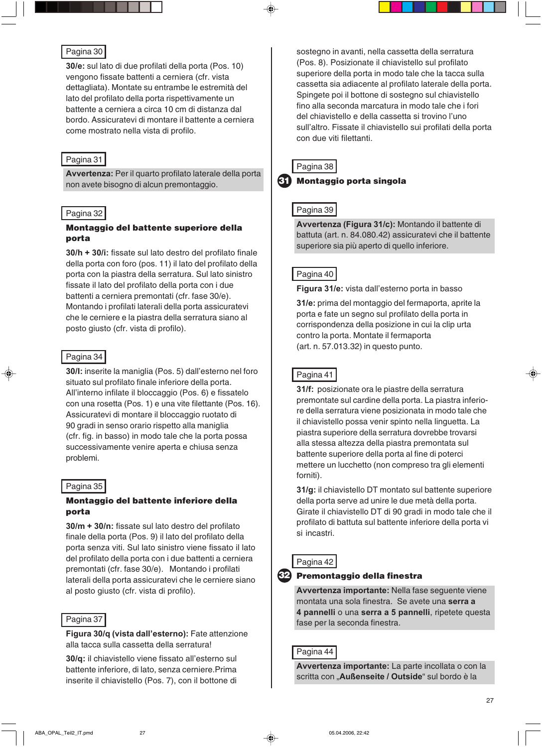Pagina 30

**30/e:** sul lato di due profilati della porta (Pos. 10) vengono fissate battenti a cerniera (cfr. vista dettagliata). Montate su entrambe le estremità del lato del profilato della porta rispettivamente un battente a cerniera a circa 10 cm di distanza dal bordo. Assicuratevi di montare il battente a cerniera come mostrato nella vista di profilo.

Pagina 31

**Avvertenza:** Per il quarto profilato laterale della porta non avete bisogno di alcun premontaggio.

Pagina 32

**Montaggio del battente superiore della porta**

**30/h + 30/i:** fissate sul lato destro del profilato finale della porta con foro (pos. 11) il lato del profilato della porta con la piastra della serratura. Sul lato sinistro fissate il lato del profilato della porta con i due battenti a cerniera premontati (cfr. fase 30/e). Montando i profilati laterali della porta assicuratevi che le cerniere e la piastra della serratura siano al posto giusto (cfr. vista di profilo).

Pagina 34

**30/l:** inserite la maniglia (Pos. 5) dall'esterno nel foro situato sul profilato finale inferiore della porta. All'interno infilate il bloccaggio (Pos. 6) e fissatelo con una rosetta (Pos. 1) e una vite filettante (Pos. 16). Assicuratevi di montare il bloccaggio ruotato di 90 gradi in senso orario rispetto alla maniglia (cfr. fig. in basso) in modo tale che la porta possa successivamente venire aperta e chiusa senza problemi.

Pagina 35

**Montaggio del battente inferiore della porta**

**30/m + 30/n:** fissate sul lato destro del profilato finale della porta (Pos. 9) il lato del profilato della porta senza viti. Sul lato sinistro viene fissato il lato del profilato della porta con i due battenti a cerniera premontati (cfr. fase 30/e). Montando i profilati laterali della porta assicuratevi che le cerniere siano al posto giusto (cfr. vista di profilo).

Pagina 37

**Figura 30/q (vista dall'esterno):** Fate attenzione alla tacca sulla cassetta della serratura!

**30/q:** il chiavistello viene fissato all'esterno sul battente inferiore, di lato, senza cerniere.Prima inserite il chiavistello (Pos. 7), con il bottone di sostegno in avanti, nella cassetta della serratura (Pos. 8). Posizionate il chiavistello sul profilato superiore della porta in modo tale che la tacca sulla cassetta sia adiacente al profilato laterale della porta. Spingete poi il bottone di sostegno sul chiavistello fino alla seconda marcatura in modo tale che i fori del chiavistello e della cassetta si trovino l'uno sull'altro. Fissate il chiavistello sui profilati della porta con due viti filettanti.

Pagina 38

**31 Montaggio porta singola**

Pagina 39

**Avvertenza (Figura 31/c):** Montando il battente di battuta (art. n. 84.080.42) assicuratevi che il battente superiore sia più aperto di quello inferiore.

Pagina 40

**Figura 31/e:** vista dall'esterno porta in basso

**31/e:** prima del montaggio del fermaporta, aprite la porta e fate un segno sul profilato della porta in corrispondenza della posizione in cui la clip urta contro la porta. Montate il fermaporta (art. n. 57.013.32) in questo punto.

Pagina 41

**31/f:** posizionate ora le piastre della serratura premontate sul cardine della porta. La piastra inferiore della serratura viene posizionata in modo tale che il chiavistello possa venir spinto nella linguetta. La piastra superiore della serratura dovrebbe trovarsi alla stessa altezza della piastra premontata sul battente superiore della porta al fine di poterci mettere un lucchetto (non compreso tra gli elementi forniti).

**31/g:** il chiavistello DT montato sul battente superiore della porta serve ad unire le due metà della porta. Girate il chiavistello DT di 90 gradi in modo tale che il profilato di battuta sul battente inferiore della porta vi si incastri.

Pagina 42

**32 Premontaggio della finestra**

**Avvertenza importante:** Nella fase seguente viene montata una sola finestra. Se avete una **serra a 4 pannelli** o una **serra a 5 pannelli**, ripetete questa fase per la seconda finestra.

Pagina 44

**Avvertenza importante:** La parte incollata o con la scritta con „**Außenseite / Outside**" sul bordo è la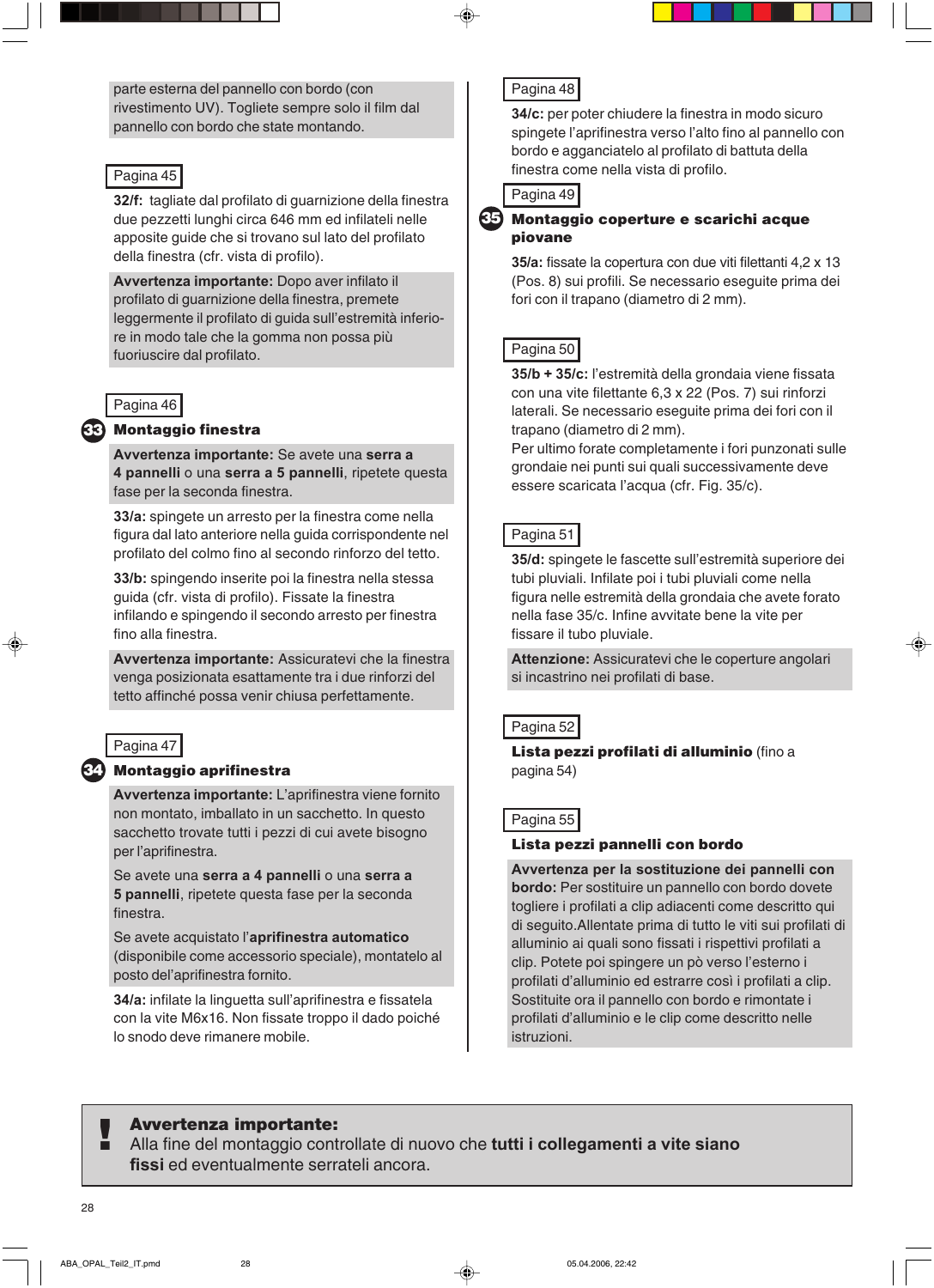parte esterna del pannello con bordo (con rivestimento UV). Togliete sempre solo il film dal pannello con bordo che state montando.

Pagina 45

**32/f:** tagliate dal profilato di guarnizione della finestra due pezzetti lunghi circa 646 mm ed infilateli nelle apposite guide che si trovano sul lato del profilato della finestra (cfr. vista di profilo).

**Avvertenza importante:** Dopo aver infilato il profilato di guarnizione della finestra, premete leggermente il profilato di guida sull'estremità inferiore in modo tale che la gomma non possa più fuoriuscire dal profilato.

Pagina 46

## 33 Montaggio finestra

**Avvertenza importante:** Se avete una **serra a 4 pannelli** o una **serra a 5 pannelli**, ripetete questa fase per la seconda finestra.

**33/a:** spingete un arresto per la finestra come nella figura dal lato anteriore nella guida corrispondente nel profilato del colmo fino al secondo rinforzo del tetto.

**33/b:** spingendo inserite poi la finestra nella stessa guida (cfr. vista di profilo). Fissate la finestra infilando e spingendo il secondo arresto per finestra fino alla finestra.

**Avvertenza importante:** Assicuratevi che la finestra venga posizionata esattamente tra i due rinforzi del tetto affinché possa venir chiusa perfettamente.

Pagina 47

## 34 Montaggio aprifinestra

**Avvertenza importante:** L'aprifinestra viene fornito non montato, imballato in un sacchetto. In questo sacchetto trovate tutti i pezzi di cui avete bisogno per l'aprifinestra.

Se avete una **serra a 4 pannelli** o una **serra a 5 pannelli**, ripetete questa fase per la seconda finestra.

Se avete acquistato l'**aprifinestra automatico** (disponibile come accessorio speciale), montatelo al posto dell'aprifinestra fornito.

**34/a:** infilate la linguetta sull'aprifinestra e fissatela con la vite M6x16. Non fissate troppo il dado poiché lo snodo deve rimanere mobile.

Pagina 48

**34/c:** per poter chiudere la finestra in modo sicuro spingete l'aprifinestra verso l'alto fino al pannello con bordo e agganciatelo al profilato di battuta della finestra come nella vista di profilo.

Pagina 49

## 35 Montaggio coperture e scarichi acque piovane

**35/a:** fissate la copertura con due viti filettanti 4,2 x 13 (Pos. 8) sui profili. Se necessario eseguite prima dei fori con il trapano (diametro di 2 mm).

Pagina 50

**35/b + 35/c:** l'estremità della grondaia viene fissata con una vite filettante 6,3 x 22 (Pos. 7) sui rinforzi laterali. Se necessario eseguite prima dei fori con il trapano (diametro di 2 mm).
Per ultimo forate completamente i fori punzonati sulle grondaie nei punti sui quali successivamente deve essere scaricata l'acqua (cfr. Fig. 35/c).

Pagina 51

**35/d:** spingete le fascette sull'estremità superiore dei tubi pluviali. Infilate poi i tubi pluviali come nella figura nelle estremità della grondaia che avete forato nella fase 35/c. Infine avvitate bene la vite per fissare il tubo pluviale.

**Attenzione:** Assicuratevi che le coperture angolari si incastrino nei profilati di base.

Pagina 52

**Lista pezzi profilati di alluminio** (fino a pagina 54)

Pagina 55

**Lista pezzi pannelli con bordo**

**Avvertenza per la sostituzione dei pannelli con bordo:** Per sostituire un pannello con bordo dovete togliere i profilati a clip adiacenti come descritto qui di seguito.Allentate prima di tutto le viti sui profilati di alluminio ai quali sono fissati i rispettivi profilati a clip. Potete poi spingere un pò verso l'esterno i profilati d'alluminio ed estrarre così i profilati a clip. Sostituite ora il pannello con bordo e rimontate i profilati d'alluminio e le clip come descritto nelle istruzioni.

**! Avvertenza importante:**
Alla fine del montaggio controllate di nuovo che **tutti i collegamenti a vite siano fissi** ed eventualmente serrateli ancora.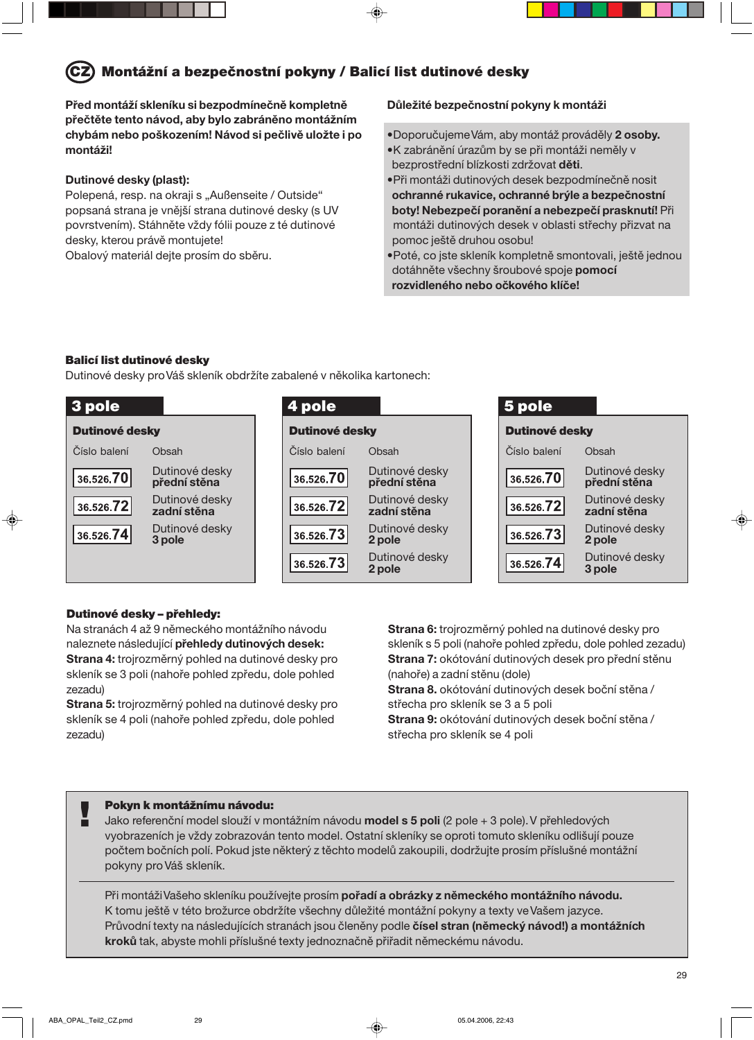# CZ Montážní a bezpečnostní pokyny / Balicí list dutinové desky

**Před montáží skleníku si bezpodmínečně kompletně přečtěte tento návod, aby bylo zabráněno montážním chybám nebo poškozením! Návod si pečlivě uložte i po montáži!**

**Dutinové desky (plast):**
Polepená, resp. na okraji s „Außenseite / Outside" popsaná strana je vnější strana dutinové desky (s UV povrstvením). Stáhněte vždy fólii pouze z té dutinové desky, kterou právě montujete!
Obalový materiál dejte prosím do sběru.

**Důležité bezpečnostní pokyny k montáži**

- Doporučujeme Vám, aby montáž prováděly **2 osoby.**
- K zabránění úrazům by se při montáži neměly v bezprostřední blízkosti zdržovat **děti**.
- Při montáži dutinových desek bezpodmínečně nosit **ochranné rukavice, ochranné brýle a bezpečnostní boty! Nebezpečí poranění a nebezpečí prasknutí!** Při montáži dutinových desek v oblasti střechy přizvat na pomoc ještě druhou osobu!
- Poté, co jste skleník kompletně smontovali, ještě jednou dotáhněte všechny šroubové spoje **pomocí rozvidleného nebo očkového klíče!**

**Balicí list dutinové desky**
Dutinové desky pro Váš skleník obdržíte zabalené v několika kartonech:

## 3 pole

**Dutinové desky**

| Číslo balení | Obsah |
|---|---|
| 36.526.70 | Dutinové desky **přední stěna** |
| 36.526.72 | Dutinové desky **zadní stěna** |
| 36.526.74 | Dutinové desky **3 pole** |

## 4 pole

**Dutinové desky**

| Číslo balení | Obsah |
|---|---|
| 36.526.70 | Dutinové desky **přední stěna** |
| 36.526.72 | Dutinové desky **zadní stěna** |
| 36.526.73 | Dutinové desky **2 pole** |
| 36.526.73 | Dutinové desky **2 pole** |

## 5 pole

**Dutinové desky**

| Číslo balení | Obsah |
|---|---|
| 36.526.70 | Dutinové desky **přední stěna** |
| 36.526.72 | Dutinové desky **zadní stěna** |
| 36.526.73 | Dutinové desky **2 pole** |
| 36.526.74 | Dutinové desky **3 pole** |

**Dutinové desky – přehledy:**
Na stranách 4 až 9 německého montážního návodu naleznete následující **přehledy dutinových desek:**
**Strana 4:** trojrozměrný pohled na dutinové desky pro skleník se 3 poli (nahoře pohled zpředu, dole pohled zezadu)
**Strana 5:** trojrozměrný pohled na dutinové desky pro skleník se 4 poli (nahoře pohled zpředu, dole pohled zezadu)
**Strana 6:** trojrozměrný pohled na dutinové desky pro skleník s 5 poli (nahoře pohled zpředu, dole pohled zezadu)
**Strana 7:** okótování dutinových desek pro přední stěnu (nahoře) a zadní stěnu (dole)
**Strana 8.** okótování dutinových desek boční stěna / střecha pro skleník se 3 a 5 poli
**Strana 9:** okótování dutinových desek boční stěna / střecha pro skleník se 4 poli

**!** **Pokyn k montážnímu návodu:**
Jako referenční model slouží v montážním návodu **model s 5 poli** (2 pole + 3 pole). V přehledových vyobrazeních je vždy zobrazován tento model. Ostatní skleníky se oproti tomuto skleníku odlišují pouze počtem bočních polí. Pokud jste některý z těchto modelů zakoupili, dodržujte prosím příslušné montážní pokyny pro Váš skleník.

Při montáži Vašeho skleníku používejte prosím **pořadí a obrázky z německého montážního návodu.** K tomu ještě v této brožurce obdržíte všechny důležité montážní pokyny a texty ve Vašem jazyce. Průvodní texty na následujících stranách jsou členěny podle **čísel stran (německý návod!) a montážních kroků** tak, abyste mohli příslušné texty jednoznačně přiřadit německému návodu.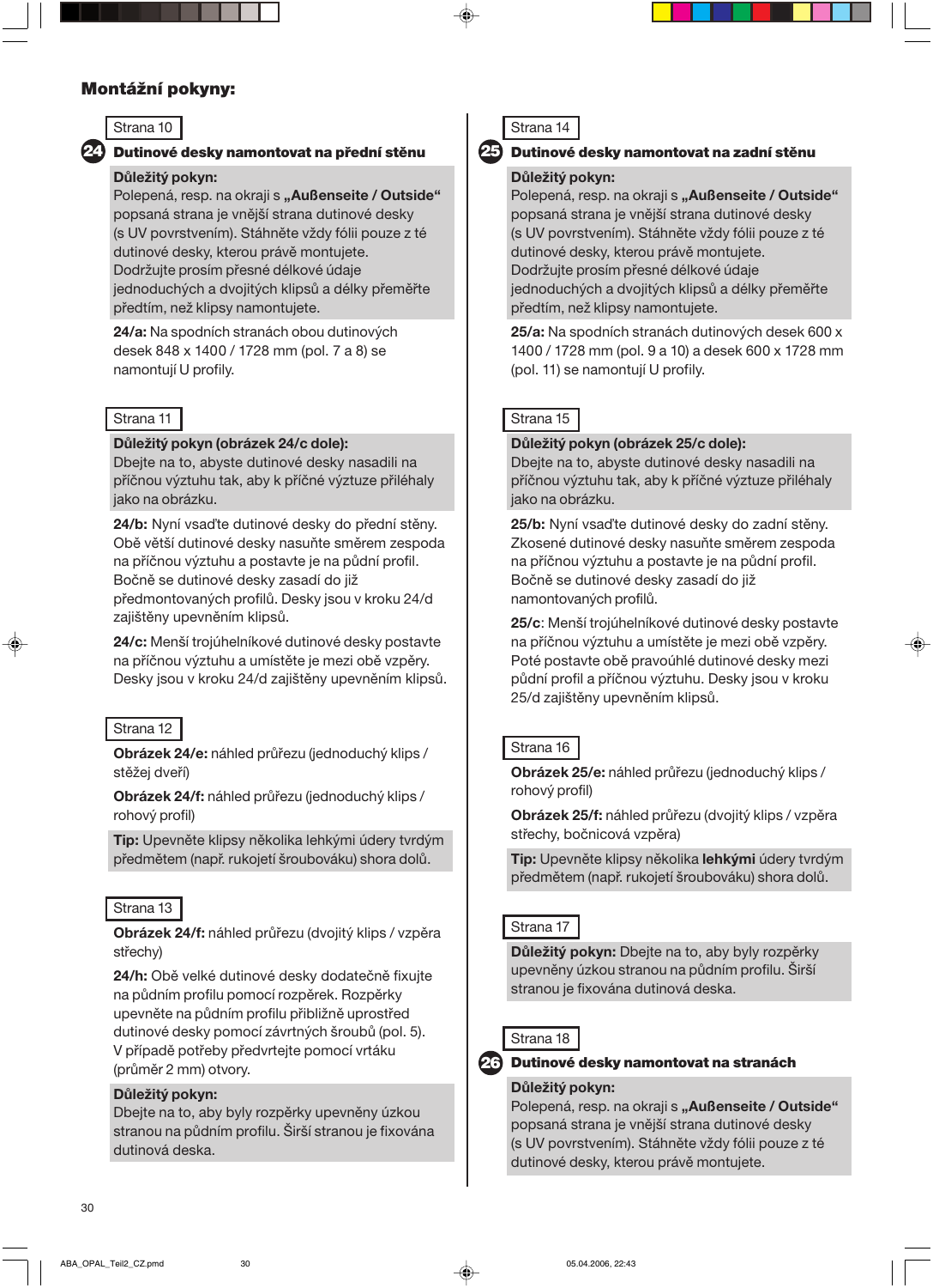## Montážní pokyny:

Strana 10

### 24 Dutinové desky namontovat na přední stěnu

**Důležitý pokyn:**
Polepená, resp. na okraji s **„Außenseite / Outside"** popsaná strana je vnější strana dutinové desky (s UV povrstvením). Stáhněte vždy fólii pouze z té dutinové desky, kterou právě montujete.
Dodržujte prosím přesné délkové údaje jednoduchých a dvojitých klipsů a délky přeměřte předtím, než klipsy namontujete.

**24/a:** Na spodních stranách obou dutinových desek 848 x 1400 / 1728 mm (pol. 7 a 8) se namontují U profily.

Strana 11

**Důležitý pokyn (obrázek 24/c dole):**
Dbejte na to, abyste dutinové desky nasadili na příčnou výztuhu tak, aby k příčné výztuze přiléhaly jako na obrázku.

**24/b:** Nyní vsaďte dutinové desky do přední stěny. Obě větší dutinové desky nasuňte směrem zespoda na příčnou výztuhu a postavte je na půdní profil. Bočně se dutinové desky zasadí do již předmontovaných profilů. Desky jsou v kroku 24/d zajištěny upevněním klipsů.

**24/c:** Menší trojúhelníkové dutinové desky postavte na příčnou výztuhu a umístěte je mezi obě vzpěry. Desky jsou v kroku 24/d zajištěny upevněním klipsů.

Strana 12

**Obrázek 24/e:** náhled průřezu (jednoduchý klips / stěžej dveří)

**Obrázek 24/f:** náhled průřezu (jednoduchý klips / rohový profil)

**Tip:** Upevněte klipsy několika lehkými údery tvrdým předmětem (např. rukojetí šroubováku) shora dolů.

Strana 13

**Obrázek 24/f:** náhled průřezu (dvojitý klips / vzpěra střechy)

**24/h:** Obě velké dutinové desky dodatečně fixujte na půdním profilu pomocí rozpěrek. Rozpěrky upevněte na půdním profilu přibližně uprostřed dutinové desky pomocí závrtných šroubů (pol. 5). V případě potřeby předvrtejte pomocí vrtáku (průměr 2 mm) otvory.

**Důležitý pokyn:**
Dbejte na to, aby byly rozpěrky upevněny úzkou stranou na půdním profilu. Širší stranou je fixována dutinová deska.

Strana 14

### 25 Dutinové desky namontovat na zadní stěnu

**Důležitý pokyn:**
Polepená, resp. na okraji s **„Außenseite / Outside"** popsaná strana je vnější strana dutinové desky (s UV povrstvením). Stáhněte vždy fólii pouze z té dutinové desky, kterou právě montujete.
Dodržujte prosím přesné délkové údaje jednoduchých a dvojitých klipsů a délky přeměřte předtím, než klipsy namontujete.

**25/a:** Na spodních stranách dutinových desek 600 x 1400 / 1728 mm (pol. 9 a 10) a desek 600 x 1728 mm (pol. 11) se namontují U profily.

Strana 15

**Důležitý pokyn (obrázek 25/c dole):**
Dbejte na to, abyste dutinové desky nasadili na příčnou výztuhu tak, aby k příčné výztuze přiléhaly jako na obrázku.

**25/b:** Nyní vsaďte dutinové desky do zadní stěny. Zkosené dutinové desky nasuňte směrem zespoda na příčnou výztuhu a postavte je na půdní profil. Bočně se dutinové desky zasadí do již namontovaných profilů.

**25/c**: Menší trojúhelníkové dutinové desky postavte na příčnou výztuhu a umístěte je mezi obě vzpěry. Poté postavte obě pravoúhlé dutinové desky mezi půdní profil a příčnou výztuhu. Desky jsou v kroku 25/d zajištěny upevněním klipsů.

Strana 16

**Obrázek 25/e:** náhled průřezu (jednoduchý klips / rohový profil)

**Obrázek 25/f:** náhled průřezu (dvojitý klips / vzpěra střechy, bočnicová vzpěra)

**Tip:** Upevněte klipsy několika **lehkými** údery tvrdým předmětem (např. rukojetí šroubováku) shora dolů.

Strana 17

**Důležitý pokyn:** Dbejte na to, aby byly rozpěrky upevněny úzkou stranou na půdním profilu. Širší stranou je fixována dutinová deska.

Strana 18

### 26 Dutinové desky namontovat na stranách

**Důležitý pokyn:**
Polepená, resp. na okraji s **„Außenseite / Outside"** popsaná strana je vnější strana dutinové desky (s UV povrstvením). Stáhněte vždy fólii pouze z té dutinové desky, kterou právě montujete.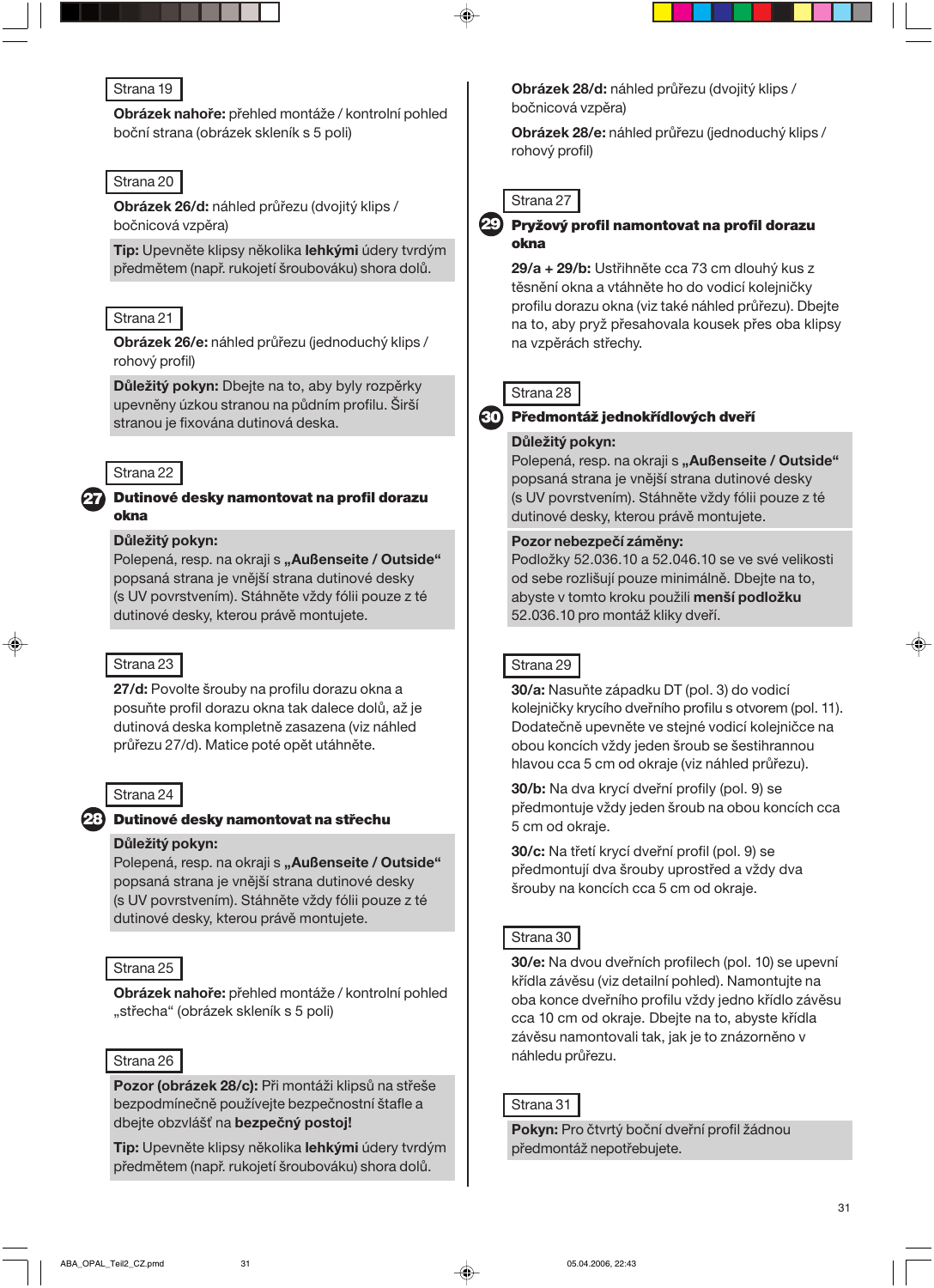Strana 19

**Obrázek nahoře:** přehled montáže / kontrolní pohled boční strana (obrázek skleník s 5 poli)

Strana 20

**Obrázek 26/d:** náhled průřezu (dvojitý klips / bočnicová vzpěra)

**Tip:** Upevněte klipsy několika **lehkými** údery tvrdým předmětem (např. rukojetí šroubováku) shora dolů.

Strana 21

**Obrázek 26/e:** náhled průřezu (jednoduchý klips / rohový profil)

**Důležitý pokyn:** Dbejte na to, aby byly rozpěrky upevněny úzkou stranou na půdním profilu. Širší stranou je fixována dutinová deska.

Strana 22

## 27 Dutinové desky namontovat na profil dorazu okna

**Důležitý pokyn:**
Polepená, resp. na okraji s **„Außenseite / Outside“** popsaná strana je vnější strana dutinové desky (s UV povrstvením). Stáhněte vždy fólii pouze z té dutinové desky, kterou právě montujete.

Strana 23

**27/d:** Povolte šrouby na profilu dorazu okna a posuňte profil dorazu okna tak daleko dolů, až je dutinová deska kompletně zasazena (viz náhled průřezu 27/d). Matice poté opět utáhněte.

Strana 24

## 28 Dutinové desky namontovat na střechu

**Důležitý pokyn:**
Polepená, resp. na okraji s **„Außenseite / Outside“** popsaná strana je vnější strana dutinové desky (s UV povrstvením). Stáhněte vždy fólii pouze z té dutinové desky, kterou právě montujete.

Strana 25

**Obrázek nahoře:** přehled montáže / kontrolní pohled „střecha“ (obrázek skleník s 5 poli)

Strana 26

**Pozor (obrázek 28/c):** Při montáži klipsů na střeše bezpodmínečně používejte bezpečnostní štafle a dbejte obzvlášť na **bezpečný postoj!**

**Tip:** Upevněte klipsy několika **lehkými** údery tvrdým předmětem (např. rukojetí šroubováku) shora dolů.

**Obrázek 28/d:** náhled průřezu (dvojitý klips / bočnicová vzpěra)

**Obrázek 28/e:** náhled průřezu (jednoduchý klips / rohový profil)

Strana 27

## 29 Pryžový profil namontovat na profil dorazu okna

**29/a + 29/b:** Ustřihněte cca 73 cm dlouhý kus z těsnění okna a vtáhněte ho do vodicí kolejničky profilu dorazu okna (viz také náhled průřezu). Dbejte na to, aby pryž přesahovala kousek přes oba klipsy na vzpěrách střechy.

Strana 28

## 30 Předmontáž jednokřídlových dveří

**Důležitý pokyn:**
Polepená, resp. na okraji s **„Außenseite / Outside“** popsaná strana je vnější strana dutinové desky (s UV povrstvením). Stáhněte vždy fólii pouze z té dutinové desky, kterou právě montujete.

**Pozor nebezpečí záměny:**
Podložky 52.036.10 a 52.046.10 se ve své velikosti od sebe rozlišují pouze minimálně. Dbejte na to, abyste v tomto kroku použili **menší podložku** 52.036.10 pro montáž kliky dveří.

Strana 29

**30/a:** Nasuňte západku DT (pol. 3) do vodicí kolejničky krycího dveřního profilu s otvorem (pol. 11). Dodatečně upevněte ve stejné vodicí kolejničce na obou koncích vždy jeden šroub se šestihrannou hlavou cca 5 cm od okraje (viz náhled průřezu).

**30/b:** Na dva krycí dveřní profily (pol. 9) se předmontuje vždy jeden šroub na obou koncích cca 5 cm od okraje.

**30/c:** Na třetí krycí dveřní profil (pol. 9) se předmontují dva šrouby uprostřed a vždy dva šrouby na koncích cca 5 cm od okraje.

Strana 30

**30/e:** Na dvou dveřních profilech (pol. 10) se upevní křídla závěsu (viz detailní pohled). Namontujte na oba konce dveřního profilu vždy jedno křídlo závěsu cca 10 cm od okraje. Dbejte na to, abyste křídla závěsu namontovali tak, jak je to znázorněno v náhledu průřezu.

Strana 31

**Pokyn:** Pro čtvrtý boční dveřní profil žádnou předmontáž nepotřebujete.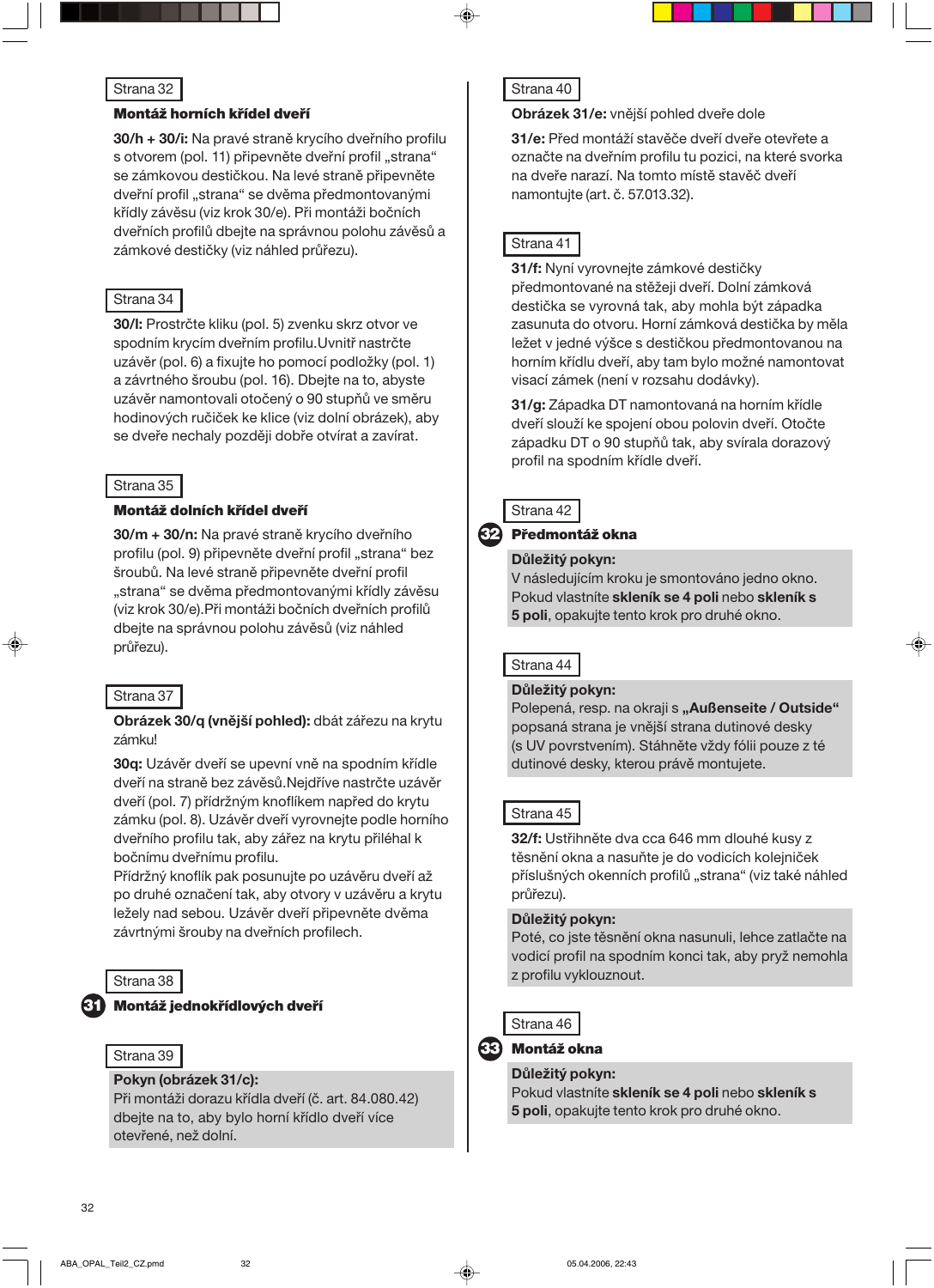Strana 32

**Montáž horních křídel dveří**

**30/h + 30/i:** Na pravé straně krycího dveřního profilu s otvorem (pol. 11) připevněte dveřní profil „strana“ se zámkovou destičkou. Na levé straně připevněte dveřní profil „strana“ se dvěma předmontovanými křídly závěsu (viz krok 30/e). Při montáži bočních dveřních profilů dbejte na správnou polohu závěsů a zámkové destičky (viz náhled průřezu).

Strana 34

**30/l:** Prostrčte kliku (pol. 5) zvenku skrz otvor ve spodním krycím dveřním profilu.Uvnitř nastrčte uzávěr (pol. 6) a fixujte ho pomocí podložky (pol. 1) a závrtného šroubu (pol. 16). Dbejte na to, abyste uzávěr namontovali otočený o 90 stupňů ve směru hodinových ručiček ke klice (viz dolní obrázek), aby se dveře nechaly později dobře otvírat a zavírat.

Strana 35

**Montáž dolních křídel dveří**

**30/m + 30/n:** Na pravé straně krycího dveřního profilu (pol. 9) připevněte dveřní profil „strana“ bez šroubů. Na levé straně připevněte dveřní profil „strana“ se dvěma předmontovanými křídly závěsu (viz krok 30/e).Při montáži bočních dveřních profilů dbejte na správnou polohu závěsů (viz náhled průřezu).

Strana 37

**Obrázek 30/q (vnější pohled):** dbát zářezu na krytu zámku!

**30q:** Uzávěr dveří se upevní vně na spodním křídle dveří na straně bez závěsů.Nejdříve nastrčte uzávěr dveří (pol. 7) přídržným knoflíkem napřed do krytu zámku (pol. 8). Uzávěr dveří vyrovnejte podle horního dveřního profilu tak, aby zářez na krytu přiléhal k bočnímu dveřnímu profilu.
Přídržný knoflík pak posunujte po uzávěru dveří až po druhé označení tak, aby otvory v uzávěru a krytu ležely nad sebou. Uzávěr dveří připevněte dvěma závrtnými šrouby na dveřních profilech.

Strana 38

**31 Montáž jednokřídlových dveří**

Strana 39

**Pokyn (obrázek 31/c):**
Při montáži dorazu křídla dveří (č. art. 84.080.42) dbejte na to, aby bylo horní křídlo dveří více otevřené, než dolní.

Strana 40

**Obrázek 31/e:** vnější pohled dveře dole

**31/e:** Před montáží stavěče dveří dveře otevřete a označte na dveřním profilu tu pozici, na které svorka na dveře narazí. Na tomto místě stavěč dveří namontujte (art. č. 57.013.32).

Strana 41

**31/f:** Nyní vyrovnejte zámkové destičky předmontované na stěžeji dveří. Dolní zámková destička se vyrovná tak, aby mohla být západka zasunuta do otvoru. Horní zámková destička by měla ležet v jedné výšce s destičkou předmontovanou na horním křídlu dveří, aby tam bylo možné namontovat visací zámek (není v rozsahu dodávky).

**31/g:** Západka DT namontovaná na horním křídle dveří slouží ke spojení obou polovin dveří. Otočte západku DT o 90 stupňů tak, aby svírala dorazový profil na spodním křídle dveří.

Strana 42

**32 Předmontáž okna**

**Důležitý pokyn:**
V následujícím kroku je smontováno jedno okno. Pokud vlastníte **skleník se 4 poli** nebo **skleník s 5 poli**, opakujte tento krok pro druhé okno.

Strana 44

**Důležitý pokyn:**
Polepená, resp. na okraji s **„Außenseite / Outside“** popsaná strana je vnější strana dutinové desky (s UV povrstvením). Stáhněte vždy fólii pouze z té dutinové desky, kterou právě montujete.

Strana 45

**32/f:** Ustřihněte dva cca 646 mm dlouhé kusy z těsnění okna a nasuňte je do vodicích kolejniček příslušných okenních profilů „strana“ (viz také náhled průřezu).

**Důležitý pokyn:**
Poté, co jste těsnění okna nasunuli, lehce zatlačte na vodicí profil na spodním konci tak, aby pryž nemohla z profilu vyklouznout.

Strana 46

**33 Montáž okna**

**Důležitý pokyn:**
Pokud vlastníte **skleník se 4 poli** nebo **skleník s 5 poli**, opakujte tento krok pro druhé okno.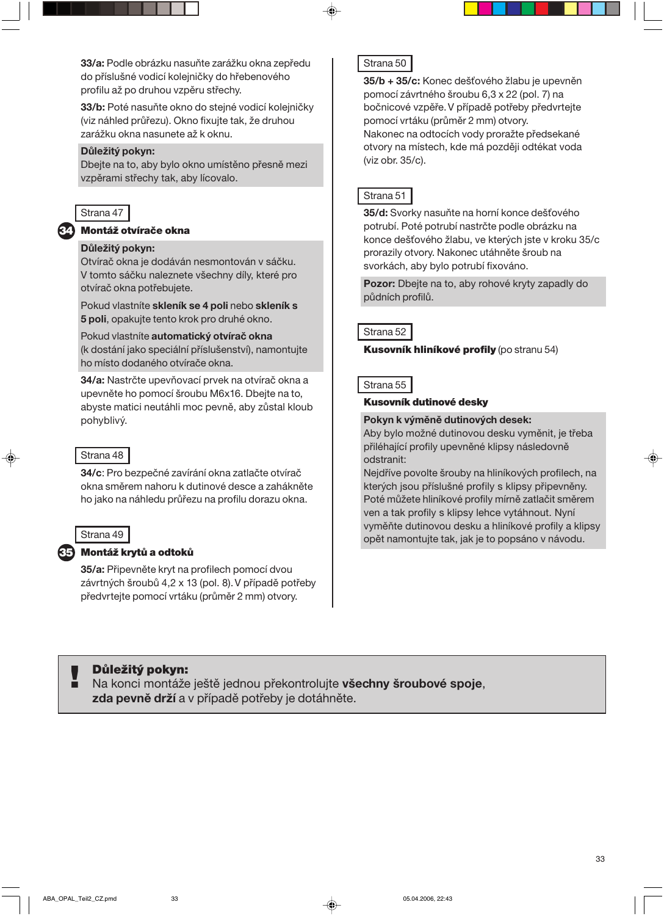**33/a:** Podle obrázku nasuňte zarážku okna zepředu do příslušné vodicí kolejničky do hřebenového profilu až po druhou vzpěru střechy.

**33/b:** Poté nasuňte okno do stejné vodicí kolejničky (viz náhled průřezu). Okno fixujte tak, že druhou zarážku okna nasunete až k oknu.

**Důležitý pokyn:**
Dbejte na to, aby bylo okno umístěno přesně mezi vzpěrami střechy tak, aby lícovalo.

Strana 47

## 34 Montáž otvírače okna

**Důležitý pokyn:**
Otvírač okna je dodáván nesmontován v sáčku. V tomto sáčku naleznete všechny díly, které pro otvírač okna potřebujete.

Pokud vlastníte **skleník se 4 poli** nebo **skleník s 5 poli**, opakujte tento krok pro druhé okno.

Pokud vlastníte **automatický otvírač okna** (k dostání jako speciální příslušenství), namontujte ho místo dodaného otvírače okna.

**34/a:** Nastrčte upevňovací prvek na otvírač okna a upevněte ho pomocí šroubu M6x16. Dbejte na to, abyste matici neutáhli moc pevně, aby zůstal kloub pohyblivý.

Strana 48

**34/c**: Pro bezpečné zavírání okna zatlačte otvírač okna směrem nahoru k dutinové desce a zahákněte ho jako na náhledu průřezu na profilu dorazu okna.

Strana 49

## 35 Montáž krytů a odtoků

**35/a:** Připevněte kryt na profilech pomocí dvou závrtných šroubů 4,2 x 13 (pol. 8). V případě potřeby předvrtejte pomocí vrtáku (průměr 2 mm) otvory.

Strana 50

**35/b + 35/c:** Konec dešťového žlabu je upevněn pomocí závrtného šroubu 6,3 x 22 (pol. 7) na bočnicové vzpěře. V případě potřeby předvrtejte pomocí vrtáku (průměr 2 mm) otvory.
Nakonec na odtocích vody prorazte předsekané otvory na místech, kde má později odtékat voda (viz obr. 35/c).

Strana 51

**35/d:** Svorky nasuňte na horní konce dešťového potrubí. Poté potrubí nastrčte podle obrázku na konce dešťového žlabu, ve kterých jste v kroku 35/c prorazily otvory. Nakonec utáhněte šroub na svorkách, aby bylo potrubí fixováno.

**Pozor:** Dbejte na to, aby rohové kryty zapadly do půdních profilů.

Strana 52

**Kusovník hliníkové profily** (po stranu 54)

Strana 55

**Kusovník dutinové desky**

**Pokyn k výměně dutinových desek:**
Aby bylo možné dutinovou desku vyměnit, je třeba přiléhající profily upevněné klipsy následovně odstranit:
Nejdříve povolte šrouby na hliníkových profilech, na kterých jsou příslušné profily s klipsy připevněny. Poté můžete hliníkové profily mírně zatlačit směrem ven a tak profily s klipsy lehce vytáhnout. Nyní vyměňte dutinovou desku a hliníkové profily a klipsy opět namontujte tak, jak je to popsáno v návodu.

**! Důležitý pokyn:**
Na konci montáže ještě jednou překontrolujte **všechny šroubové spoje**, **zda pevně drží** a v případě potřeby je dotáhněte.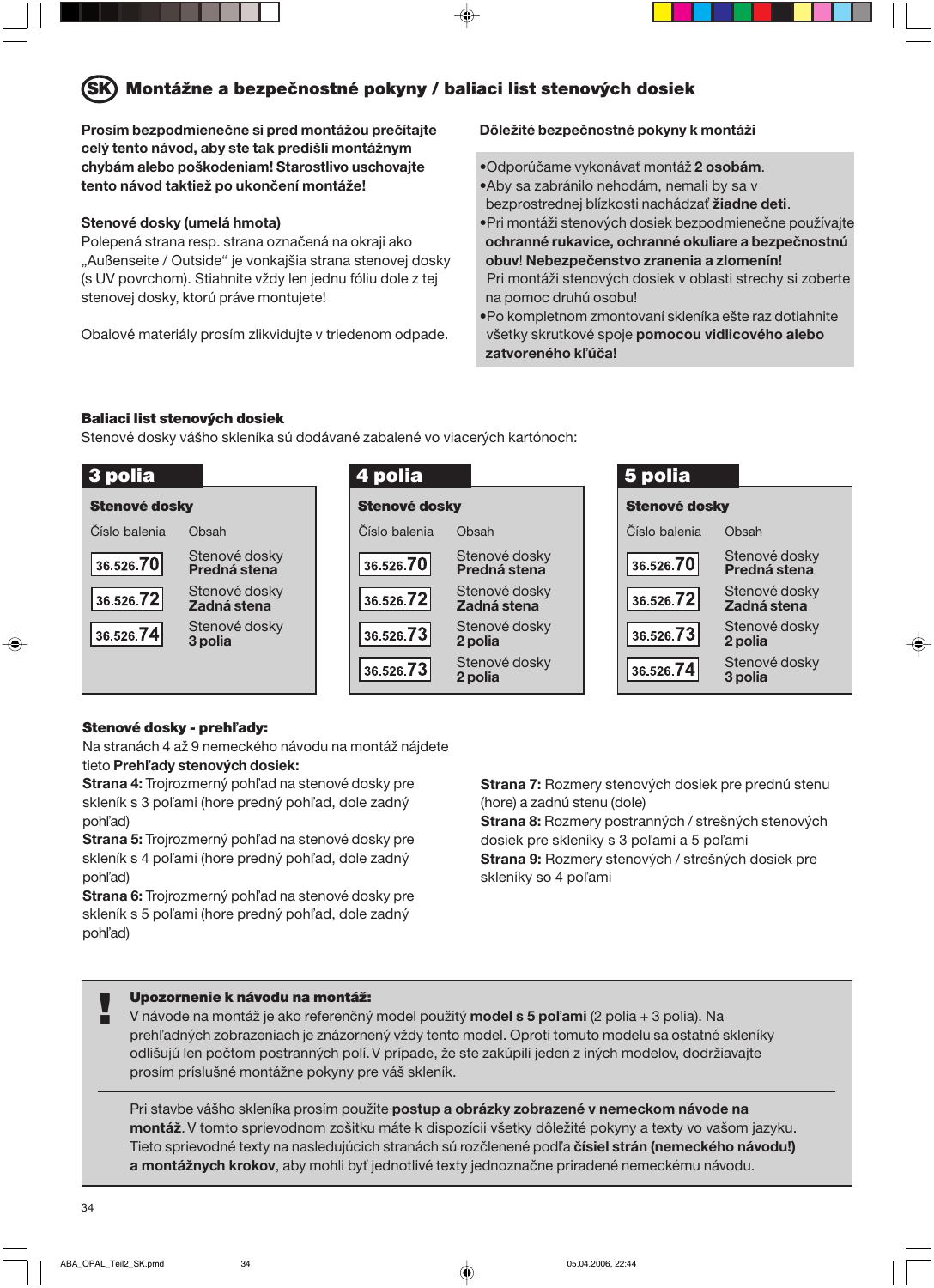# SK Montážne a bezpečnostné pokyny / baliaci list stenových dosiek

**Prosím bezpodmienečne si pred montážou prečítajte celý tento návod, aby ste tak predišli montážnym chybám alebo poškodeniam! Starostlivo uschovajte tento návod taktiež po ukončení montáže!**

**Stenové dosky (umelá hmota)**
Polepená strana resp. strana označená na okraji ako „Außenseite / Outside" je vonkajšia strana stenovej dosky (s UV povrchom). Stiahnite vždy len jednu fóliu dole z tej stenovej dosky, ktorú práve montujete!

Obalové materiály prosím zlikvidujte v triedenom odpade.

**Dôležité bezpečnostné pokyny k montáži**

- Odporúčame vykonávať montáž **2 osobám**.
- Aby sa zabránilo nehodám, nemali by sa v bezprostrednej blízkosti nachádzať **žiadne deti**.
- Pri montáži stenových dosiek bezpodmienečne používajte **ochranné rukavice, ochranné okuliare a bezpečnostnú obuv**! **Nebezpečenstvo zranenia a zlomenín!** Pri montáži stenových dosiek v oblasti strechy si zoberte na pomoc druhú osobu!
- Po kompletnom zmontovaní skleníka ešte raz dotiahnite všetky skrutkové spoje **pomocou vidlicového alebo zatvoreného kľúča!**

**Baliaci list stenových dosiek**
Stenové dosky vášho skleníka sú dodávané zabalené vo viacerých kartónoch:

**3 polia** – Stenové dosky

| Číslo balenia | Obsah |
|---|---|
| 36.526.70 | Stenové dosky **Predná stena** |
| 36.526.72 | Stenové dosky **Zadná stena** |
| 36.526.74 | Stenové dosky **3 polia** |

**4 polia** – Stenové dosky

| Číslo balenia | Obsah |
|---|---|
| 36.526.70 | Stenové dosky **Predná stena** |
| 36.526.72 | Stenové dosky **Zadná stena** |
| 36.526.73 | Stenové dosky **2 polia** |
| 36.526.73 | Stenové dosky **2 polia** |

**5 polia** – Stenové dosky

| Číslo balenia | Obsah |
|---|---|
| 36.526.70 | Stenové dosky **Predná stena** |
| 36.526.72 | Stenové dosky **Zadná stena** |
| 36.526.73 | Stenové dosky **2 polia** |
| 36.526.74 | Stenové dosky **3 polia** |

**Stenové dosky - prehľady:**
Na stranách 4 až 9 nemeckého návodu na montáž nájdete tieto **Prehľady stenových dosiek:**
**Strana 4:** Trojrozmerný pohľad na stenové dosky pre skleník s 3 poľami (hore predný pohľad, dole zadný pohľad)
**Strana 5:** Trojrozmerný pohľad na stenové dosky pre skleník s 4 poľami (hore predný pohľad, dole zadný pohľad)
**Strana 6:** Trojrozmerný pohľad na stenové dosky pre skleník s 5 poľami (hore predný pohľad, dole zadný pohľad)
**Strana 7:** Rozmery stenových dosiek pre prednú stenu (hore) a zadnú stenu (dole)
**Strana 8:** Rozmery postranných / strešných stenových dosiek pre skleníky s 3 poľami a 5 poľami
**Strana 9:** Rozmery stenových / strešných dosiek pre skleníky so 4 poľami

**!** **Upozornenie k návodu na montáž:**
V návode na montáž je ako referenčný model použitý **model s 5 poľami** (2 polia + 3 polia). Na prehľadných zobrazeniach je znázornený vždy tento model. Oproti tomuto modelu sa ostatné skleníky odlišujú len počtom postranných polí. V prípade, že ste zakúpili jeden z iných modelov, dodržiavajte prosím príslušné montážne pokyny pre váš skleník.

Pri stavbe vášho skleníka prosím použite **postup a obrázky zobrazené v nemeckom návode na montáž**. V tomto sprievodnom zošitku máte k dispozícii všetky dôležité pokyny a texty vo vašom jazyku. Tieto sprievodné texty na nasledujúcich stranách sú rozčlenené podľa **čísiel strán (nemeckého návodu!) a montážnych krokov**, aby mohli byť jednotlivé texty jednoznačne priradené nemeckému návodu.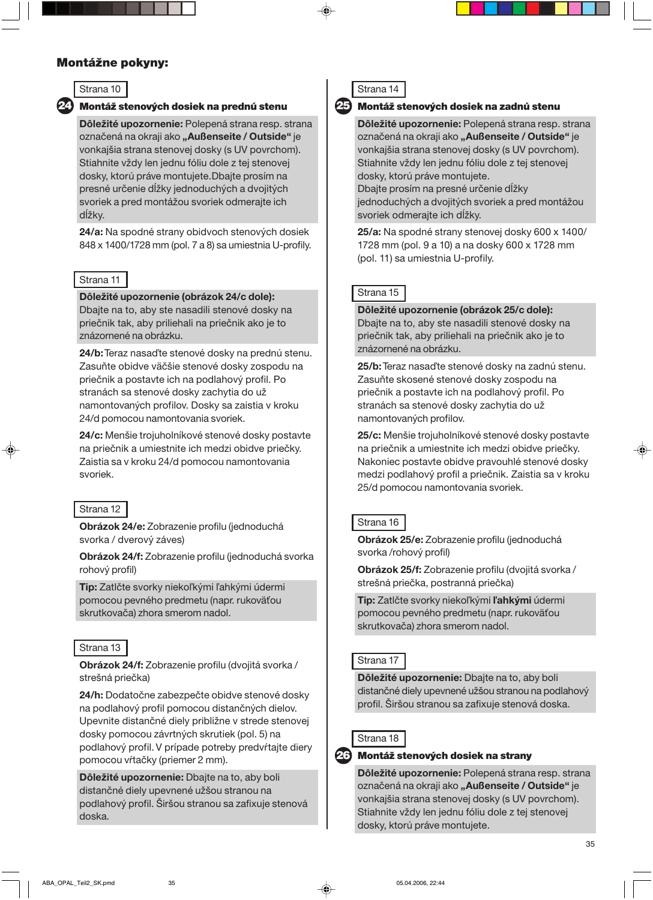## Montážne pokyny:

Strana 10

### 24 Montáž stenových dosiek na prednú stenu

**Dôležité upozornenie:** Polepená strana resp. strana označená na okraji ako **„Außenseite / Outside“** je vonkajšia strana stenovej dosky (s UV povrchom). Stiahnite vždy len jednu fóliu dole z tej stenovej dosky, ktorú práve montujete.Dbajte prosím na presné určenie dĺžky jednoduchých a dvojitých svoriek a pred montážou svoriek odmerajte ich dĺžky.

**24/a:** Na spodné strany obidvoch stenových dosiek 848 x 1400/1728 mm (pol. 7 a 8) sa umiestnia U-profily.

Strana 11

**Dôležité upozornenie (obrázok 24/c dole):**
Dbajte na to, aby ste nasadili stenové dosky na priečnik tak, aby priliehali na priečnik ako je to znázornené na obrázku.

**24/b:** Teraz nasaďte stenové dosky na prednú stenu. Zasuňte obidve väčšie stenové dosky zospodu na priečnik a postavte ich na podlahový profil. Po stranách sa stenové dosky zachytia do už namontovaných profilov. Dosky sa zaistia v kroku 24/d pomocou namontovania svoriek.

**24/c:** Menšie trojuholníkové stenové dosky postavte na priečnik a umiestnite ich medzi obidve priečky. Zaistia sa v kroku 24/d pomocou namontovania svoriek.

Strana 12

**Obrázok 24/e:** Zobrazenie profilu (jednoduchá svorka / dverový záves)

**Obrázok 24/f:** Zobrazenie profilu (jednoduchá svorka rohový profil)

**Tip:** Zatlčte svorky niekoľkými ľahkými údermi pomocou pevného predmetu (napr. rukoväťou skrutkovača) zhora smerom nadol.

Strana 13

**Obrázok 24/f:** Zobrazenie profilu (dvojitá svorka / strešná priečka)

**24/h:** Dodatočne zabezpečte obidve stenové dosky na podlahový profil pomocou distančných dielov. Upevnite distančné diely približne v strede stenovej dosky pomocou závrtných skrutiek (pol. 5) na podlahový profil. V prípade potreby predvŕtajte diery pomocou vŕtačky (priemer 2 mm).

**Dôležité upozornenie:** Dbajte na to, aby boli distančné diely upevnené užšou stranou na podlahový profil. Širšou stranou sa zafixuje stenová doska.

Strana 14

### 25 Montáž stenových dosiek na zadnú stenu

**Dôležité upozornenie:** Polepená strana resp. strana označená na okraji ako **„Außenseite / Outside“** je vonkajšia strana stenovej dosky (s UV povrchom). Stiahnite vždy len jednu fóliu dole z tej stenovej dosky, ktorú práve montujete.
Dbajte prosím na presné určenie dĺžky jednoduchých a dvojitých svoriek a pred montážou svoriek odmerajte ich dĺžky.

**25/a:** Na spodné strany stenovej dosky 600 x 1400/ 1728 mm (pol. 9 a 10) a na dosky 600 x 1728 mm (pol. 11) sa umiestnia U-profily.

Strana 15

**Dôležité upozornenie (obrázok 25/c dole):**
Dbajte na to, aby ste nasadili stenové dosky na priečnik tak, aby priliehali na priečnik ako je to znázornené na obrázku.

**25/b:** Teraz nasaďte stenové dosky na zadnú stenu. Zasuňte skosené stenové dosky zospodu na priečnik a postavte ich na podlahový profil. Po stranách sa stenové dosky zachytia do už namontovaných profilov.

**25/c:** Menšie trojuholníkové stenové dosky postavte na priečnik a umiestnite ich medzi obidve priečky. Nakoniec postavte obidve pravouhlé stenové dosky medzi podlahový profil a priečnik. Zaistia sa v kroku 25/d pomocou namontovania svoriek.

Strana 16

**Obrázok 25/e:** Zobrazenie profilu (jednoduchá svorka /rohový profil)

**Obrázok 25/f:** Zobrazenie profilu (dvojitá svorka / strešná priečka, postranná priečka)

**Tip:** Zatlčte svorky niekoľkými **ľahkými** údermi pomocou pevného predmetu (napr. rukoväťou skrutkovača) zhora smerom nadol.

Strana 17

**Dôležité upozornenie:** Dbajte na to, aby boli distančné diely upevnené užšou stranou na podlahový profil. Širšou stranou sa zafixuje stenová doska.

Strana 18

### 26 Montáž stenových dosiek na strany

**Dôležité upozornenie:** Polepená strana resp. strana označená na okraji ako **„Außenseite / Outside“** je vonkajšia strana stenovej dosky (s UV povrchom). Stiahnite vždy len jednu fóliu dole z tej stenovej dosky, ktorú práve montujete.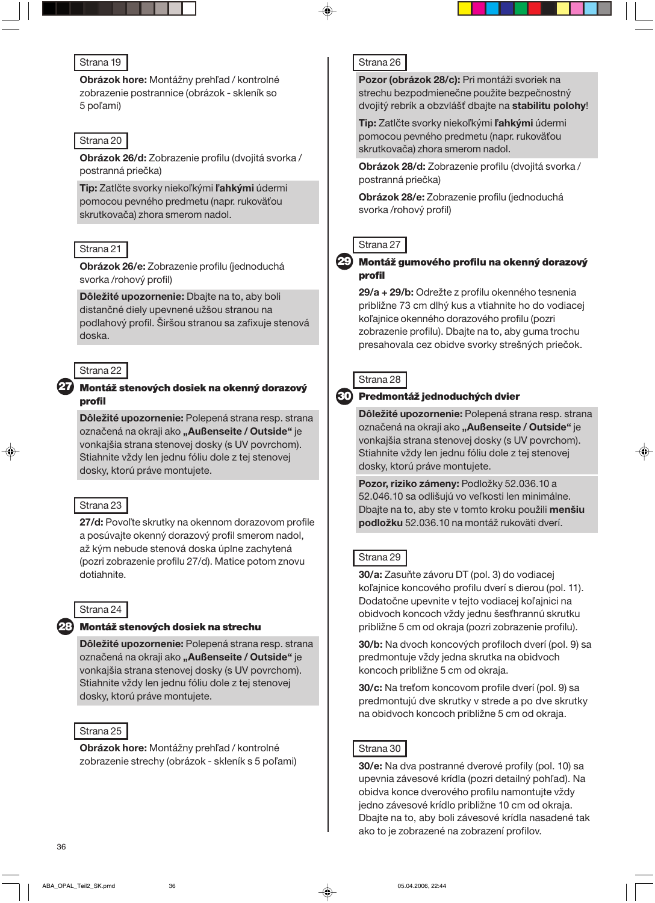Strana 19

**Obrázok hore:** Montážny prehľad / kontrolné zobrazenie postrannice (obrázok - skleník so 5 poľami)

Strana 20

**Obrázok 26/d:** Zobrazenie profilu (dvojitá svorka / postranná priečka)

**Tip:** Zatlčte svorky niekoľkými **ľahkými** údermi pomocou pevného predmetu (napr. rukoväťou skrutkovača) zhora smerom nadol.

Strana 21

**Obrázok 26/e:** Zobrazenie profilu (jednoduchá svorka /rohový profil)

**Dôležité upozornenie:** Dbajte na to, aby boli distančné diely upevnené užšou stranou na podlahový profil. Širšou stranou sa zafixuje stenová doska.

Strana 22

## 27 Montáž stenových dosiek na okenný dorazový profil

**Dôležité upozornenie:** Polepená strana resp. strana označená na okraji ako **„Außenseite / Outside“** je vonkajšia strana stenovej dosky (s UV povrchom). Stiahnite vždy len jednu fóliu dole z tej stenovej dosky, ktorú práve montujete.

Strana 23

**27/d:** Povoľte skrutky na okennom dorazovom profile a posúvajte okenný dorazový profil smerom nadol, až kým nebude stenová doska úplne zachytená (pozri zobrazenie profilu 27/d). Matice potom znovu dotiahnite.

Strana 24

## 28 Montáž stenových dosiek na strechu

**Dôležité upozornenie:** Polepená strana resp. strana označená na okraji ako **„Außenseite / Outside“** je vonkajšia strana stenovej dosky (s UV povrchom). Stiahnite vždy len jednu fóliu dole z tej stenovej dosky, ktorú práve montujete.

Strana 25

**Obrázok hore:** Montážny prehľad / kontrolné zobrazenie strechy (obrázok - skleník s 5 poľami)

Strana 26

**Pozor (obrázok 28/c):** Pri montáži svoriek na strechu bezpodmienečne použite bezpečnostný dvojitý rebrík a obzvlášť dbajte na **stabilitu polohy**!

**Tip:** Zatlčte svorky niekoľkými **ľahkými** údermi pomocou pevného predmetu (napr. rukoväťou skrutkovača) zhora smerom nadol.

**Obrázok 28/d:** Zobrazenie profilu (dvojitá svorka / postranná priečka)

**Obrázok 28/e:** Zobrazenie profilu (jednoduchá svorka /rohový profil)

Strana 27

## 29 Montáž gumového profilu na okenný dorazový profil

**29/a + 29/b:** Odrežte z profilu okenného tesnenia približne 73 cm dlhý kus a vtiahnite ho do vodiacej koľajnice okenného dorazového profilu (pozri zobrazenie profilu). Dbajte na to, aby guma trochu presahovala cez obidve svorky strešných priečok.

Strana 28

## 30 Predmontáž jednoduchých dvier

**Dôležité upozornenie:** Polepená strana resp. strana označená na okraji ako **„Außenseite / Outside“** je vonkajšia strana stenovej dosky (s UV povrchom). Stiahnite vždy len jednu fóliu dole z tej stenovej dosky, ktorú práve montujete.

**Pozor, riziko zámeny:** Podložky 52.036.10 a 52.046.10 sa odlišujú vo veľkosti len minimálne. Dbajte na to, aby ste v tomto kroku použili **menšiu podložku** 52.036.10 na montáž rukoväti dverí.

Strana 29

**30/a:** Zasuňte závoru DT (pol. 3) do vodiacej koľajnice koncového profilu dverí s dierou (pol. 11). Dodatočne upevnite v tejto vodiacej koľajnici na obidvoch koncoch vždy jednu šesťhrannú skrutku približne 5 cm od okraja (pozri zobrazenie profilu).

**30/b:** Na dvoch koncových profiloch dverí (pol. 9) sa predmontuje vždy jedna skrutka na obidvoch koncoch približne 5 cm od okraja.

**30/c:** Na treťom koncovom profile dverí (pol. 9) sa predmontujú dve skrutky v strede a po dve skrutky na obidvoch koncoch približne 5 cm od okraja.

Strana 30

**30/e:** Na dva postranné dverové profily (pol. 10) sa upevnia závesové krídla (pozri detailný pohľad). Na obidva konce dverového profilu namontujte vždy jedno závesové krídlo približne 10 cm od okraja. Dbajte na to, aby boli závesové krídla nasadené tak ako to je zobrazené na zobrazení profilov.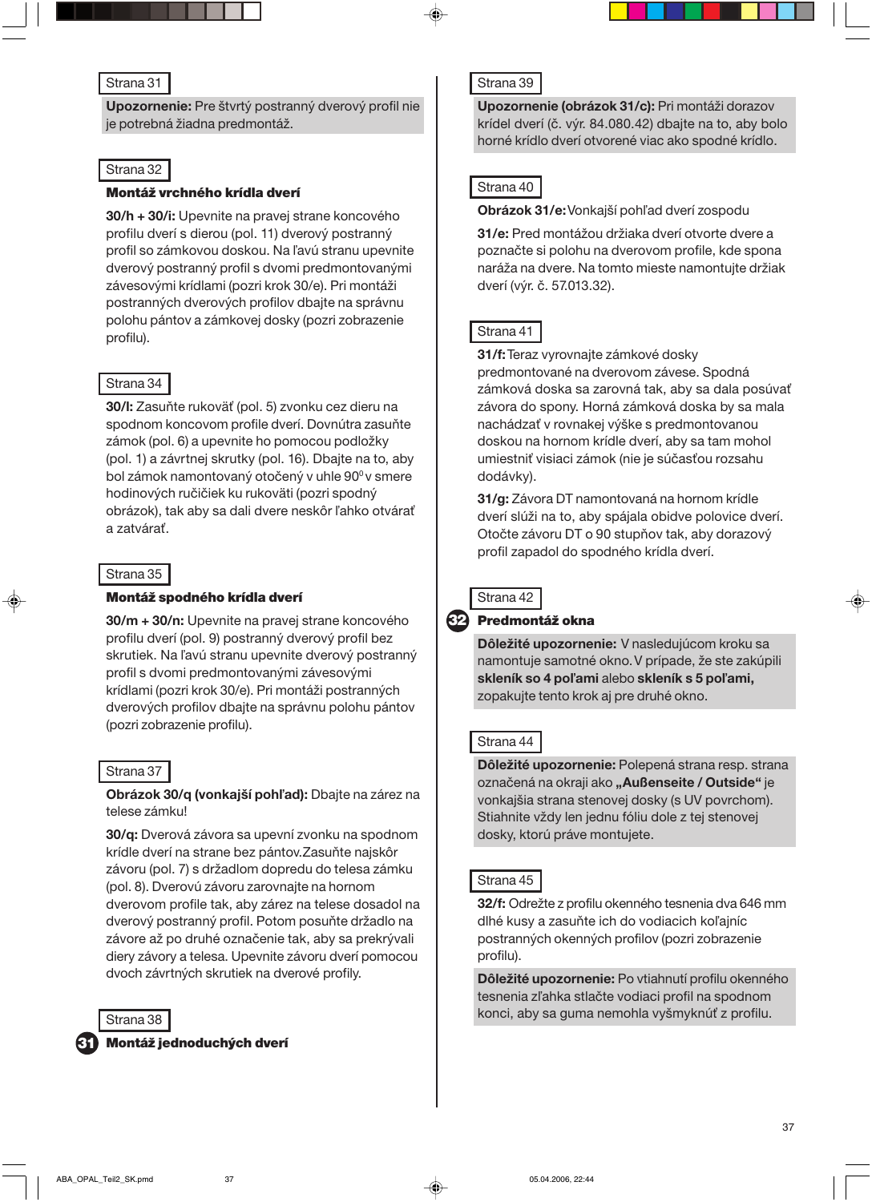Strana 31

**Upozornenie:** Pre štvrtý postranný dverový profil nie je potrebná žiadna predmontáž.

Strana 32

**Montáž vrchného krídla dverí**

**30/h + 30/i:** Upevnite na pravej strane koncového profilu dverí s dierou (pol. 11) dverový postranný profil so zámkovou doskou. Na ľavú stranu upevnite dverový postranný profil s dvomi predmontovanými závesovými krídlami (pozri krok 30/e). Pri montáži postranných dverových profilov dbajte na správnu polohu pántov a zámkovej dosky (pozri zobrazenie profilu).

Strana 34

**30/l:** Zasuňte rukoväť (pol. 5) zvonku cez dieru na spodnom koncovom profile dverí. Dovnútra zasuňte zámok (pol. 6) a upevnite ho pomocou podložky (pol. 1) a závrtnej skrutky (pol. 16). Dbajte na to, aby bol zámok namontovaný otočený v uhle 90° v smere hodinových ručičiek ku rukoväti (pozri spodný obrázok), tak aby sa dali dvere neskôr ľahko otvárať a zatvárať.

Strana 35

**Montáž spodného krídla dverí**

**30/m + 30/n:** Upevnite na pravej strane koncového profilu dverí (pol. 9) postranný dverový profil bez skrutiek. Na ľavú stranu upevnite dverový postranný profil s dvomi predmontovanými závesovými krídlami (pozri krok 30/e). Pri montáži postranných dverových profilov dbajte na správnu polohu pántov (pozri zobrazenie profilu).

Strana 37

**Obrázok 30/q (vonkajší pohľad):** Dbajte na zárez na telese zámku!

**30/q:** Dverová závora sa upevní zvonku na spodnom krídle dverí na strane bez pántov.Zasuňte najskôr závoru (pol. 7) s držadlom dopredu do telesa zámku (pol. 8). Dverovú závoru zarovnajte na hornom dverovom profile tak, aby zárez na telese dosadol na dverový postranný profil. Potom posuňte držadlo na závore až po druhé označenie tak, aby sa prekrývali diery závory a telesa. Upevnite závoru dverí pomocou dvoch závrtných skrutiek na dverové profily.

Strana 38

**31 Montáž jednoduchých dverí**

Strana 39

**Upozornenie (obrázok 31/c):** Pri montáži dorazov krídel dverí (č. výr. 84.080.42) dbajte na to, aby bolo horné krídlo dverí otvorené viac ako spodné krídlo.

Strana 40

**Obrázok 31/e:** Vonkajší pohľad dverí zospodu

**31/e:** Pred montážou držiaka dverí otvorte dvere a poznačte si polohu na dverovom profile, kde spona naráža na dvere. Na tomto mieste namontujte držiak dverí (výr. č. 57.013.32).

Strana 41

**31/f:** Teraz vyrovnajte zámkové dosky predmontované na dverovom závese. Spodná zámková doska sa zarovná tak, aby sa dala posúvať závora do spony. Horná zámková doska by sa mala nachádzať v rovnakej výške s predmontovanou doskou na hornom krídle dverí, aby sa tam mohol umiestniť visiaci zámok (nie je súčasťou rozsahu dodávky).

**31/g:** Závora DT namontovaná na hornom krídle dverí slúži na to, aby spájala obidve polovice dverí. Otočte závoru DT o 90 stupňov tak, aby dorazový profil zapadol do spodného krídla dverí.

Strana 42

**32 Predmontáž okna**

**Dôležité upozornenie:** V nasledujúcom kroku sa namontuje samotné okno. V prípade, že ste zakúpili **skleník so 4 poľami** alebo **skleník s 5 poľami,** zopakujte tento krok aj pre druhé okno.

Strana 44

**Dôležité upozornenie:** Polepená strana resp. strana označená na okraji ako **„Außenseite / Outside“** je vonkajšia strana stenovej dosky (s UV povrchom). Stiahnite vždy len jednu fóliu dole z tej stenovej dosky, ktorú práve montujete.

Strana 45

**32/f:** Odrežte z profilu okenného tesnenia dva 646 mm dlhé kusy a zasuňte ich do vodiacich koľajníc postranných okenných profilov (pozri zobrazenie profilu).

**Dôležité upozornenie:** Po vtiahnutí profilu okenného tesnenia zľahka stlačte vodiaci profil na spodnom konci, aby sa guma nemohla vyšmyknúť z profilu.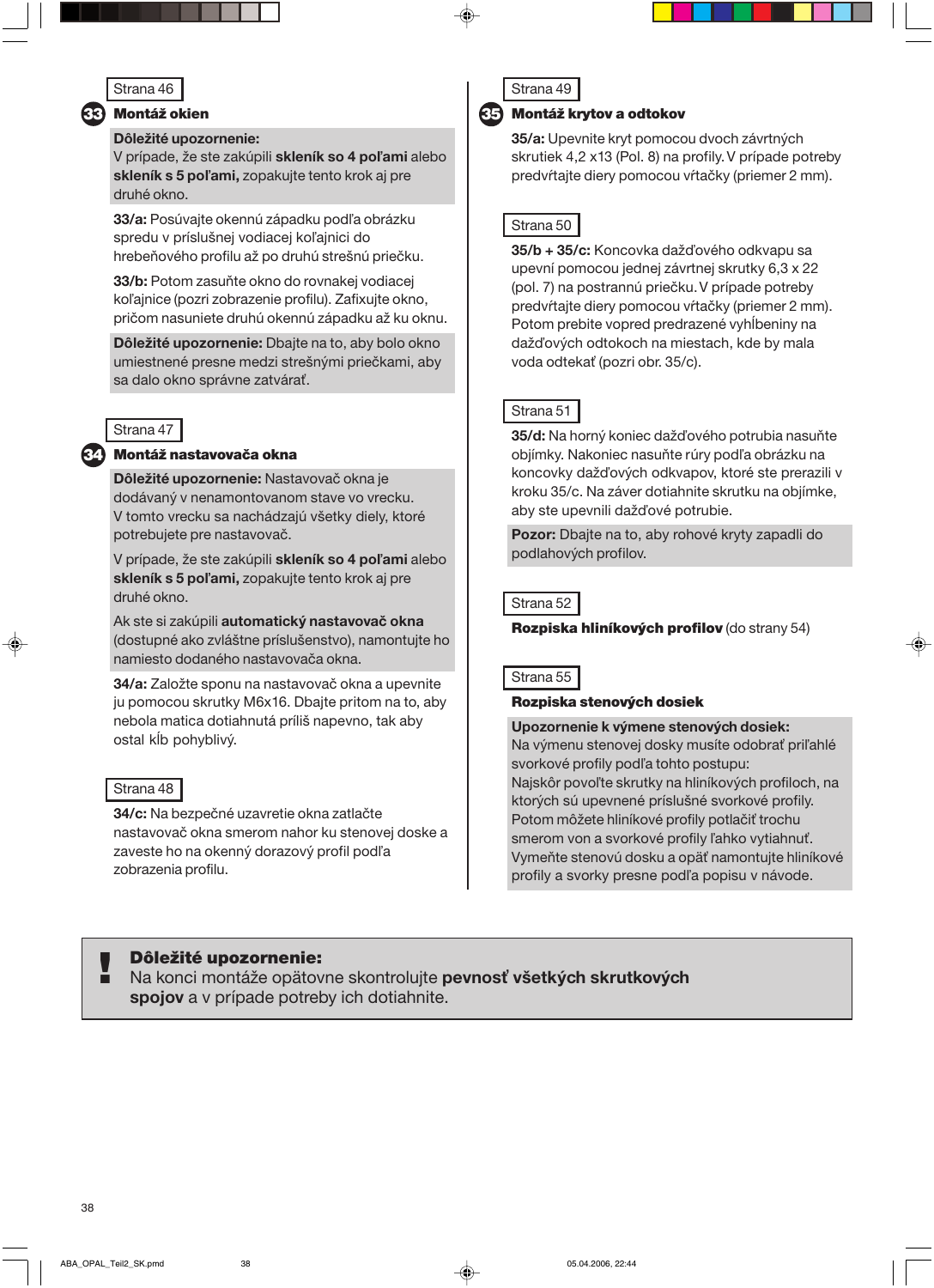Strana 46

## 33 Montáž okien

**Dôležité upozornenie:**
V prípade, že ste zakúpili **skleník so 4 poľami** alebo **skleník s 5 poľami,** zopakujte tento krok aj pre druhé okno.

**33/a:** Posúvajte okennú západku podľa obrázku spredu v príslušnej vodiacej koľajnici do hrebeňového profilu až po druhú strešnú priečku.

**33/b:** Potom zasuňte okno do rovnakej vodiacej koľajnice (pozri zobrazenie profilu). Zafixujte okno, pričom nasuniete druhú okennú západku až ku oknu.

**Dôležité upozornenie:** Dbajte na to, aby bolo okno umiestnené presne medzi strešnými priečkami, aby sa dalo okno správne zatvárať.

Strana 47

## 34 Montáž nastavovača okna

**Dôležité upozornenie:** Nastavovač okna je dodávaný v nenamontovanom stave vo vrecku. V tomto vrecku sa nachádzajú všetky diely, ktoré potrebujete pre nastavovač.

V prípade, že ste zakúpili **skleník so 4 poľami** alebo **skleník s 5 poľami,** zopakujte tento krok aj pre druhé okno.

Ak ste si zakúpili **automatický nastavovač okna** (dostupné ako zvláštne príslušenstvo), namontujte ho namiesto dodaného nastavovača okna.

**34/a:** Založte sponu na nastavovač okna a upevnite ju pomocou skrutky M6x16. Dbajte pritom na to, aby nebola matica dotiahnutá príliš napevno, tak aby ostal kĺb pohyblivý.

Strana 48

**34/c:** Na bezpečné uzavretie okna zatlačte nastavovač okna smerom nahor ku stenovej doske a zaveste ho na okenný dorazový profil podľa zobrazenia profilu.

Strana 49

## 35 Montáž krytov a odtokov

**35/a:** Upevnite kryt pomocou dvoch závrtných skrutiek 4,2 x13 (Pol. 8) na profily. V prípade potreby predvŕtajte diery pomocou vŕtačky (priemer 2 mm).

Strana 50

**35/b + 35/c:** Koncovka dažďového odkvapu sa upevní pomocou jednej závrtnej skrutky 6,3 x 22 (pol. 7) na postrannú priečku. V prípade potreby predvŕtajte diery pomocou vŕtačky (priemer 2 mm). Potom prebite vopred predrazené vyhĺbeniny na dažďových odtokoch na miestach, kde by mala voda odtekať (pozri obr. 35/c).

Strana 51

**35/d:** Na horný koniec dažďového potrubia nasuňte objímky. Nakoniec nasuňte rúry podľa obrázku na koncovky dažďových odkvapov, ktoré ste prerazili v kroku 35/c. Na záver dotiahnite skrutku na objímke, aby ste upevnili dažďové potrubie.

**Pozor:** Dbajte na to, aby rohové kryty zapadli do podlahových profilov.

Strana 52

**Rozpiska hliníkových profilov** (do strany 54)

Strana 55

**Rozpiska stenových dosiek**

**Upozornenie k výmene stenových dosiek:**
Na výmenu stenovej dosky musíte odobrať priľahlé svorkové profily podľa tohto postupu:
Najskôr povoľte skrutky na hliníkových profiloch, na ktorých sú upevnené príslušné svorkové profily. Potom môžete hliníkové profily potlačiť trochu smerom von a svorkové profily ľahko vytiahnuť. Vymeňte stenovú dosku a opäť namontujte hliníkové profily a svorky presne podľa popisu v návode.

**! Dôležité upozornenie:**
Na konci montáže opätovne skontrolujte **pevnosť všetkých skrutkových spojov** a v prípade potreby ich dotiahnite.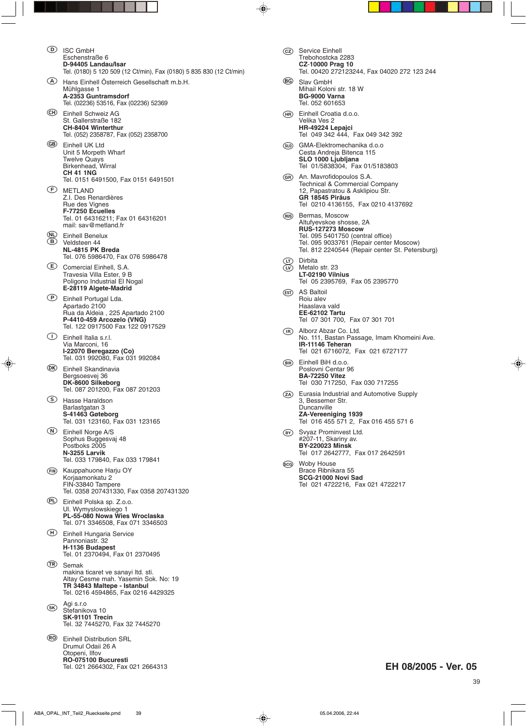(D) ISC GmbH
Eschenstraße 6
**D-94405 Landau/Isar**
Tel. (0180) 5 120 509 (12 Ct/min), Fax (0180) 5 835 830 (12 Ct/min)

(A) Hans Einhell Österreich Gesellschaft m.b.H.
Mühlgasse 1
**A-2353 Guntramsdorf**
Tel. (02236) 53516, Fax (02236) 52369

(CH) Einhell Schweiz AG
St. Gallerstraße 182
**CH-8404 Winterthur**
Tel. (052) 2358787, Fax (052) 2358700

(GB) Einhell UK Ltd
Unit 5 Morpeth Wharf
Twelve Quays
Birkenhead, Wirral
**CH 41 1NG**
Tel. 0151 6491500, Fax 0151 6491501

(F) METLAND
Z.I. Des Renardières
Rue des Vignes
**F-77250 Ecuelles**
Tel. 01 64316211; Fax 01 64316201
mail: sav@metland.fr

(NL) (B) Einhell Benelux
Veldsteen 44
**NL-4815 PK Breda**
Tel. 076 5986470, Fax 076 5986478

(E) Comercial Einhell, S.A.
Travesia Villa Ester, 9 B
Poligono Industrial El Nogal
**E-28119 Algete-Madrid**

(P) Einhell Portugal Lda.
Apartado 2100
Rua da Aldeia , 225 Apartado 2100
**P-4410-459 Arcozelo (VNG)**
Tel. 122 0917500 Fax 122 0917529

(I) Einhell Italia s.r.l.
Via Marconi, 16
**I-22070 Beregazzo (Co)**
Tel. 031 992080, Fax 031 992084

(DK) Einhell Skandinavia
Bergsoesvej 36
**DK-8600 Silkeborg**
Tel. 087 201200, Fax 087 201203

(S) Hasse Haraldson
Barlastgatan 3
**S-41463 Gøteborg**
Tel. 031 123160, Fax 031 123165

(N) Einhell Norge A/S
Sophus Buggesvaj 48
Postboks 2005
**N-3255 Larvik**
Tel. 033 179840, Fax 033 179841

(FIN) Kauppahuone Harju OY
Korjaamonkatu 2
FIN-33840 Tampere
Tel. 0358 207431330, Fax 0358 207431320

(PL) Einhell Polska sp. Z.o.o.
Ul. Wymyslowskiego 1
**PL-55-080 Nowa Wies Wroclaska**
Tel. 071 3346508, Fax 071 3346503

(H) Einhell Hungaria Service
Pannoniastr. 32
**H-1136 Budapest**
Tel. 01 2370494, Fax 01 2370495

(TR) Semak
makina ticaret ve sanayi ltd. sti.
Altay Cesme mah. Yasemin Sok. No: 19
**TR 34843 Maltepe - Istanbul**
Tel. 0216 4594865, Fax 0216 4429325

(SK) Agi s.r.o
Stefanikova 10
**SK-91101 Trecin**
Tel. 32 7445270, Fax 32 7445270

(RO) Einhell Distribution SRL
Drumul Odaii 26 A
Otopeni, Ilfov
**RO-075100 Bucuresti**
Tel. 021 2664302, Fax 021 2664313

(CZ) Service Einhell
Trebohostcka 2283
**CZ-10000 Prag 10**
Tel. 00420 272123244, Fax 04020 272 123 244

(BG) Slav GmbH
Mihail Koloni str. 18 W
**BG-9000 Varna**
Tel. 052 601653

(HR) Einhell Croatia d.o.o.
Velika Ves 2
**HR-49224 Lepajci**
Tel 049 342 444, Fax 049 342 392

(SLO) GMA-Elektromechanika d.o.o
Cesta Andreja Bitenca 115
**SLO 1000 Ljubljana**
Tel 01/5838304, Fax 01/5183803

(GR) An. Mavrofidopoulos S.A.
Technical & Commercial Company
12, Papastratou & Asklipiou Str.
**GR 18545 Piräus**
Tel 0210 4136155, Fax 0210 4137692

(RUS) Bermas, Moscow
Altufyevskoe shosse, 2A
**RUS-127273 Moscow**
Tel. 095 5401750 (central office)
Tel. 095 9033761 (Repair center Moscow)
Tel. 812 2240544 (Repair center St. Petersburg)

(LT) (LV) Dirbita
Metalo str. 23
**LT-02190 Vilnius**
Tel 05 2395769, Fax 05 2395770

(EST) AS Baltoil
Roiu alev
Haaslava vald
**EE-62102 Tartu**
Tel 07 301 700, Fax 07 301 701

(IR) Alborz Abzar Co. Ltd.
No. 111, Bastan Passage, Imam Khomeini Ave.
**IR-11146 Teheran**
Tel 021 6716072, Fax 021 6727177

(BIH) Einhell BiH d.o.o.
Poslovni Centar 96
**BA-72250 Vitez**
Tel 030 717250, Fax 030 717255

(ZA) Eurasia Industrial and Automotive Supply
3, Bessemer Str.
Duncanville
**ZA-Vereeniging 1939**
Tel 016 455 571 2, Fax 016 455 571 6

(BY) Svyaz Prominvest Ltd.
#207-11, Skariny av.
**BY-220023 Minsk**
Tel 017 2642777, Fax 017 2642591

(SCG) Woby House
Brace Ribnikara 55
**SCG-21000 Novi Sad**
Tel 021 4722216, Fax 021 4722217

**EH 08/2005 - Ver. 05**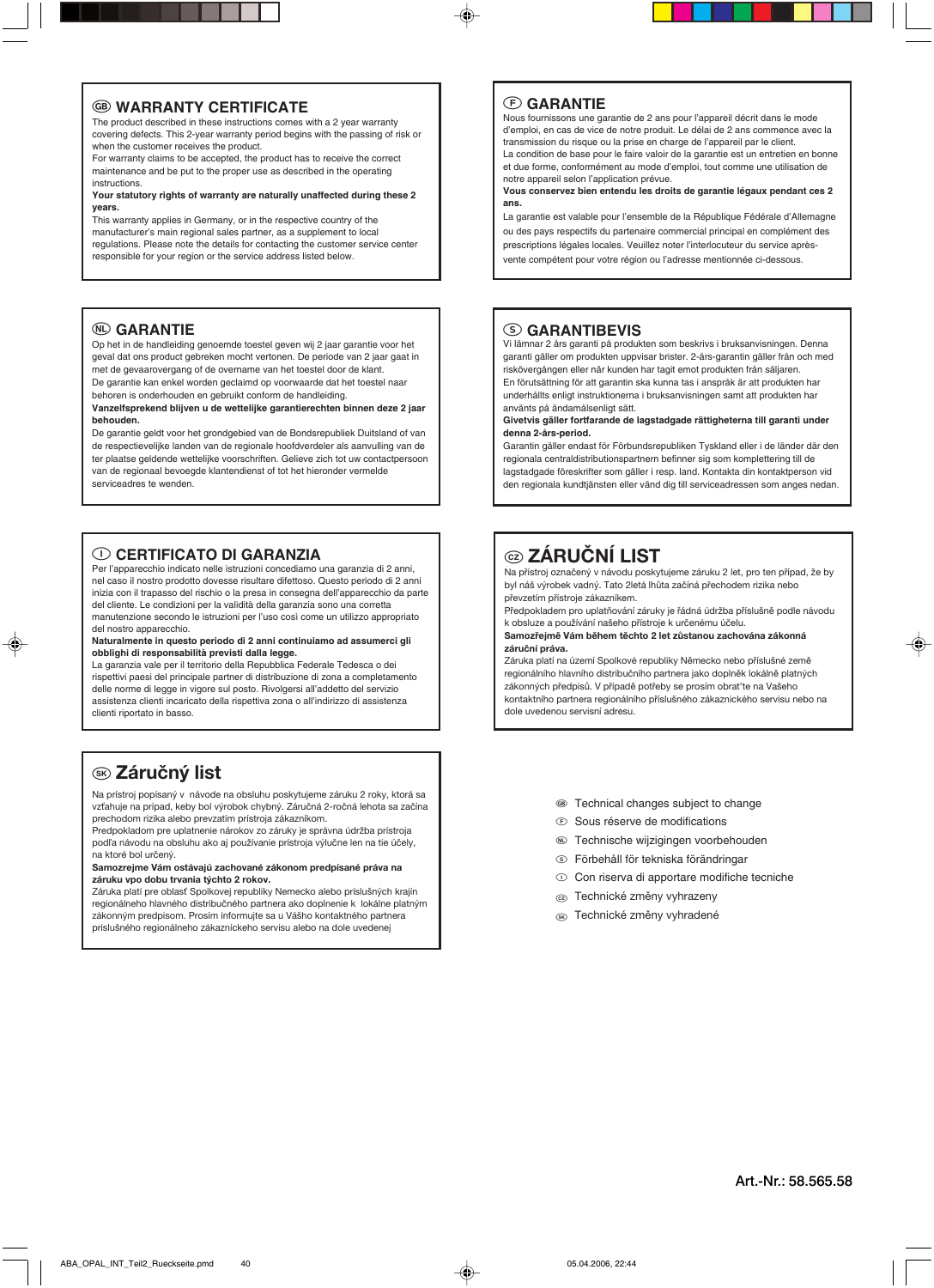## (GB) WARRANTY CERTIFICATE

The product described in these instructions comes with a 2 year warranty covering defects. This 2-year warranty period begins with the passing of risk or when the customer receives the product.
For warranty claims to be accepted, the product has to receive the correct maintenance and be put to the proper use as described in the operating instructions.
**Your statutory rights of warranty are naturally unaffected during these 2 years.**
This warranty applies in Germany, or in the respective country of the manufacturer's main regional sales partner, as a supplement to local regulations. Please note the details for contacting the customer service center responsible for your region or the service address listed below.

## (F) GARANTIE

Nous fournissons une garantie de 2 ans pour l'appareil décrit dans le mode d'emploi, en cas de vice de notre produit. Le délai de 2 ans commence avec la transmission du risque ou la prise en charge de l'appareil par le client.
La condition de base pour le faire valoir de la garantie est un entretien en bonne et due forme, conformément au mode d'emploi, tout comme une utilisation de notre appareil selon l'application prévue.
**Vous conservez bien entendu les droits de garantie légaux pendant ces 2 ans.**
La garantie est valable pour l'ensemble de la République Fédérale d'Allemagne ou des pays respectifs du partenaire commercial principal en complément des prescriptions légales locales. Veuillez noter l'interlocuteur du service après-vente compétent pour votre région ou l'adresse mentionnée ci-dessous.

## (NL) GARANTIE

Op het in de handleiding genoemde toestel geven wij 2 jaar garantie voor het geval dat ons product gebreken mocht vertonen. De periode van 2 jaar gaat in met de gevaarovergang of de overname van het toestel door de klant.
De garantie kan enkel worden geclaimd op voorwaarde dat het toestel naar behoren is onderhouden en gebruikt conform de handleiding.
**Vanzelfsprekend blijven u de wettelijke garantierechten binnen deze 2 jaar behouden.**
De garantie geldt voor het grondgebied van de Bondsrepubliek Duitsland of van de respectievelijke landen van de regionale hoofdverdeler als aanvulling van de ter plaatse geldende wettelijke voorschriften. Gelieve zich tot uw contactpersoon van de regionaal bevoegde klantendienst of tot het hieronder vermelde serviceadres te wenden.

## (S) GARANTIBEVIS

Vi lämnar 2 års garanti på produkten som beskrivs i bruksanvisningen. Denna garanti gäller om produkten uppvisar brister. 2-års-garantin gäller från och med riskövergången eller när kunden har tagit emot produkten från säljaren.
En förutsättning för att garantin ska kunna tas i anspråk är att produkten har underhållits enligt instruktionerna i bruksanvisningen samt att produkten har använts på ändamålsenligt sätt.
**Givetvis gäller fortfarande de lagstadgade rättigheterna till garanti under denna 2-års-period.**
Garantin gäller endast för Förbundsrepubliken Tyskland eller i de länder där den regionala centraldistributionspartnern befinner sig som komplettering till de lagstadgade föreskrifter som gäller i resp. land. Kontakta din kontaktperson vid den regionala kundtjänsten eller vänd dig till serviceadressen som anges nedan.

## (I) CERTIFICATO DI GARANZIA

Per l'apparecchio indicato nelle istruzioni concediamo una garanzia di 2 anni, nel caso il nostro prodotto dovesse risultare difettoso. Questo periodo di 2 anni inizia con il trapasso del rischio o la presa in consegna dell'apparecchio da parte del cliente. Le condizioni per la validità della garanzia sono una corretta manutenzione secondo le istruzioni per l'uso così come un utilizzo appropriato del nostro apparecchio.
**Naturalmente in questo periodo di 2 anni continuiamo ad assumerci gli obblighi di responsabilità previsti dalla legge.**
La garanzia vale per il territorio della Repubblica Federale Tedesca o dei rispettivi paesi del principale partner di distribuzione di zona a completamento delle norme di legge in vigore sul posto. Rivolgersi all'addetto del servizio assistenza clienti incaricato della rispettiva zona o all'indirizzo di assistenza clienti riportato in basso.

## (CZ) ZÁRUČNÍ LIST

Na přístroj označený v návodu poskytujeme záruku 2 let, pro ten případ, že by byl náš výrobek vadný. Tato 2letá lhůta začíná přechodem rizika nebo převzetím přístroje zákazníkem.
Předpokladem pro uplatňování záruky je řádná údržba příslušně podle návodu k obsluze a používání našeho přístroje k určenému účelu.
**Samozřejmě Vám během těchto 2 let zůstanou zachována zákonná záruční práva.**
Záruka platí na území Spolkové republiky Německo nebo příslušné země regionálního hlavního distribučního partnera jako doplněk lokálně platných zákonných předpisů. V případě potřeby se prosím obrat'te na Vašeho kontaktního partnera regionálního příslušného zákaznického servisu nebo na dole uvedenou servisní adresu.

## (SK) Záručný list

Na prístroj popísaný v návode na obsluhu poskytujeme záruku 2 roky, ktorá sa vzťahuje na prípad, keby bol výrobok chybný. Záručná 2-ročná lehota sa začína prechodom rizika alebo prevzatím prístroja zákazníkom.
Predpokladom pre uplatnenie nárokov zo záruky je správna údržba prístroja podľa návodu na obsluhu ako aj používanie prístroja výlučne len na tie účely, na ktoré bol určený.
**Samozrejme Vám ostávajú zachované zákonom predpísané práva na záruku vpo dobu trvania týchto 2 rokov.**
Záruka platí pre oblasť Spolkovej republiky Nemecko alebo príslušných krajín regionálneho hlavného distribučného partnera ako doplnenie k lokálne platným zákonným predpisom. Prosím informujte sa u Vášho kontaktného partnera príslušného regionálneho zákazníckeho servisu alebo na dole uvedenej

(GB) Technical changes subject to change
(F) Sous réserve de modifications
(NL) Technische wijzigingen voorbehouden
(S) Förbehåll för tekniska förändringar
(I) Con riserva di apportare modifiche tecniche
(CZ) Technické změny vyhrazeny
(SK) Technické změny vyhradené

**Art.-Nr.: 58.565.58**